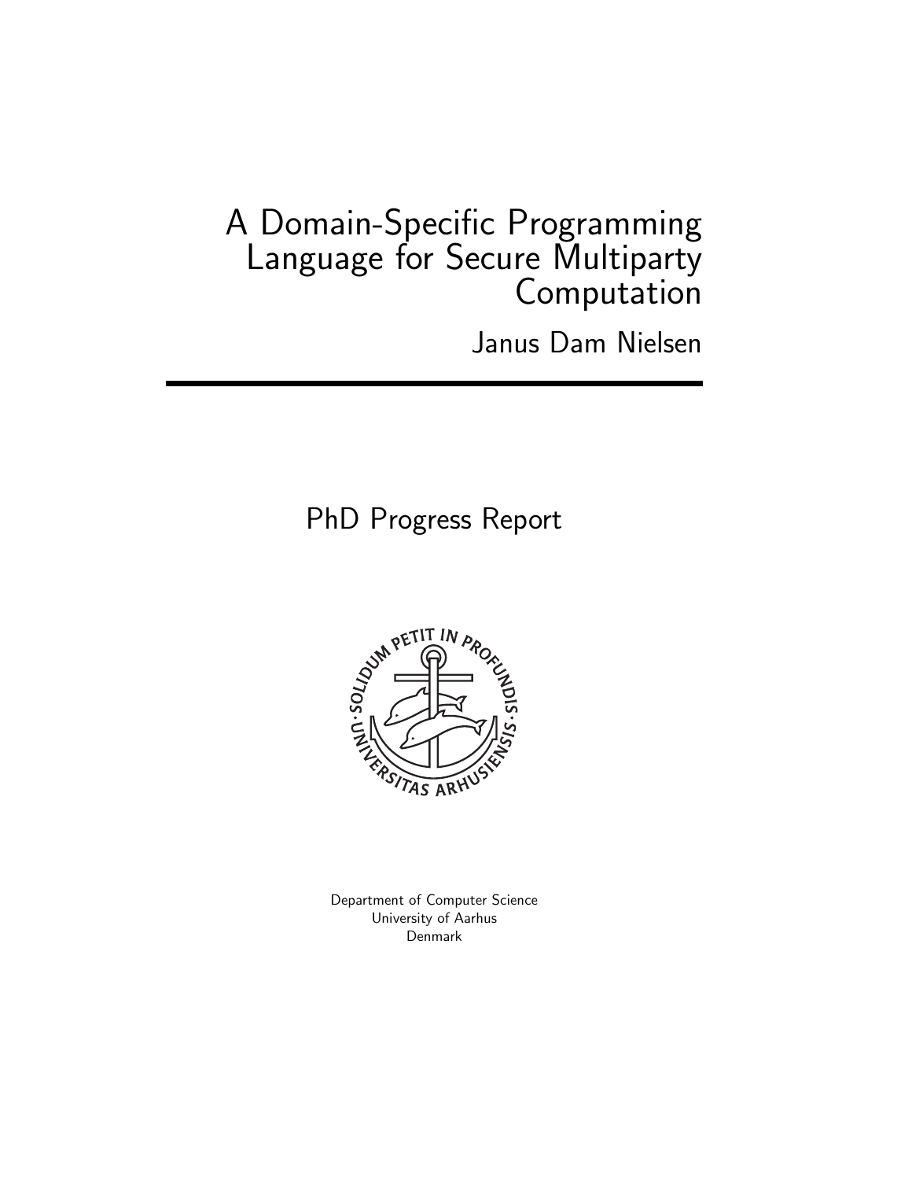# A Domain-Specific Programming Language for Secure Multiparty Computation

Janus Dam Nielsen

## PhD Progress Report

Department of Computer Science
University of Aarhus
Denmark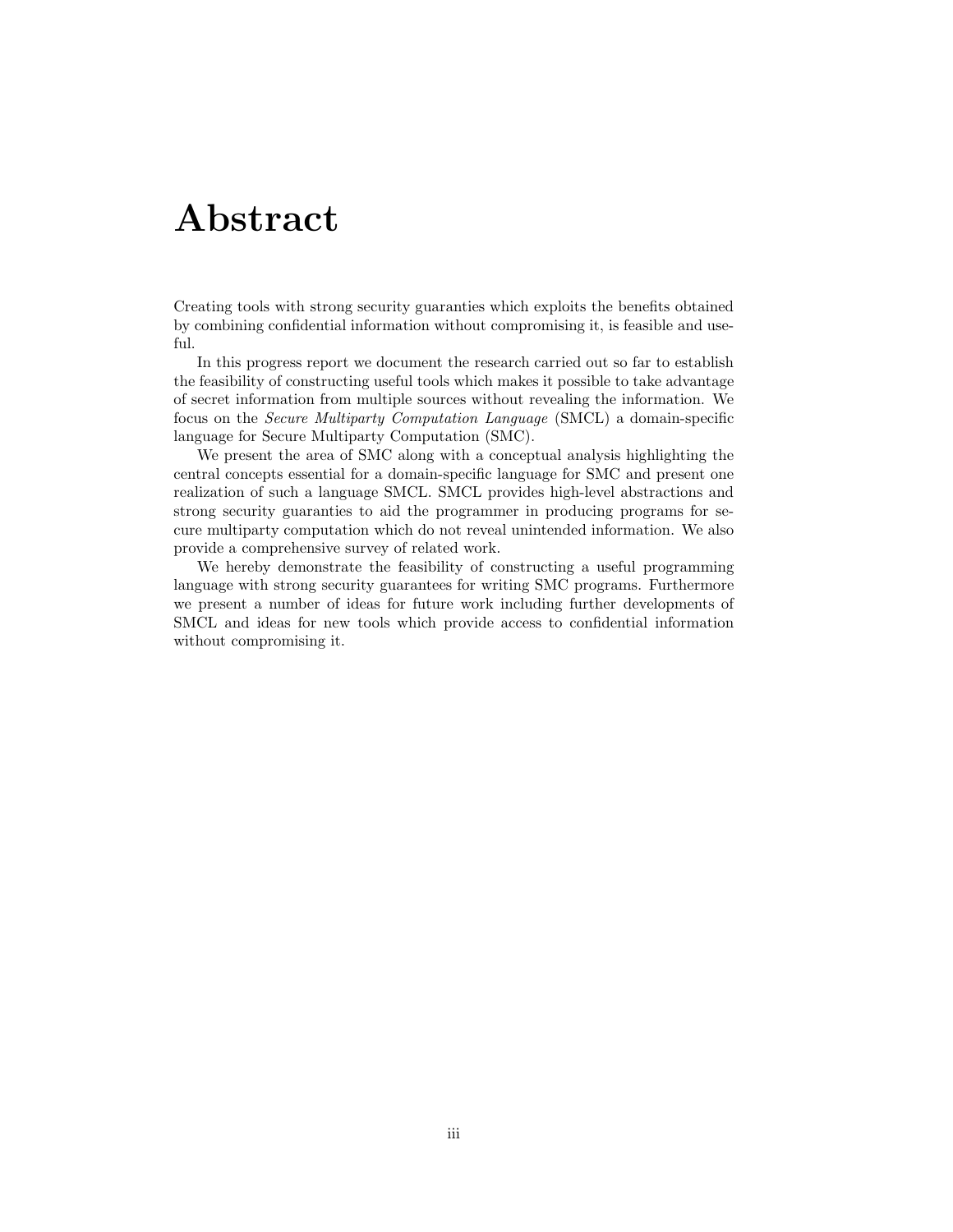# Abstract

Creating tools with strong security guaranties which exploits the benefits obtained by combining confidential information without compromising it, is feasible and useful.

In this progress report we document the research carried out so far to establish the feasibility of constructing useful tools which makes it possible to take advantage of secret information from multiple sources without revealing the information. We focus on the *Secure Multiparty Computation Language* (SMCL) a domain-specific language for Secure Multiparty Computation (SMC).

We present the area of SMC along with a conceptual analysis highlighting the central concepts essential for a domain-specific language for SMC and present one realization of such a language SMCL. SMCL provides high-level abstractions and strong security guaranties to aid the programmer in producing programs for secure multiparty computation which do not reveal unintended information. We also provide a comprehensive survey of related work.

We hereby demonstrate the feasibility of constructing a useful programming language with strong security guarantees for writing SMC programs. Furthermore we present a number of ideas for future work including further developments of SMCL and ideas for new tools which provide access to confidential information without compromising it.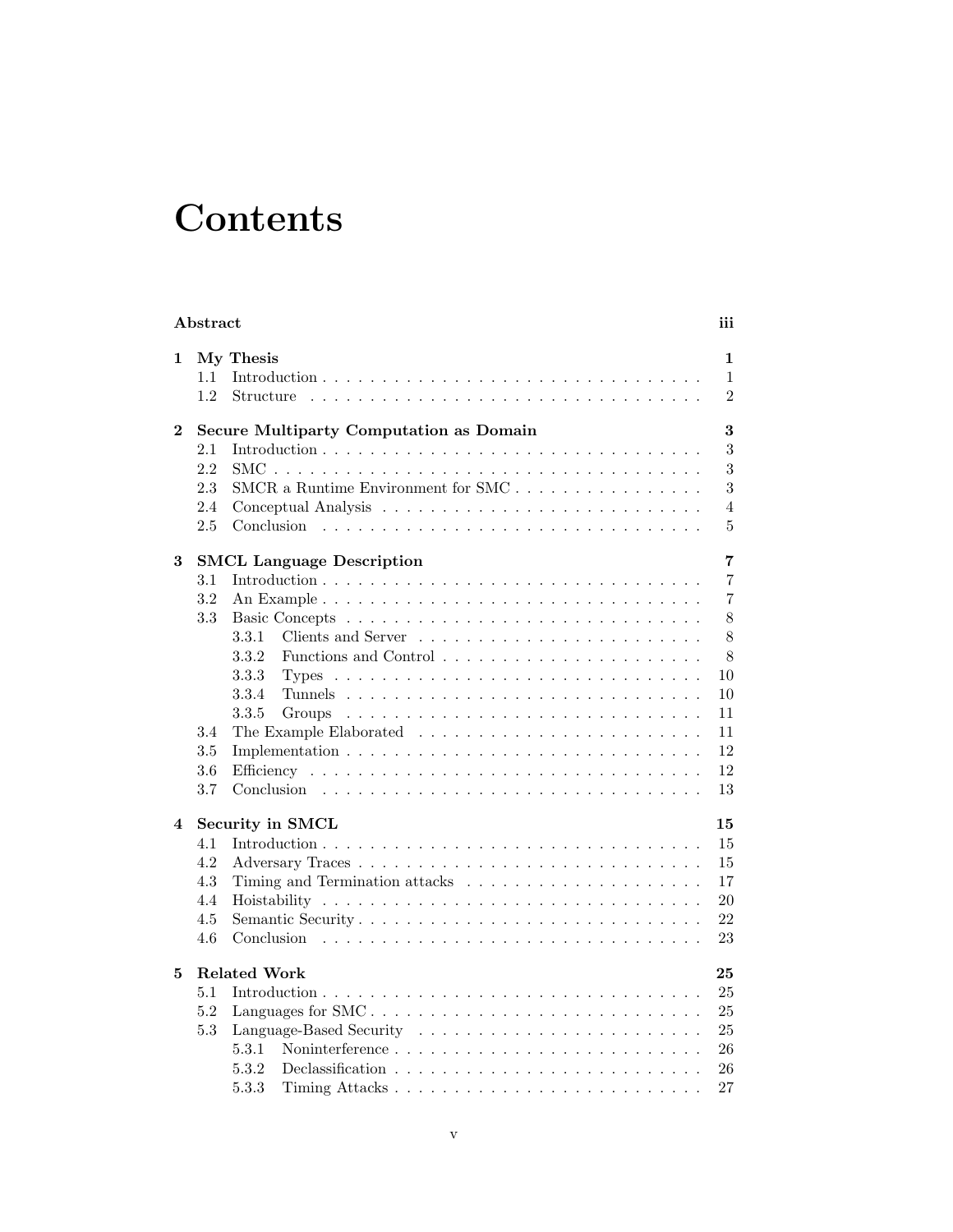# Contents

**Abstract** **iii**

**1 My Thesis** **1**

- 1.1 Introduction . . . 1
- 1.2 Structure . . . 2

**2 Secure Multiparty Computation as Domain** **3**

- 2.1 Introduction . . . 3
- 2.2 SMC . . . 3
- 2.3 SMCR a Runtime Environment for SMC . . . 3
- 2.4 Conceptual Analysis . . . 4
- 2.5 Conclusion . . . 5

**3 SMCL Language Description** **7**

- 3.1 Introduction . . . 7
- 3.2 An Example . . . 7
- 3.3 Basic Concepts . . . 8
  - 3.3.1 Clients and Server . . . 8
  - 3.3.2 Functions and Control . . . 8
  - 3.3.3 Types . . . 10
  - 3.3.4 Tunnels . . . 10
  - 3.3.5 Groups . . . 11
- 3.4 The Example Elaborated . . . 11
- 3.5 Implementation . . . 12
- 3.6 Efficiency . . . 12
- 3.7 Conclusion . . . 13

**4 Security in SMCL** **15**

- 4.1 Introduction . . . 15
- 4.2 Adversary Traces . . . 15
- 4.3 Timing and Termination attacks . . . 17
- 4.4 Hoistability . . . 20
- 4.5 Semantic Security . . . 22
- 4.6 Conclusion . . . 23

**5 Related Work** **25**

- 5.1 Introduction . . . 25
- 5.2 Languages for SMC . . . 25
- 5.3 Language-Based Security . . . 25
  - 5.3.1 Noninterference . . . 26
  - 5.3.2 Declassification . . . 26
  - 5.3.3 Timing Attacks . . . 27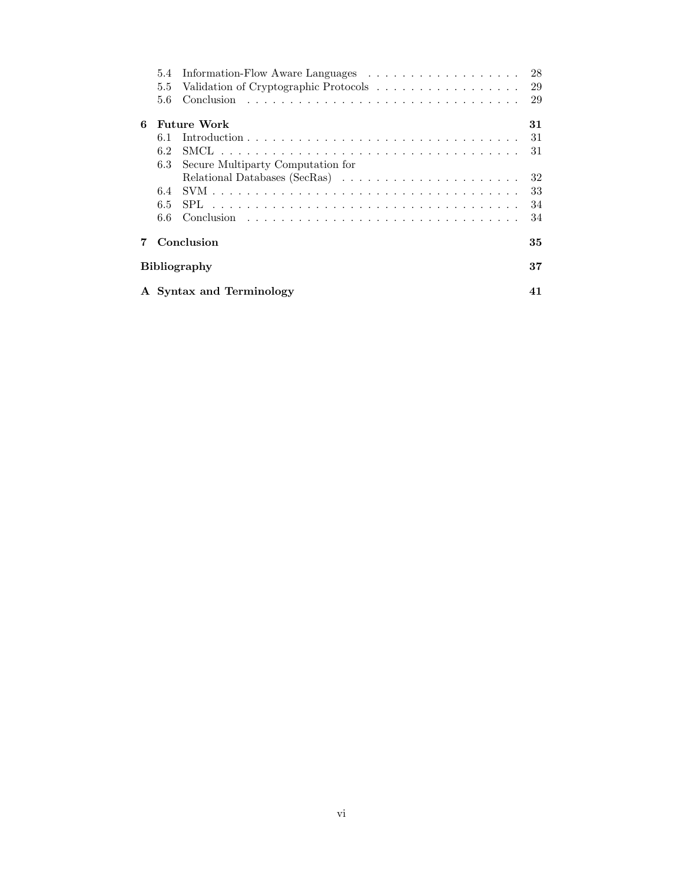5.4 Information-Flow Aware Languages . . . . . . . . . . . . . . . . . . . 28
5.5 Validation of Cryptographic Protocols . . . . . . . . . . . . . . . . . 29
5.6 Conclusion . . . . . . . . . . . . . . . . . . . . . . . . . . . . . . . . 29

**6 Future Work** **31**
6.1 Introduction . . . . . . . . . . . . . . . . . . . . . . . . . . . . . . . 31
6.2 SMCL . . . . . . . . . . . . . . . . . . . . . . . . . . . . . . . . . . 31
6.3 Secure Multiparty Computation for Relational Databases (SecRas) . . . . . . . . . . . . . . . . . . . . . 32
6.4 SVM . . . . . . . . . . . . . . . . . . . . . . . . . . . . . . . . . . . 33
6.5 SPL . . . . . . . . . . . . . . . . . . . . . . . . . . . . . . . . . . . 34
6.6 Conclusion . . . . . . . . . . . . . . . . . . . . . . . . . . . . . . . . 34

**7 Conclusion** **35**

**Bibliography** **37**

**A Syntax and Terminology** **41**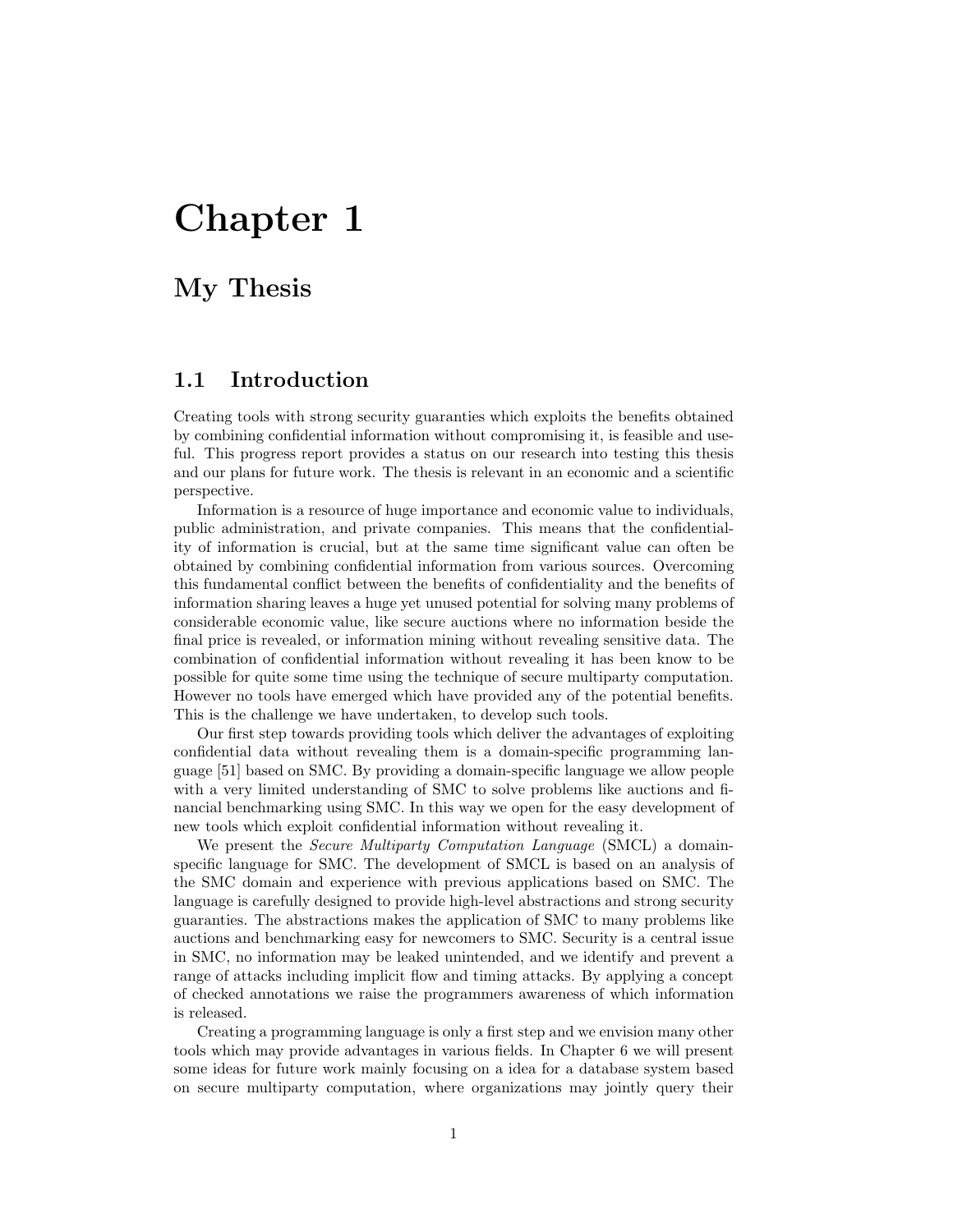# Chapter 1

# My Thesis

## 1.1 Introduction

Creating tools with strong security guaranties which exploits the benefits obtained by combining confidential information without compromising it, is feasible and useful. This progress report provides a status on our research into testing this thesis and our plans for future work. The thesis is relevant in an economic and a scientific perspective.

Information is a resource of huge importance and economic value to individuals, public administration, and private companies. This means that the confidentiality of information is crucial, but at the same time significant value can often be obtained by combining confidential information from various sources. Overcoming this fundamental conflict between the benefits of confidentiality and the benefits of information sharing leaves a huge yet unused potential for solving many problems of considerable economic value, like secure auctions where no information beside the final price is revealed, or information mining without revealing sensitive data. The combination of confidential information without revealing it has been know to be possible for quite some time using the technique of secure multiparty computation. However no tools have emerged which have provided any of the potential benefits. This is the challenge we have undertaken, to develop such tools.

Our first step towards providing tools which deliver the advantages of exploiting confidential data without revealing them is a domain-specific programming language [51] based on SMC. By providing a domain-specific language we allow people with a very limited understanding of SMC to solve problems like auctions and financial benchmarking using SMC. In this way we open for the easy development of new tools which exploit confidential information without revealing it.

We present the *Secure Multiparty Computation Language* (SMCL) a domain-specific language for SMC. The development of SMCL is based on an analysis of the SMC domain and experience with previous applications based on SMC. The language is carefully designed to provide high-level abstractions and strong security guaranties. The abstractions makes the application of SMC to many problems like auctions and benchmarking easy for newcomers to SMC. Security is a central issue in SMC, no information may be leaked unintended, and we identify and prevent a range of attacks including implicit flow and timing attacks. By applying a concept of checked annotations we raise the programmers awareness of which information is released.

Creating a programming language is only a first step and we envision many other tools which may provide advantages in various fields. In Chapter 6 we will present some ideas for future work mainly focusing on a idea for a database system based on secure multiparty computation, where organizations may jointly query their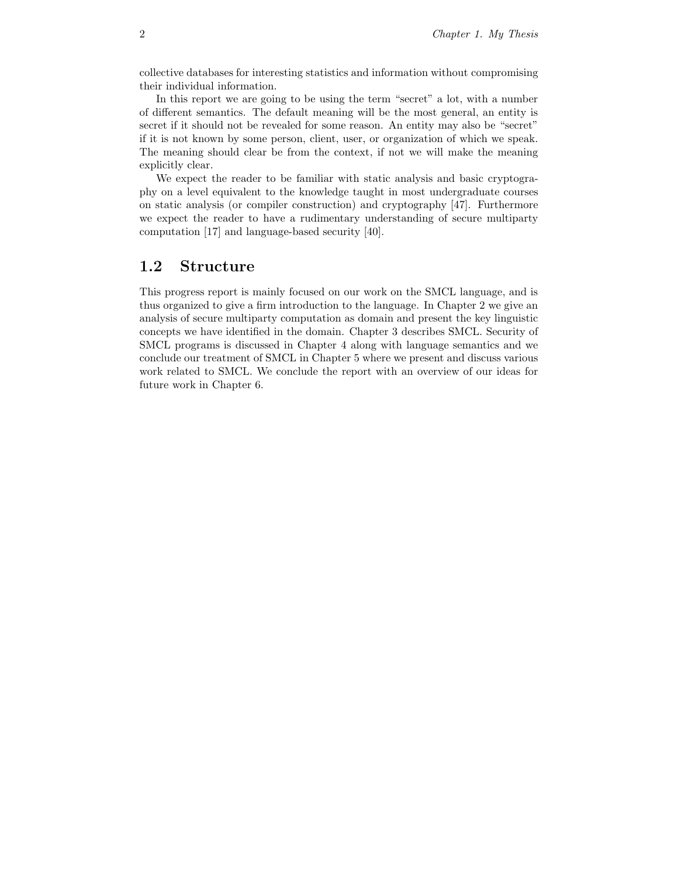collective databases for interesting statistics and information without compromising their individual information.

In this report we are going to be using the term "secret" a lot, with a number of different semantics. The default meaning will be the most general, an entity is secret if it should not be revealed for some reason. An entity may also be "secret" if it is not known by some person, client, user, or organization of which we speak. The meaning should clear be from the context, if not we will make the meaning explicitly clear.

We expect the reader to be familiar with static analysis and basic cryptography on a level equivalent to the knowledge taught in most undergraduate courses on static analysis (or compiler construction) and cryptography [47]. Furthermore we expect the reader to have a rudimentary understanding of secure multiparty computation [17] and language-based security [40].

## 1.2 Structure

This progress report is mainly focused on our work on the SMCL language, and is thus organized to give a firm introduction to the language. In Chapter 2 we give an analysis of secure multiparty computation as domain and present the key linguistic concepts we have identified in the domain. Chapter 3 describes SMCL. Security of SMCL programs is discussed in Chapter 4 along with language semantics and we conclude our treatment of SMCL in Chapter 5 where we present and discuss various work related to SMCL. We conclude the report with an overview of our ideas for future work in Chapter 6.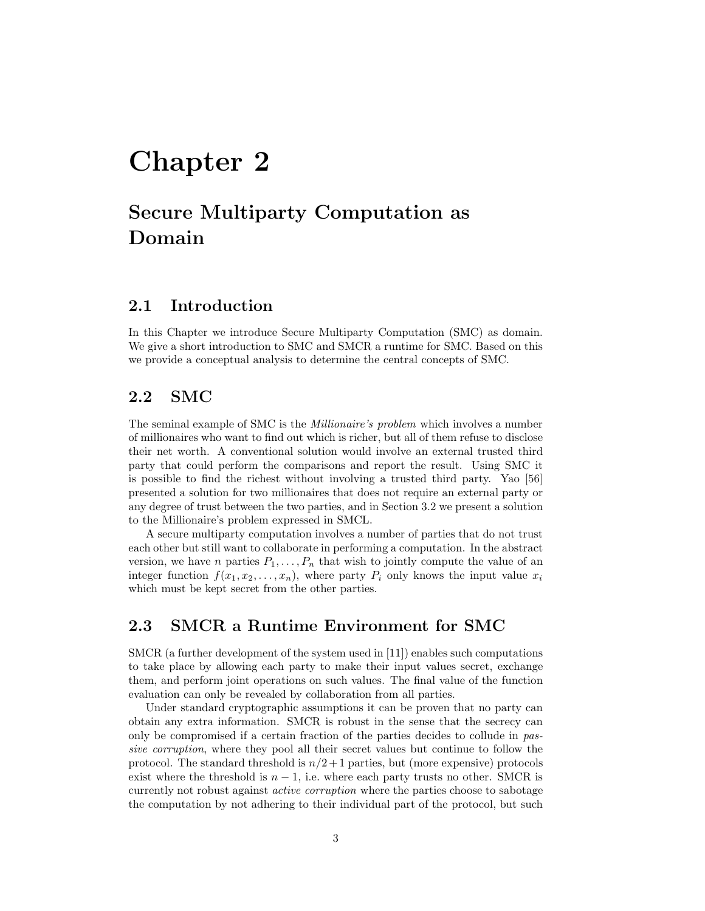# Chapter 2

## Secure Multiparty Computation as Domain

### 2.1 Introduction

In this Chapter we introduce Secure Multiparty Computation (SMC) as domain. We give a short introduction to SMC and SMCR a runtime for SMC. Based on this we provide a conceptual analysis to determine the central concepts of SMC.

### 2.2 SMC

The seminal example of SMC is the *Millionaire's problem* which involves a number of millionaires who want to find out which is richer, but all of them refuse to disclose their net worth. A conventional solution would involve an external trusted third party that could perform the comparisons and report the result. Using SMC it is possible to find the richest without involving a trusted third party. Yao [56] presented a solution for two millionaires that does not require an external party or any degree of trust between the two parties, and in Section 3.2 we present a solution to the Millionaire's problem expressed in SMCL.

A secure multiparty computation involves a number of parties that do not trust each other but still want to collaborate in performing a computation. In the abstract version, we have $n$ parties $P_1, \ldots, P_n$ that wish to jointly compute the value of an integer function $f(x_1, x_2, \ldots, x_n)$, where party $P_i$ only knows the input value $x_i$ which must be kept secret from the other parties.

### 2.3 SMCR a Runtime Environment for SMC

SMCR (a further development of the system used in [11]) enables such computations to take place by allowing each party to make their input values secret, exchange them, and perform joint operations on such values. The final value of the function evaluation can only be revealed by collaboration from all parties.

Under standard cryptographic assumptions it can be proven that no party can obtain any extra information. SMCR is robust in the sense that the secrecy can only be compromised if a certain fraction of the parties decides to collude in *passive corruption*, where they pool all their secret values but continue to follow the protocol. The standard threshold is $n/2 + 1$ parties, but (more expensive) protocols exist where the threshold is $n - 1$, i.e. where each party trusts no other. SMCR is currently not robust against *active corruption* where the parties choose to sabotage the computation by not adhering to their individual part of the protocol, but such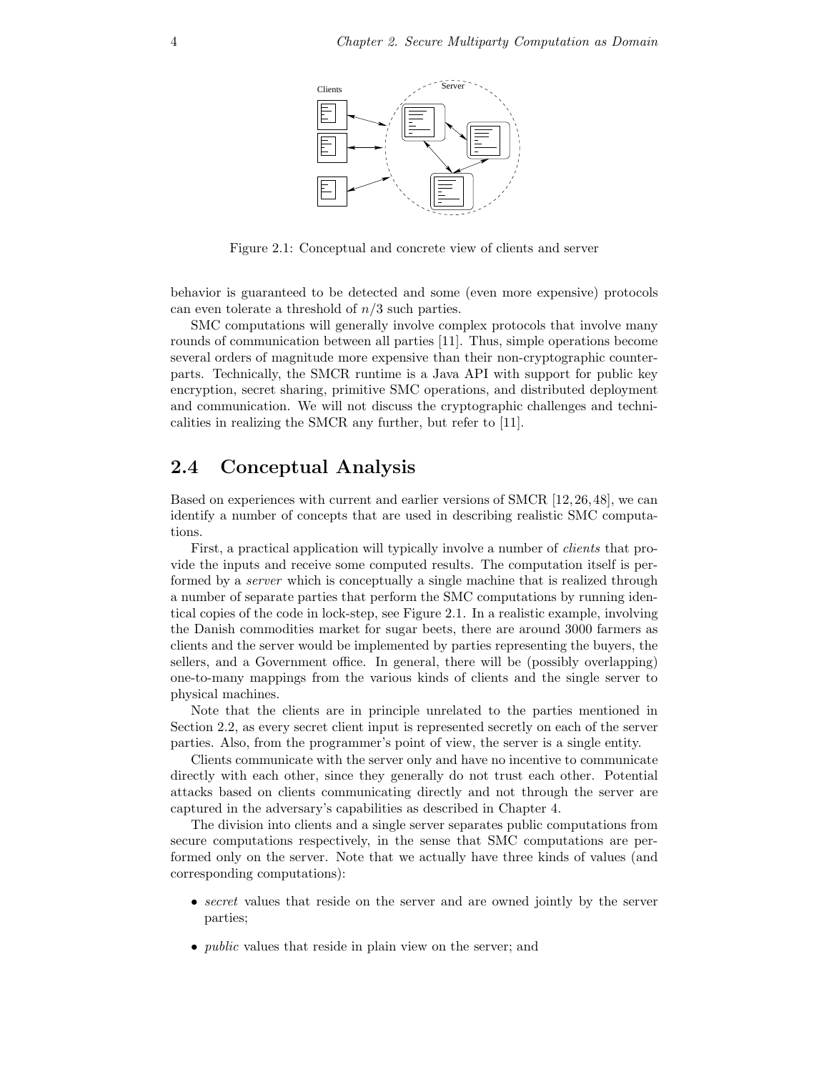Figure 2.1: Conceptual and concrete view of clients and server

behavior is guaranteed to be detected and some (even more expensive) protocols can even tolerate a threshold of $n/3$ such parties.

SMC computations will generally involve complex protocols that involve many rounds of communication between all parties [11]. Thus, simple operations become several orders of magnitude more expensive than their non-cryptographic counterparts. Technically, the SMCR runtime is a Java API with support for public key encryption, secret sharing, primitive SMC operations, and distributed deployment and communication. We will not discuss the cryptographic challenges and technicalities in realizing the SMCR any further, but refer to [11].

## 2.4 Conceptual Analysis

Based on experiences with current and earlier versions of SMCR [12, 26, 48], we can identify a number of concepts that are used in describing realistic SMC computations.

First, a practical application will typically involve a number of *clients* that provide the inputs and receive some computed results. The computation itself is performed by a *server* which is conceptually a single machine that is realized through a number of separate parties that perform the SMC computations by running identical copies of the code in lock-step, see Figure 2.1. In a realistic example, involving the Danish commodities market for sugar beets, there are around 3000 farmers as clients and the server would be implemented by parties representing the buyers, the sellers, and a Government office. In general, there will be (possibly overlapping) one-to-many mappings from the various kinds of clients and the single server to physical machines.

Note that the clients are in principle unrelated to the parties mentioned in Section 2.2, as every secret client input is represented secretly on each of the server parties. Also, from the programmer's point of view, the server is a single entity.

Clients communicate with the server only and have no incentive to communicate directly with each other, since they generally do not trust each other. Potential attacks based on clients communicating directly and not through the server are captured in the adversary's capabilities as described in Chapter 4.

The division into clients and a single server separates public computations from secure computations respectively, in the sense that SMC computations are performed only on the server. Note that we actually have three kinds of values (and corresponding computations):

- *secret* values that reside on the server and are owned jointly by the server parties;
- *public* values that reside in plain view on the server; and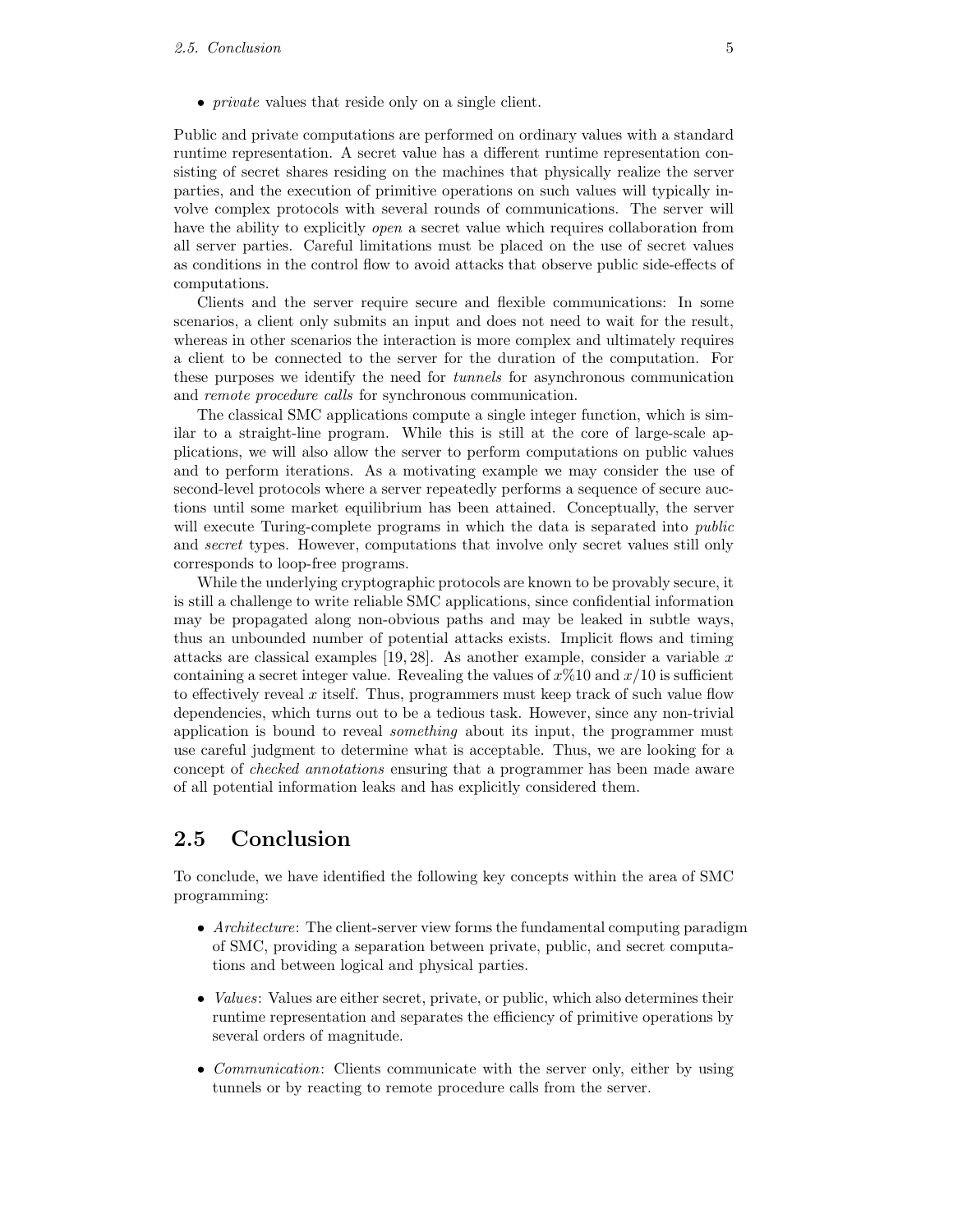- *private* values that reside only on a single client.

Public and private computations are performed on ordinary values with a standard runtime representation. A secret value has a different runtime representation consisting of secret shares residing on the machines that physically realize the server parties, and the execution of primitive operations on such values will typically involve complex protocols with several rounds of communications. The server will have the ability to explicitly *open* a secret value which requires collaboration from all server parties. Careful limitations must be placed on the use of secret values as conditions in the control flow to avoid attacks that observe public side-effects of computations.

Clients and the server require secure and flexible communications: In some scenarios, a client only submits an input and does not need to wait for the result, whereas in other scenarios the interaction is more complex and ultimately requires a client to be connected to the server for the duration of the computation. For these purposes we identify the need for *tunnels* for asynchronous communication and *remote procedure calls* for synchronous communication.

The classical SMC applications compute a single integer function, which is similar to a straight-line program. While this is still at the core of large-scale applications, we will also allow the server to perform computations on public values and to perform iterations. As a motivating example we may consider the use of second-level protocols where a server repeatedly performs a sequence of secure auctions until some market equilibrium has been attained. Conceptually, the server will execute Turing-complete programs in which the data is separated into *public* and *secret* types. However, computations that involve only secret values still only corresponds to loop-free programs.

While the underlying cryptographic protocols are known to be provably secure, it is still a challenge to write reliable SMC applications, since confidential information may be propagated along non-obvious paths and may be leaked in subtle ways, thus an unbounded number of potential attacks exists. Implicit flows and timing attacks are classical examples [19, 28]. As another example, consider a variable $x$ containing a secret integer value. Revealing the values of $x\%10$ and $x/10$ is sufficient to effectively reveal $x$ itself. Thus, programmers must keep track of such value flow dependencies, which turns out to be a tedious task. However, since any non-trivial application is bound to reveal *something* about its input, the programmer must use careful judgment to determine what is acceptable. Thus, we are looking for a concept of *checked annotations* ensuring that a programmer has been made aware of all potential information leaks and has explicitly considered them.

## 2.5 Conclusion

To conclude, we have identified the following key concepts within the area of SMC programming:

- *Architecture*: The client-server view forms the fundamental computing paradigm of SMC, providing a separation between private, public, and secret computations and between logical and physical parties.
- *Values*: Values are either secret, private, or public, which also determines their runtime representation and separates the efficiency of primitive operations by several orders of magnitude.
- *Communication*: Clients communicate with the server only, either by using tunnels or by reacting to remote procedure calls from the server.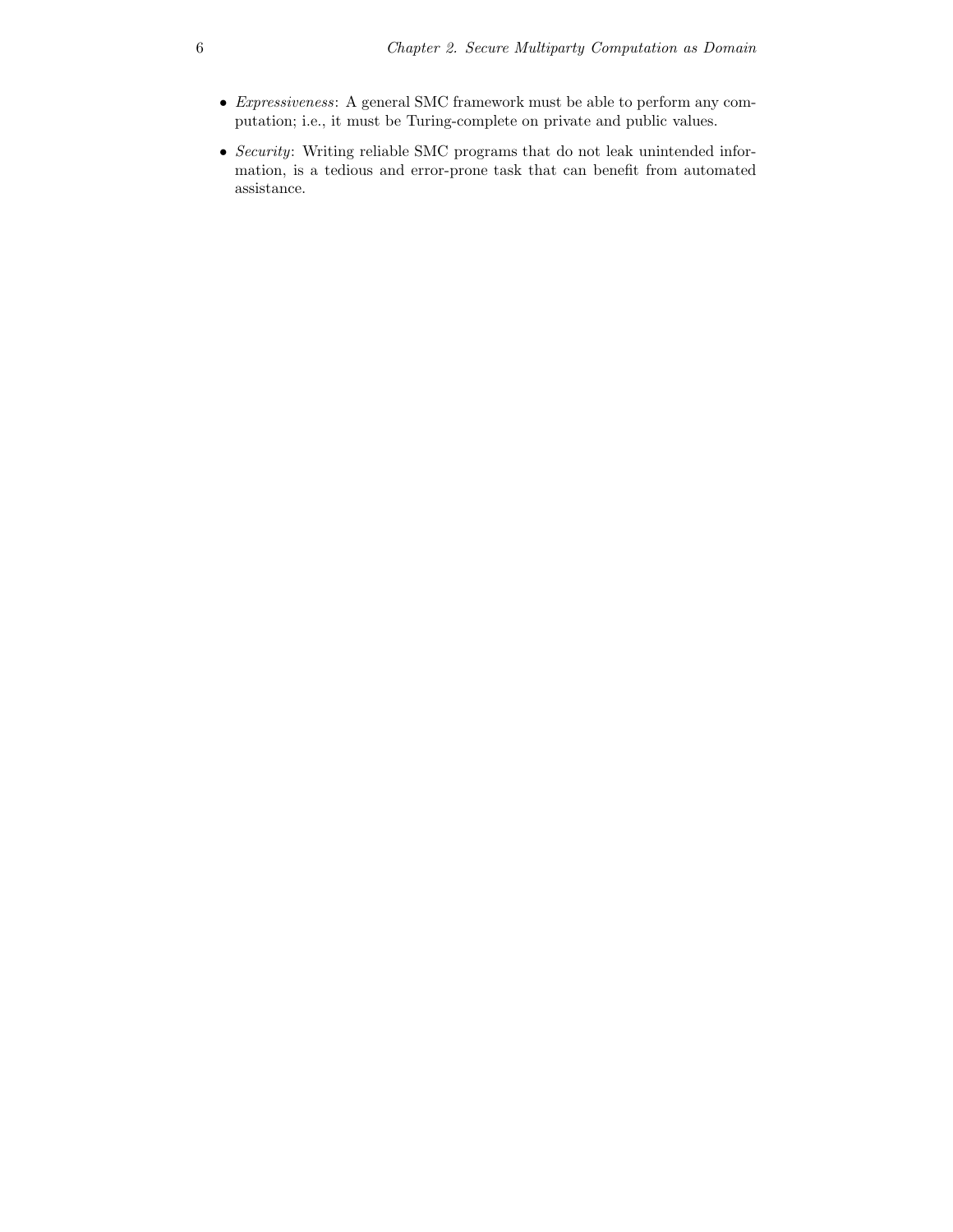- *Expressiveness*: A general SMC framework must be able to perform any computation; i.e., it must be Turing-complete on private and public values.
- *Security*: Writing reliable SMC programs that do not leak unintended information, is a tedious and error-prone task that can benefit from automated assistance.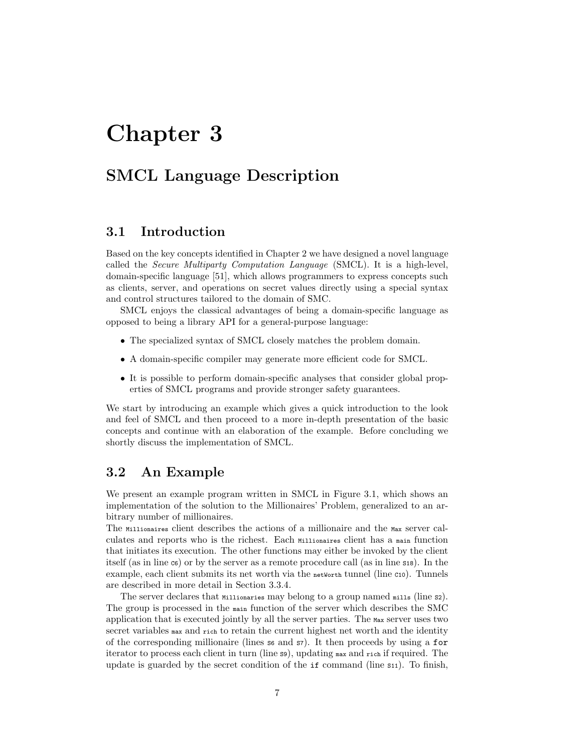# Chapter 3

## SMCL Language Description

### 3.1 Introduction

Based on the key concepts identified in Chapter 2 we have designed a novel language called the *Secure Multiparty Computation Language* (SMCL). It is a high-level, domain-specific language [51], which allows programmers to express concepts such as clients, server, and operations on secret values directly using a special syntax and control structures tailored to the domain of SMC.

SMCL enjoys the classical advantages of being a domain-specific language as opposed to being a library API for a general-purpose language:

- The specialized syntax of SMCL closely matches the problem domain.
- A domain-specific compiler may generate more efficient code for SMCL.
- It is possible to perform domain-specific analyses that consider global properties of SMCL programs and provide stronger safety guarantees.

We start by introducing an example which gives a quick introduction to the look and feel of SMCL and then proceed to a more in-depth presentation of the basic concepts and continue with an elaboration of the example. Before concluding we shortly discuss the implementation of SMCL.

### 3.2 An Example

We present an example program written in SMCL in Figure 3.1, which shows an implementation of the solution to the Millionaires' Problem, generalized to an arbitrary number of millionaires.
The `Millionaires` client describes the actions of a millionaire and the `Max` server calculates and reports who is the richest. Each `Millionaires` client has a `main` function that initiates its execution. The other functions may either be invoked by the client itself (as in line `C6`) or by the server as a remote procedure call (as in line `S18`). In the example, each client submits its net worth via the `netWorth` tunnel (line `C10`). Tunnels are described in more detail in Section 3.3.4.

The server declares that `Millionaries` may belong to a group named `mills` (line `S2`). The group is processed in the `main` function of the server which describes the SMC application that is executed jointly by all the server parties. The `Max` server uses two secret variables `max` and `rich` to retain the current highest net worth and the identity of the corresponding millionaire (lines `S6` and `S7`). It then proceeds by using a `for` iterator to process each client in turn (line `S9`), updating `max` and `rich` if required. The update is guarded by the secret condition of the `if` command (line `S11`). To finish,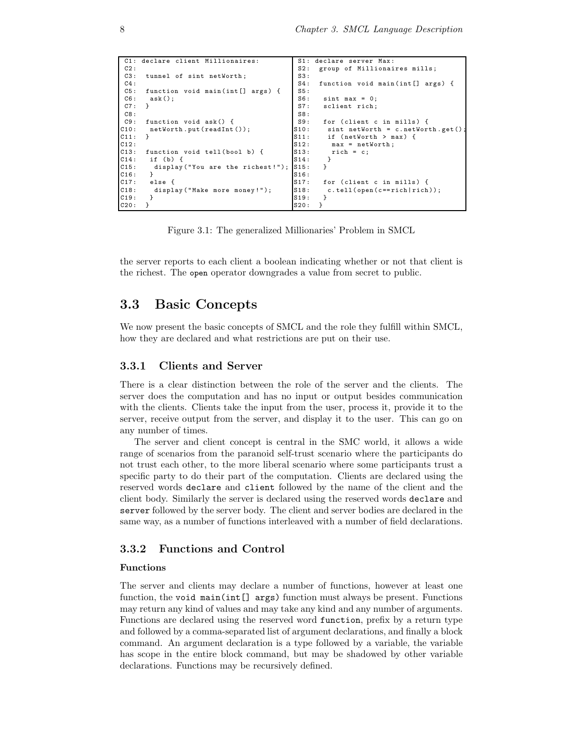```
C1: declare client Millionaires:
C2:
C3:  tunnel of sint netWorth;
C4:
C5:  function void main(int[] args) {
C6:   ask();
C7:  }
C8:
C9:  function void ask() {
C10:   netWorth.put(readInt());
C11:  }
C12:
C13:  function void tell(bool b) {
C14:   if (b) {
C15:    display("You are the richest!");
C16:   }
C17:   else {
C18:    display("Make more money!");
C19:   }
C20:  }
```

```
S1: declare server Max:
S2:  group of Millionaires mills;
S3:
S4:  function void main(int[] args) {
S5:
S6:   sint max = 0;
S7:   sclient rich;
S8:
S9:   for (client c in mills) {
S10:    sint netWorth = c.netWorth.get();
S11:    if (netWorth > max) {
S12:     max = netWorth;
S13:     rich = c;
S14:    }
S15:   }
S16:
S17:   for (client c in mills) {
S18:    c.tell(open(c==rich|rich));
S19:   }
S20:  }
```

Figure 3.1: The generalized Millionaries' Problem in SMCL

the server reports to each client a boolean indicating whether or not that client is the richest. The `open` operator downgrades a value from secret to public.

## 3.3 Basic Concepts

We now present the basic concepts of SMCL and the role they fulfill within SMCL, how they are declared and what restrictions are put on their use.

### 3.3.1 Clients and Server

There is a clear distinction between the role of the server and the clients. The server does the computation and has no input or output besides communication with the clients. Clients take the input from the user, process it, provide it to the server, receive output from the server, and display it to the user. This can go on any number of times.

The server and client concept is central in the SMC world, it allows a wide range of scenarios from the paranoid self-trust scenario where the participants do not trust each other, to the more liberal scenario where some participants trust a specific party to do their part of the computation. Clients are declared using the reserved words `declare` and `client` followed by the name of the client and the client body. Similarly the server is declared using the reserved words `declare` and `server` followed by the server body. The client and server bodies are declared in the same way, as a number of functions interleaved with a number of field declarations.

### 3.3.2 Functions and Control

#### Functions

The server and clients may declare a number of functions, however at least one function, the `void main(int[] args)` function must always be present. Functions may return any kind of values and may take any kind and any number of arguments. Functions are declared using the reserved word `function`, prefix by a return type and followed by a comma-separated list of argument declarations, and finally a block command. An argument declaration is a type followed by a variable, the variable has scope in the entire block command, but may be shadowed by other variable declarations. Functions may be recursively defined.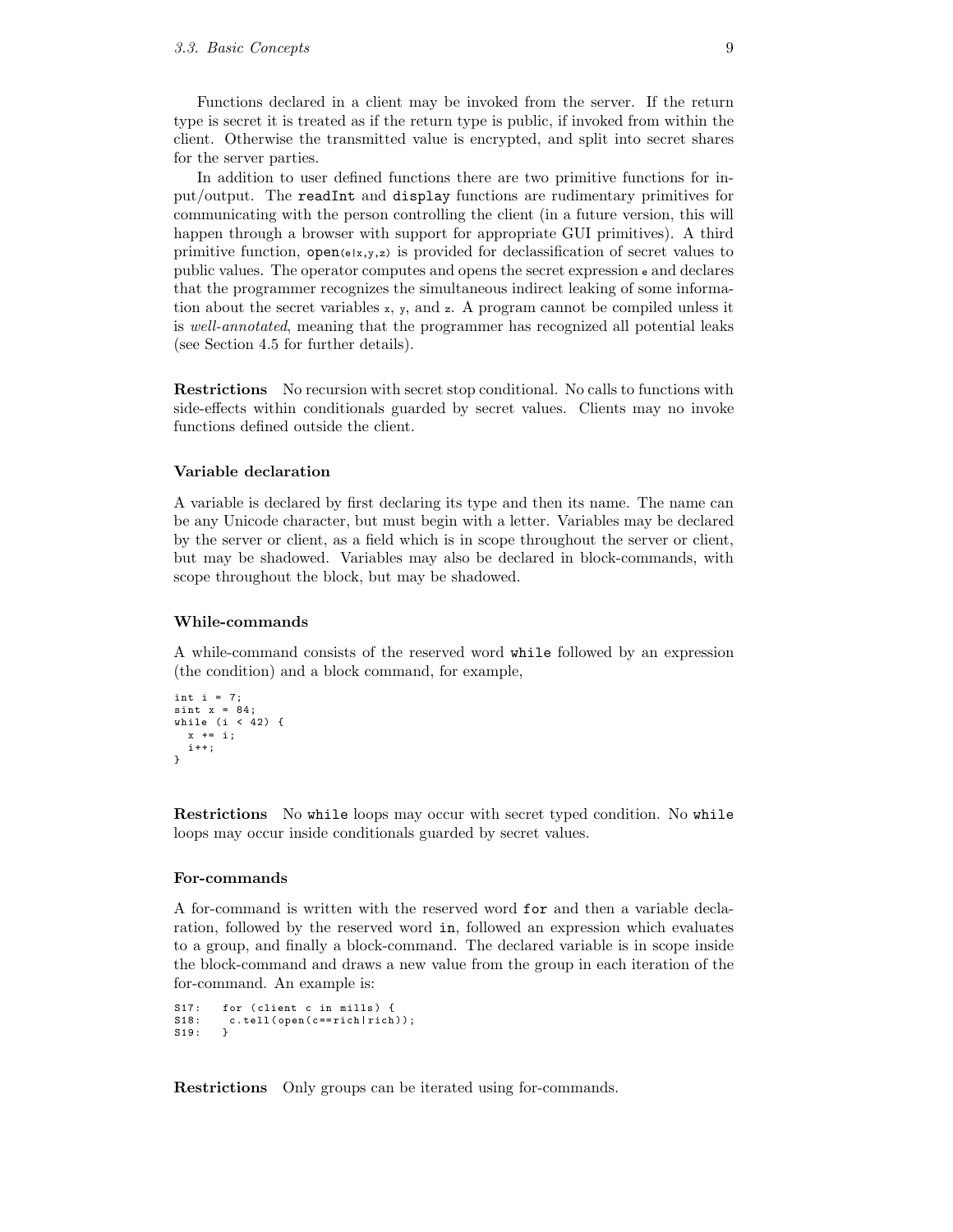Functions declared in a client may be invoked from the server. If the return type is secret it is treated as if the return type is public, if invoked from within the client. Otherwise the transmitted value is encrypted, and split into secret shares for the server parties.

In addition to user defined functions there are two primitive functions for input/output. The `readInt` and `display` functions are rudimentary primitives for communicating with the person controlling the client (in a future version, this will happen through a browser with support for appropriate GUI primitives). A third primitive function, `open(e|x,y,z)` is provided for declassification of secret values to public values. The operator computes and opens the secret expression `e` and declares that the programmer recognizes the simultaneous indirect leaking of some information about the secret variables `x`, `y`, and `z`. A program cannot be compiled unless it is *well-annotated*, meaning that the programmer has recognized all potential leaks (see Section 4.5 for further details).

**Restrictions** No recursion with secret stop conditional. No calls to functions with side-effects within conditionals guarded by secret values. Clients may no invoke functions defined outside the client.

### Variable declaration

A variable is declared by first declaring its type and then its name. The name can be any Unicode character, but must begin with a letter. Variables may be declared by the server or client, as a field which is in scope throughout the server or client, but may be shadowed. Variables may also be declared in block-commands, with scope throughout the block, but may be shadowed.

### While-commands

A while-command consists of the reserved word `while` followed by an expression (the condition) and a block command, for example,

```
int i = 7;
sint x = 84;
while (i < 42) {
  x += i;
  i++;
}
```

**Restrictions** No `while` loops may occur with secret typed condition. No `while` loops may occur inside conditionals guarded by secret values.

### For-commands

A for-command is written with the reserved word `for` and then a variable declaration, followed by the reserved word `in`, followed an expression which evaluates to a group, and finally a block-command. The declared variable is in scope inside the block-command and draws a new value from the group in each iteration of the for-command. An example is:

```
S17:   for (client c in mills) {
S18:    c.tell(open(c==rich|rich));
S19:   }
```

**Restrictions** Only groups can be iterated using for-commands.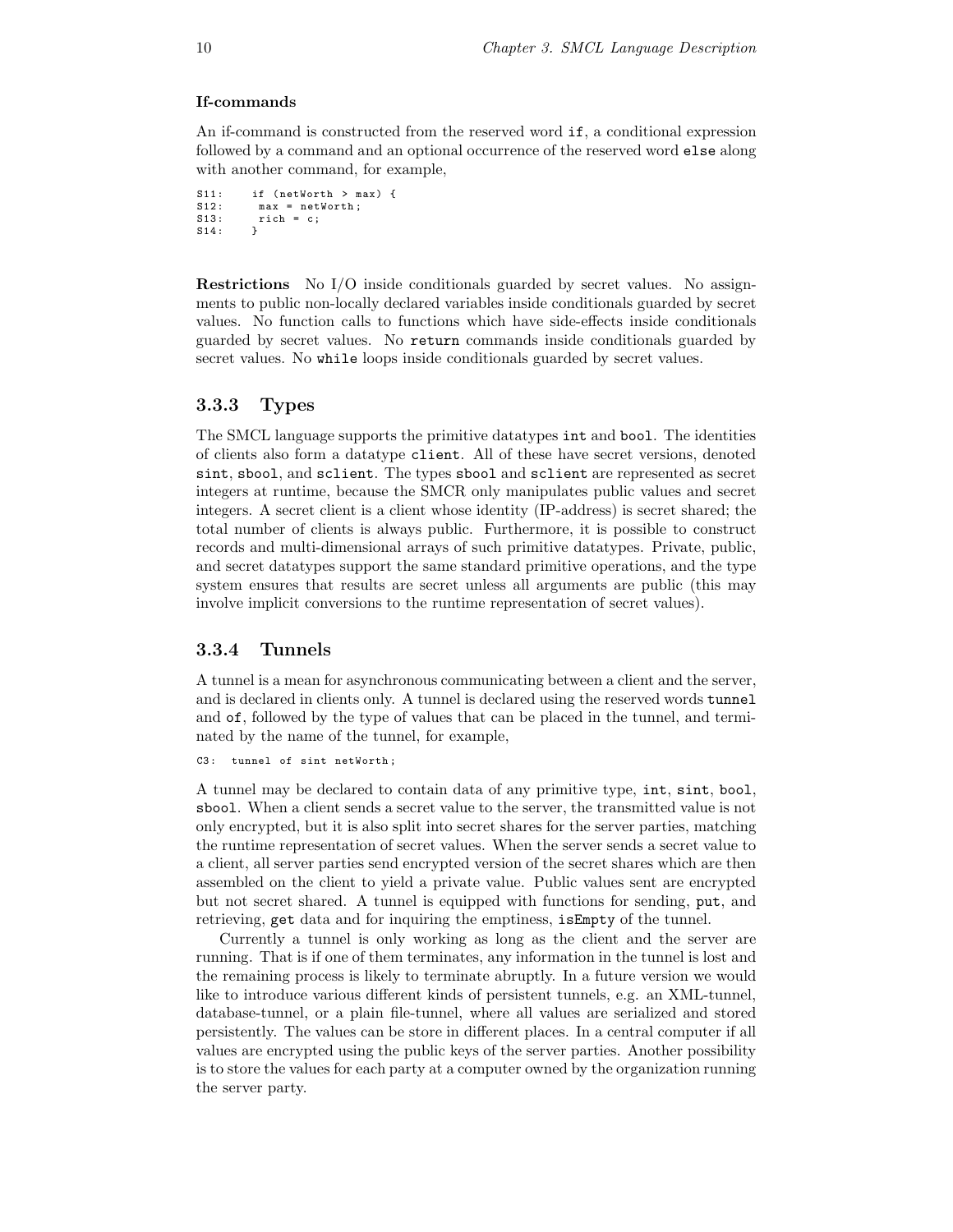#### If-commands

An if-command is constructed from the reserved word `if`, a conditional expression followed by a command and an optional occurrence of the reserved word `else` along with another command, for example,

```
S11:    if (netWorth > max) {
S12:      max = netWorth;
S13:      rich = c;
S14:    }
```

**Restrictions** No I/O inside conditionals guarded by secret values. No assignments to public non-locally declared variables inside conditionals guarded by secret values. No function calls to functions which have side-effects inside conditionals guarded by secret values. No `return` commands inside conditionals guarded by secret values. No `while` loops inside conditionals guarded by secret values.

### 3.3.3 Types

The SMCL language supports the primitive datatypes `int` and `bool`. The identities of clients also form a datatype `client`. All of these have secret versions, denoted `sint`, `sbool`, and `sclient`. The types `sbool` and `sclient` are represented as secret integers at runtime, because the SMCR only manipulates public values and secret integers. A secret client is a client whose identity (IP-address) is secret shared; the total number of clients is always public. Furthermore, it is possible to construct records and multi-dimensional arrays of such primitive datatypes. Private, public, and secret datatypes support the same standard primitive operations, and the type system ensures that results are secret unless all arguments are public (this may involve implicit conversions to the runtime representation of secret values).

### 3.3.4 Tunnels

A tunnel is a mean for asynchronous communicating between a client and the server, and is declared in clients only. A tunnel is declared using the reserved words `tunnel` and `of`, followed by the type of values that can be placed in the tunnel, and terminated by the name of the tunnel, for example,

```
C3:  tunnel of sint netWorth;
```

A tunnel may be declared to contain data of any primitive type, `int`, `sint`, `bool`, `sbool`. When a client sends a secret value to the server, the transmitted value is not only encrypted, but it is also split into secret shares for the server parties, matching the runtime representation of secret values. When the server sends a secret value to a client, all server parties send encrypted version of the secret shares which are then assembled on the client to yield a private value. Public values sent are encrypted but not secret shared. A tunnel is equipped with functions for sending, `put`, and retrieving, `get` data and for inquiring the emptiness, `isEmpty` of the tunnel.

Currently a tunnel is only working as long as the client and the server are running. That is if one of them terminates, any information in the tunnel is lost and the remaining process is likely to terminate abruptly. In a future version we would like to introduce various different kinds of persistent tunnels, e.g. an XML-tunnel, database-tunnel, or a plain file-tunnel, where all values are serialized and stored persistently. The values can be store in different places. In a central computer if all values are encrypted using the public keys of the server parties. Another possibility is to store the values for each party at a computer owned by the organization running the server party.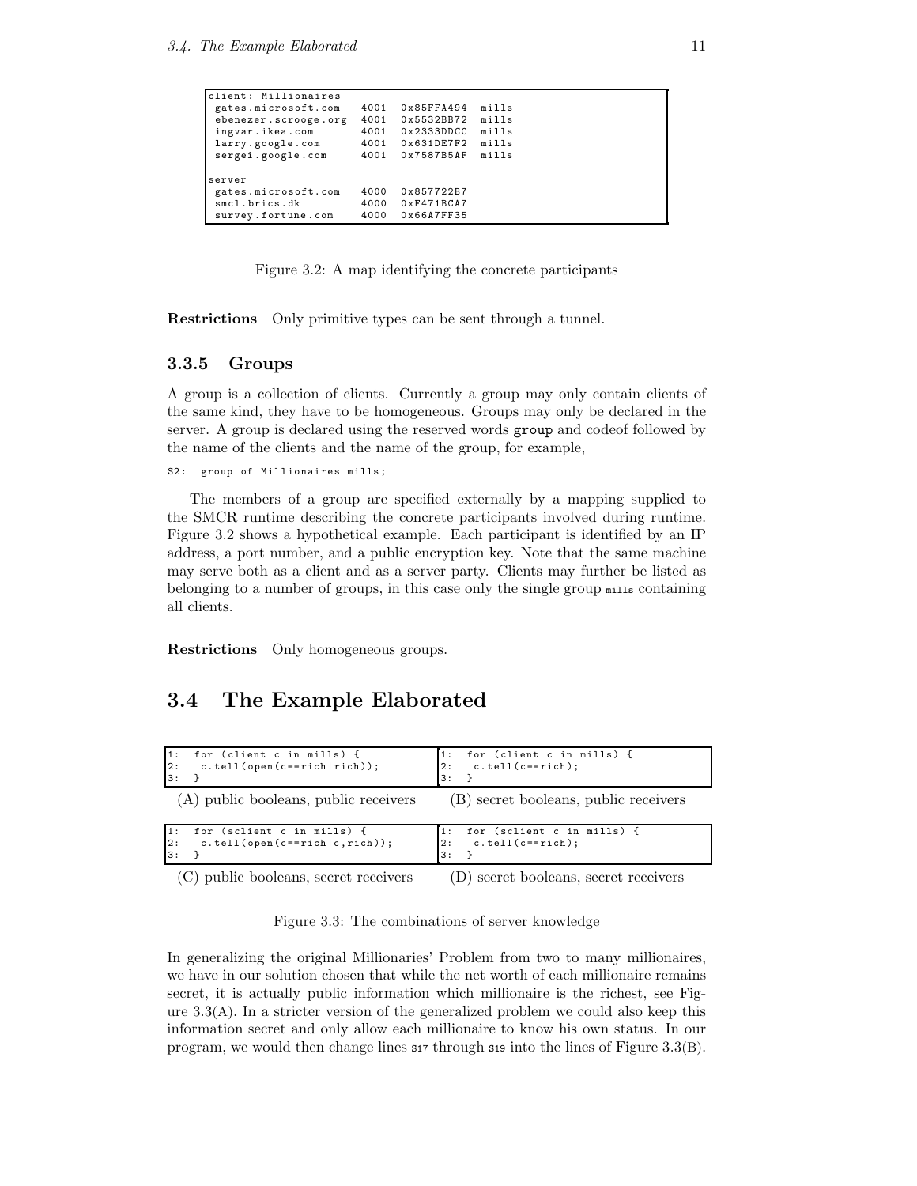```
client: Millionaires
 gates.microsoft.com    4001  0x85FFA494  mills
 ebenezer.scrooge.org   4001  0x5532BB72  mills
 ingvar.ikea.com        4001  0x2333DDCC  mills
 larry.google.com       4001  0x631DE7F2  mills
 sergei.google.com      4001  0x7587B5AF  mills

server
 gates.microsoft.com    4000  0x857722B7
 smcl.brics.dk          4000  0xF471BCA7
 survey.fortune.com     4000  0x66A7FF35
```

Figure 3.2: A map identifying the concrete participants

**Restrictions** Only primitive types can be sent through a tunnel.

### 3.3.5 Groups

A group is a collection of clients. Currently a group may only contain clients of the same kind, they have to be homogeneous. Groups may only be declared in the server. A group is declared using the reserved words group and codeof followed by the name of the clients and the name of the group, for example,

```
S2:  group of Millionaires mills;
```

The members of a group are specified externally by a mapping supplied to the SMCR runtime describing the concrete participants involved during runtime. Figure 3.2 shows a hypothetical example. Each participant is identified by an IP address, a port number, and a public encryption key. Note that the same machine may serve both as a client and as a server party. Clients may further be listed as belonging to a number of groups, in this case only the single group mills containing all clients.

**Restrictions** Only homogeneous groups.

## 3.4 The Example Elaborated

```
1:  for (client c in mills) {
2:    c.tell(open(c==rich|rich));
3:  }
```

(A) public booleans, public receivers

```
1:  for (client c in mills) {
2:    c.tell(c==rich);
3:  }
```

(B) secret booleans, public receivers

```
1:  for (sclient c in mills) {
2:    c.tell(open(c==rich|c,rich));
3:  }
```

(C) public booleans, secret receivers

```
1:  for (sclient c in mills) {
2:    c.tell(c==rich);
3:  }
```

(D) secret booleans, secret receivers

Figure 3.3: The combinations of server knowledge

In generalizing the original Millionaries' Problem from two to many millionaires, we have in our solution chosen that while the net worth of each millionaire remains secret, it is actually public information which millionaire is the richest, see Figure 3.3(A). In a stricter version of the generalized problem we could also keep this information secret and only allow each millionaire to know his own status. In our program, we would then change lines S17 through S19 into the lines of Figure 3.3(B).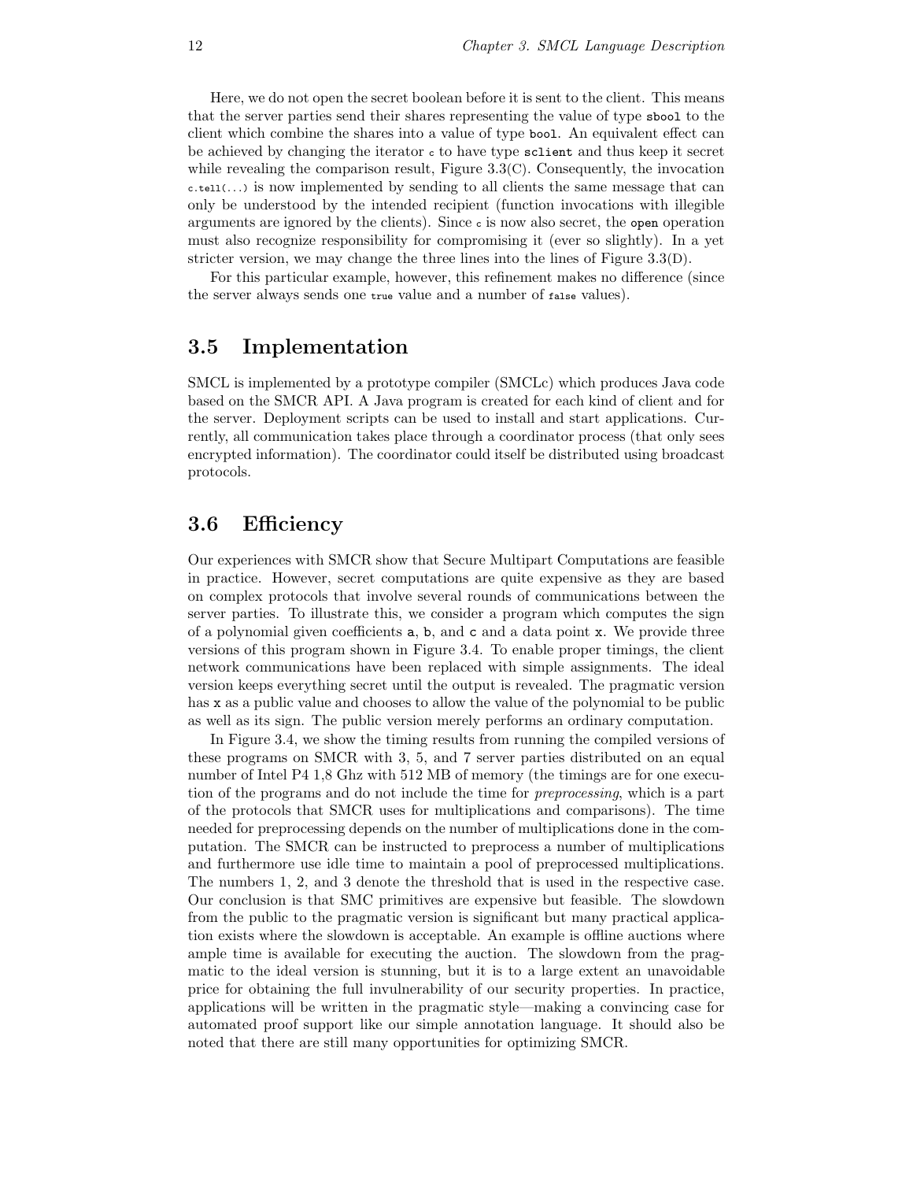Here, we do not open the secret boolean before it is sent to the client. This means that the server parties send their shares representing the value of type `sbool` to the client which combine the shares into a value of type `bool`. An equivalent effect can be achieved by changing the iterator `c` to have type `sclient` and thus keep it secret while revealing the comparison result, Figure 3.3(C). Consequently, the invocation `c.tell(...)` is now implemented by sending to all clients the same message that can only be understood by the intended recipient (function invocations with illegible arguments are ignored by the clients). Since `c` is now also secret, the `open` operation must also recognize responsibility for compromising it (ever so slightly). In a yet stricter version, we may change the three lines into the lines of Figure 3.3(D).

For this particular example, however, this refinement makes no difference (since the server always sends one `true` value and a number of `false` values).

## 3.5 Implementation

SMCL is implemented by a prototype compiler (SMCLc) which produces Java code based on the SMCR API. A Java program is created for each kind of client and for the server. Deployment scripts can be used to install and start applications. Currently, all communication takes place through a coordinator process (that only sees encrypted information). The coordinator could itself be distributed using broadcast protocols.

## 3.6 Efficiency

Our experiences with SMCR show that Secure Multipart Computations are feasible in practice. However, secret computations are quite expensive as they are based on complex protocols that involve several rounds of communications between the server parties. To illustrate this, we consider a program which computes the sign of a polynomial given coefficients `a`, `b`, and `c` and a data point `x`. We provide three versions of this program shown in Figure 3.4. To enable proper timings, the client network communications have been replaced with simple assignments. The ideal version keeps everything secret until the output is revealed. The pragmatic version has `x` as a public value and chooses to allow the value of the polynomial to be public as well as its sign. The public version merely performs an ordinary computation.

In Figure 3.4, we show the timing results from running the compiled versions of these programs on SMCR with 3, 5, and 7 server parties distributed on an equal number of Intel P4 1,8 Ghz with 512 MB of memory (the timings are for one execution of the programs and do not include the time for *preprocessing*, which is a part of the protocols that SMCR uses for multiplications and comparisons). The time needed for preprocessing depends on the number of multiplications done in the computation. The SMCR can be instructed to preprocess a number of multiplications and furthermore use idle time to maintain a pool of preprocessed multiplications. The numbers 1, 2, and 3 denote the threshold that is used in the respective case. Our conclusion is that SMC primitives are expensive but feasible. The slowdown from the public to the pragmatic version is significant but many practical application exists where the slowdown is acceptable. An example is offline auctions where ample time is available for executing the auction. The slowdown from the pragmatic to the ideal version is stunning, but it is to a large extent an unavoidable price for obtaining the full invulnerability of our security properties. In practice, applications will be written in the pragmatic style—making a convincing case for automated proof support like our simple annotation language. It should also be noted that there are still many opportunities for optimizing SMCR.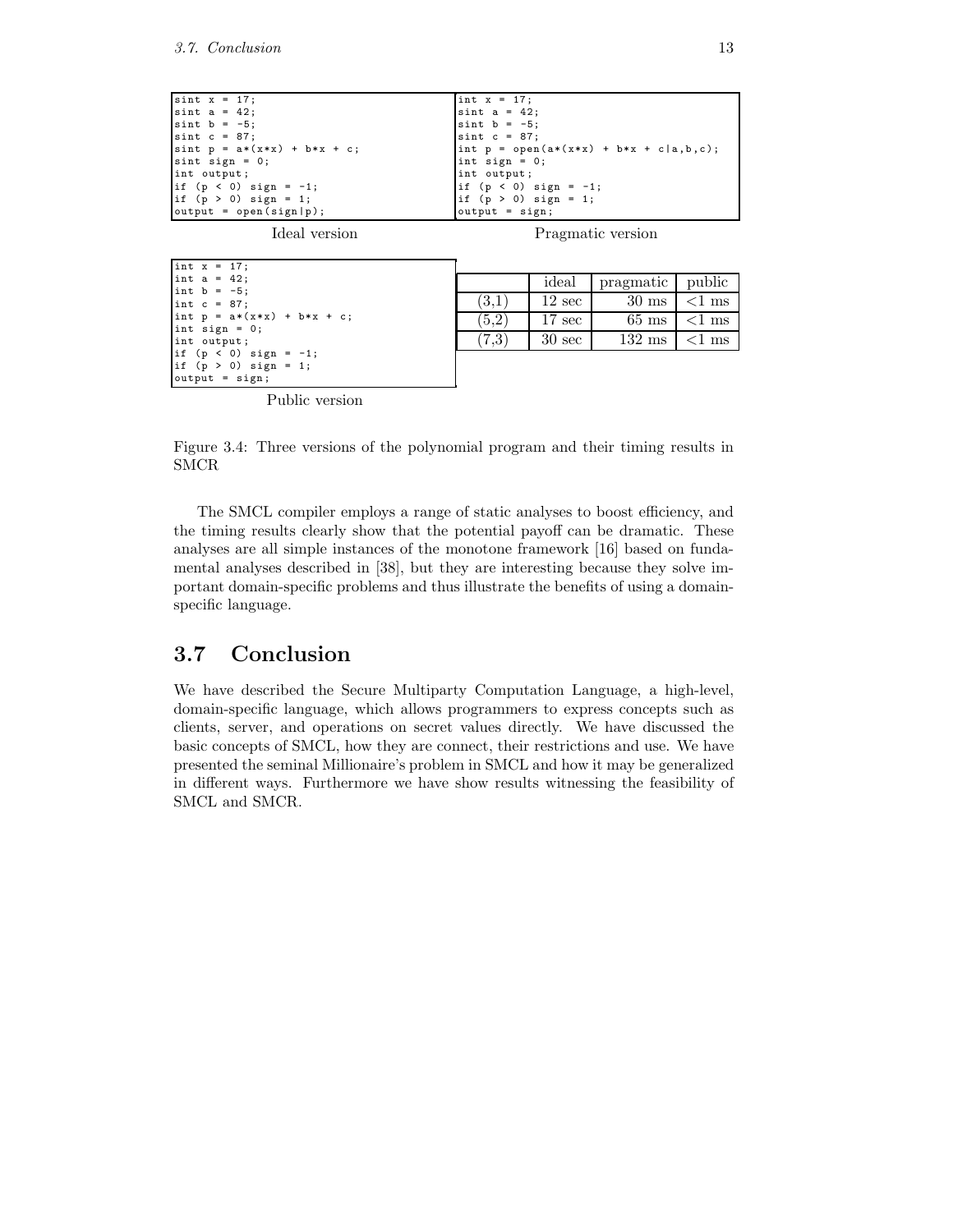```
sint x = 17;
sint a = 42;
sint b = -5;
sint c = 87;
sint p = a*(x*x) + b*x + c;
sint sign = 0;
int output;
if (p < 0) sign = -1;
if (p > 0) sign = 1;
output = open(sign|p);
```

Ideal version

```
int x = 17;
sint a = 42;
sint b = -5;
sint c = 87;
int p = open(a*(x*x) + b*x + c|a,b,c);
int sign = 0;
int output;
if (p < 0) sign = -1;
if (p > 0) sign = 1;
output = sign;
```

Pragmatic version

```
int x = 17;
int a = 42;
int b = -5;
int c = 87;
int p = a*(x*x) + b*x + c;
int sign = 0;
int output;
if (p < 0) sign = -1;
if (p > 0) sign = 1;
output = sign;
```

Public version

| | ideal | pragmatic | public |
|---|---|---|---|
| (3,1) | 12 sec | 30 ms | <1 ms |
| (5,2) | 17 sec | 65 ms | <1 ms |
| (7,3) | 30 sec | 132 ms | <1 ms |

Figure 3.4: Three versions of the polynomial program and their timing results in SMCR

The SMCL compiler employs a range of static analyses to boost efficiency, and the timing results clearly show that the potential payoff can be dramatic. These analyses are all simple instances of the monotone framework [16] based on fundamental analyses described in [38], but they are interesting because they solve important domain-specific problems and thus illustrate the benefits of using a domain-specific language.

## 3.7 Conclusion

We have described the Secure Multiparty Computation Language, a high-level, domain-specific language, which allows programmers to express concepts such as clients, server, and operations on secret values directly. We have discussed the basic concepts of SMCL, how they are connect, their restrictions and use. We have presented the seminal Millionaire's problem in SMCL and how it may be generalized in different ways. Furthermore we have show results witnessing the feasibility of SMCL and SMCR.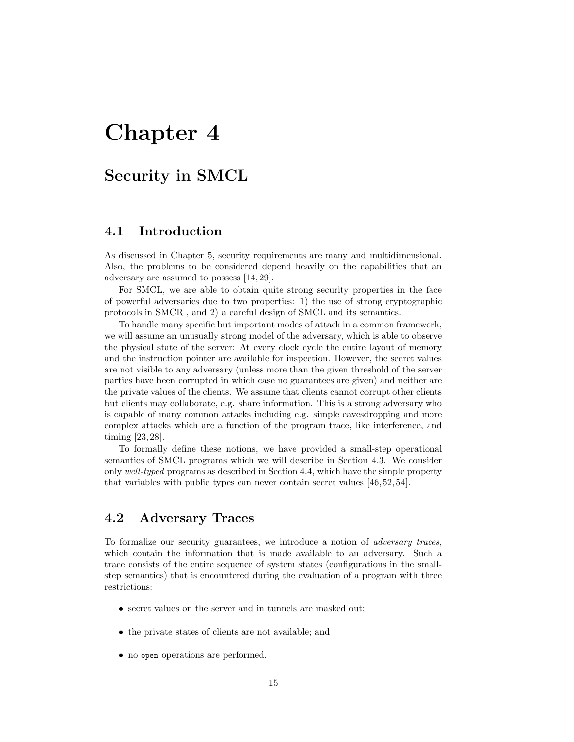# Chapter 4

## Security in SMCL

### 4.1 Introduction

As discussed in Chapter 5, security requirements are many and multidimensional. Also, the problems to be considered depend heavily on the capabilities that an adversary are assumed to possess [14, 29].

For SMCL, we are able to obtain quite strong security properties in the face of powerful adversaries due to two properties: 1) the use of strong cryptographic protocols in SMCR , and 2) a careful design of SMCL and its semantics.

To handle many specific but important modes of attack in a common framework, we will assume an unusually strong model of the adversary, which is able to observe the physical state of the server: At every clock cycle the entire layout of memory and the instruction pointer are available for inspection. However, the secret values are not visible to any adversary (unless more than the given threshold of the server parties have been corrupted in which case no guarantees are given) and neither are the private values of the clients. We assume that clients cannot corrupt other clients but clients may collaborate, e.g. share information. This is a strong adversary who is capable of many common attacks including e.g. simple eavesdropping and more complex attacks which are a function of the program trace, like interference, and timing [23, 28].

To formally define these notions, we have provided a small-step operational semantics of SMCL programs which we will describe in Section 4.3. We consider only *well-typed* programs as described in Section 4.4, which have the simple property that variables with public types can never contain secret values [46, 52, 54].

### 4.2 Adversary Traces

To formalize our security guarantees, we introduce a notion of *adversary traces*, which contain the information that is made available to an adversary. Such a trace consists of the entire sequence of system states (configurations in the small-step semantics) that is encountered during the evaluation of a program with three restrictions:

- secret values on the server and in tunnels are masked out;
- the private states of clients are not available; and
- no `open` operations are performed.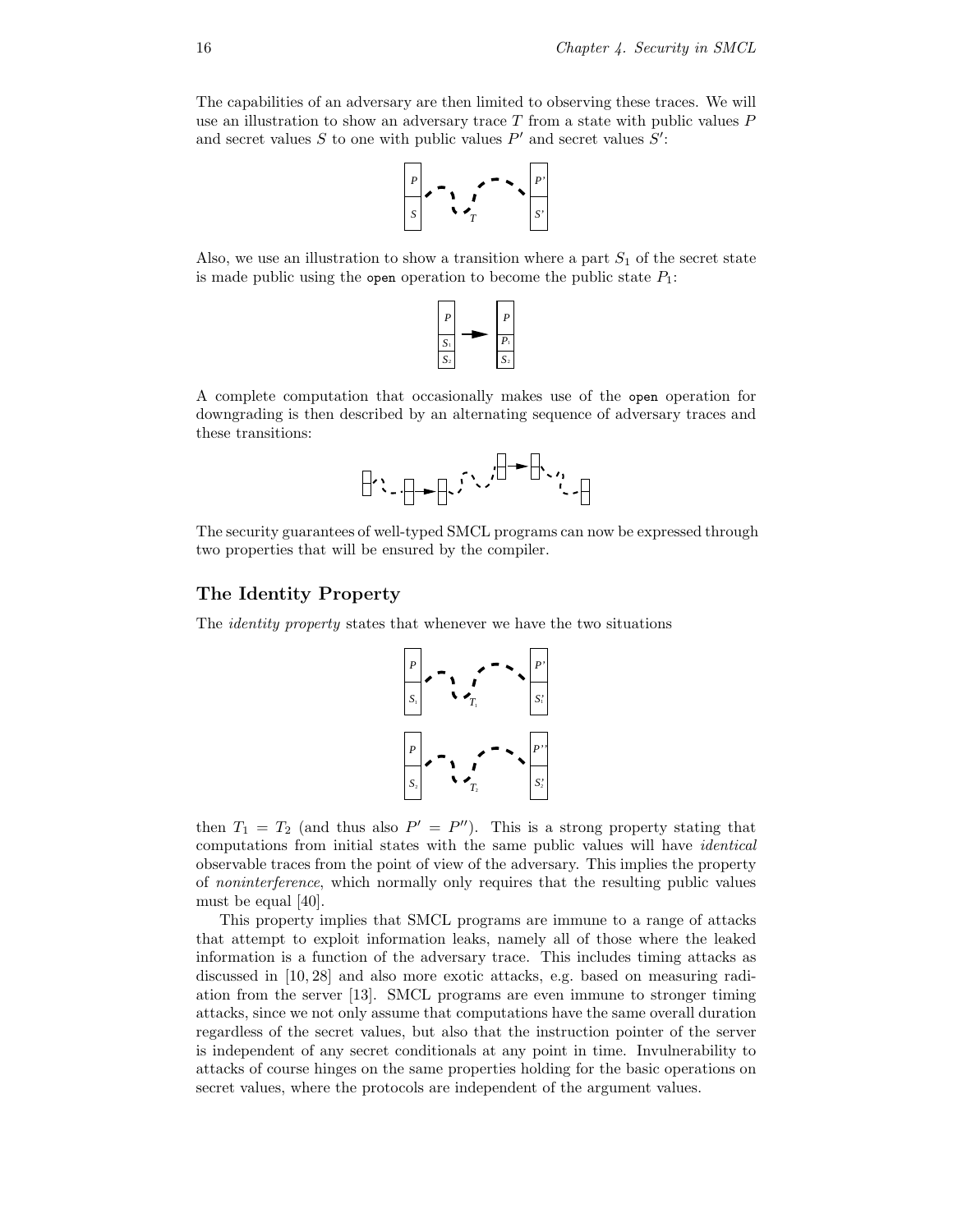The capabilities of an adversary are then limited to observing these traces. We will use an illustration to show an adversary trace $T$ from a state with public values $P$ and secret values $S$ to one with public values $P'$ and secret values $S'$:

Also, we use an illustration to show a transition where a part $S_1$ of the secret state is made public using the `open` operation to become the public state $P_1$:

A complete computation that occasionally makes use of the `open` operation for downgrading is then described by an alternating sequence of adversary traces and these transitions:

The security guarantees of well-typed SMCL programs can now be expressed through two properties that will be ensured by the compiler.

### The Identity Property

The *identity property* states that whenever we have the two situations

then $T_1 = T_2$ (and thus also $P' = P''$). This is a strong property stating that computations from initial states with the same public values will have *identical* observable traces from the point of view of the adversary. This implies the property of *noninterference*, which normally only requires that the resulting public values must be equal [40].

This property implies that SMCL programs are immune to a range of attacks that attempt to exploit information leaks, namely all of those where the leaked information is a function of the adversary trace. This includes timing attacks as discussed in [10, 28] and also more exotic attacks, e.g. based on measuring radiation from the server [13]. SMCL programs are even immune to stronger timing attacks, since we not only assume that computations have the same overall duration regardless of the secret values, but also that the instruction pointer of the server is independent of any secret conditionals at any point in time. Invulnerability to attacks of course hinges on the same properties holding for the basic operations on secret values, where the protocols are independent of the argument values.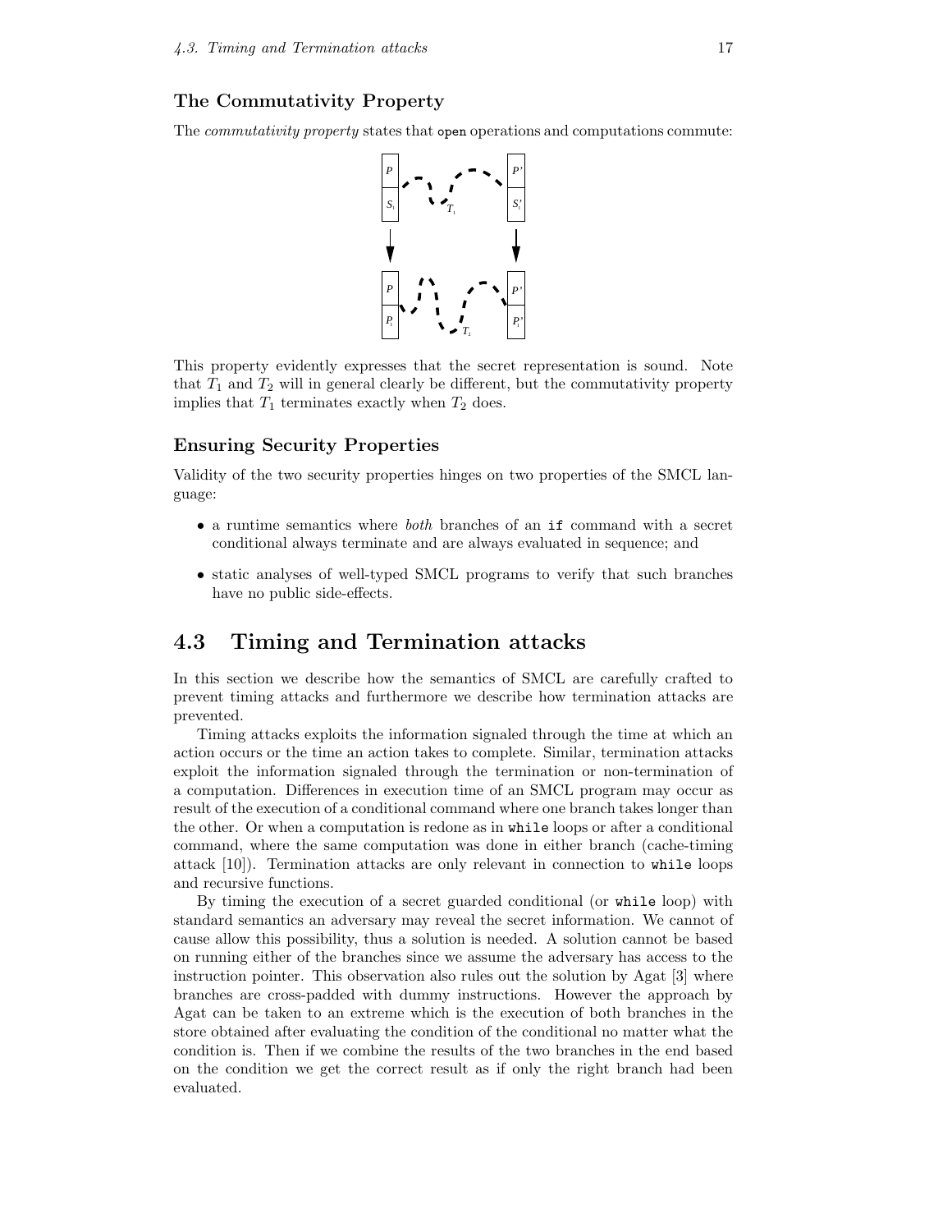### The Commutativity Property

The *commutativity property* states that `open` operations and computations commute:

This property evidently expresses that the secret representation is sound. Note that $T_1$ and $T_2$ will in general clearly be different, but the commutativity property implies that $T_1$ terminates exactly when $T_2$ does.

### Ensuring Security Properties

Validity of the two security properties hinges on two properties of the SMCL language:

- a runtime semantics where *both* branches of an `if` command with a secret conditional always terminate and are always evaluated in sequence; and
- static analyses of well-typed SMCL programs to verify that such branches have no public side-effects.

## 4.3 Timing and Termination attacks

In this section we describe how the semantics of SMCL are carefully crafted to prevent timing attacks and furthermore we describe how termination attacks are prevented.

Timing attacks exploits the information signaled through the time at which an action occurs or the time an action takes to complete. Similar, termination attacks exploit the information signaled through the termination or non-termination of a computation. Differences in execution time of an SMCL program may occur as result of the execution of a conditional command where one branch takes longer than the other. Or when a computation is redone as in `while` loops or after a conditional command, where the same computation was done in either branch (cache-timing attack [10]). Termination attacks are only relevant in connection to `while` loops and recursive functions.

By timing the execution of a secret guarded conditional (or `while` loop) with standard semantics an adversary may reveal the secret information. We cannot of cause allow this possibility, thus a solution is needed. A solution cannot be based on running either of the branches since we assume the adversary has access to the instruction pointer. This observation also rules out the solution by Agat [3] where branches are cross-padded with dummy instructions. However the approach by Agat can be taken to an extreme which is the execution of both branches in the store obtained after evaluating the condition of the conditional no matter what the condition is. Then if we combine the results of the two branches in the end based on the condition we get the correct result as if only the right branch had been evaluated.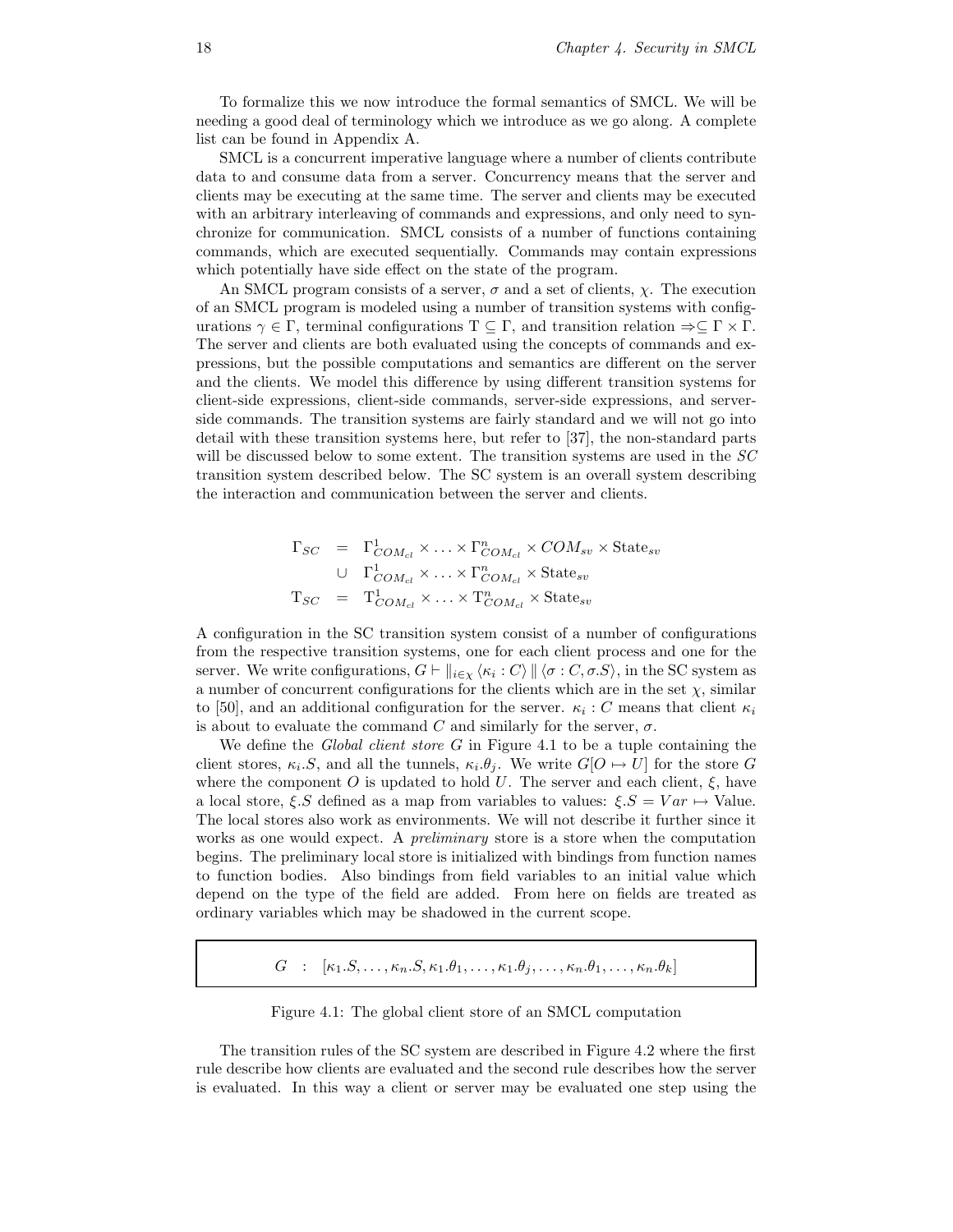To formalize this we now introduce the formal semantics of SMCL. We will be needing a good deal of terminology which we introduce as we go along. A complete list can be found in Appendix A.

SMCL is a concurrent imperative language where a number of clients contribute data to and consume data from a server. Concurrency means that the server and clients may be executing at the same time. The server and clients may be executed with an arbitrary interleaving of commands and expressions, and only need to synchronize for communication. SMCL consists of a number of functions containing commands, which are executed sequentially. Commands may contain expressions which potentially have side effect on the state of the program.

An SMCL program consists of a server, $\sigma$ and a set of clients, $\chi$. The execution of an SMCL program is modeled using a number of transition systems with configurations $\gamma \in \Gamma$, terminal configurations $\mathrm{T} \subseteq \Gamma$, and transition relation $\Rightarrow \subseteq \Gamma \times \Gamma$. The server and clients are both evaluated using the concepts of commands and expressions, but the possible computations and semantics are different on the server and the clients. We model this difference by using different transition systems for client-side expressions, client-side commands, server-side expressions, and server-side commands. The transition systems are fairly standard and we will not go into detail with these transition systems here, but refer to [37], the non-standard parts will be discussed below to some extent. The transition systems are used in the *SC* transition system described below. The SC system is an overall system describing the interaction and communication between the server and clients.

$$
\begin{array}{rcl}
\Gamma_{SC} & = & \Gamma^1_{COM_{cl}} \times \ldots \times \Gamma^n_{COM_{cl}} \times COM_{sv} \times \mathrm{State}_{sv} \\
 & \cup & \Gamma^1_{COM_{cl}} \times \ldots \times \Gamma^n_{COM_{cl}} \times \mathrm{State}_{sv} \\
\mathrm{T}_{SC} & = & \mathrm{T}^1_{COM_{cl}} \times \ldots \times \mathrm{T}^n_{COM_{cl}} \times \mathrm{State}_{sv}
\end{array}
$$

A configuration in the SC transition system consist of a number of configurations from the respective transition systems, one for each client process and one for the server. We write configurations, $G \vdash \|_{i \in \chi} \langle \kappa_i : C \rangle \parallel \langle \sigma : C, \sigma.S \rangle$, in the SC system as a number of concurrent configurations for the clients which are in the set $\chi$, similar to [50], and an additional configuration for the server. $\kappa_i : C$ means that client $\kappa_i$ is about to evaluate the command $C$ and similarly for the server, $\sigma$.

We define the *Global client store* $G$ in Figure 4.1 to be a tuple containing the client stores, $\kappa_i.S$, and all the tunnels, $\kappa_i.\theta_j$. We write $G[O \mapsto U]$ for the store $G$ where the component $O$ is updated to hold $U$. The server and each client, $\xi$, have a local store, $\xi.S$ defined as a map from variables to values: $\xi.S = Var \mapsto \mathrm{Value}$. The local stores also work as environments. We will not describe it further since it works as one would expect. A *preliminary* store is a store when the computation begins. The preliminary local store is initialized with bindings from function names to function bodies. Also bindings from field variables to an initial value which depend on the type of the field are added. From here on fields are treated as ordinary variables which may be shadowed in the current scope.

$$
G \quad : \quad [\kappa_1.S, \ldots, \kappa_n.S, \kappa_1.\theta_1, \ldots, \kappa_1.\theta_j, \ldots, \kappa_n.\theta_1, \ldots, \kappa_n.\theta_k]
$$

Figure 4.1: The global client store of an SMCL computation

The transition rules of the SC system are described in Figure 4.2 where the first rule describe how clients are evaluated and the second rule describes how the server is evaluated. In this way a client or server may be evaluated one step using the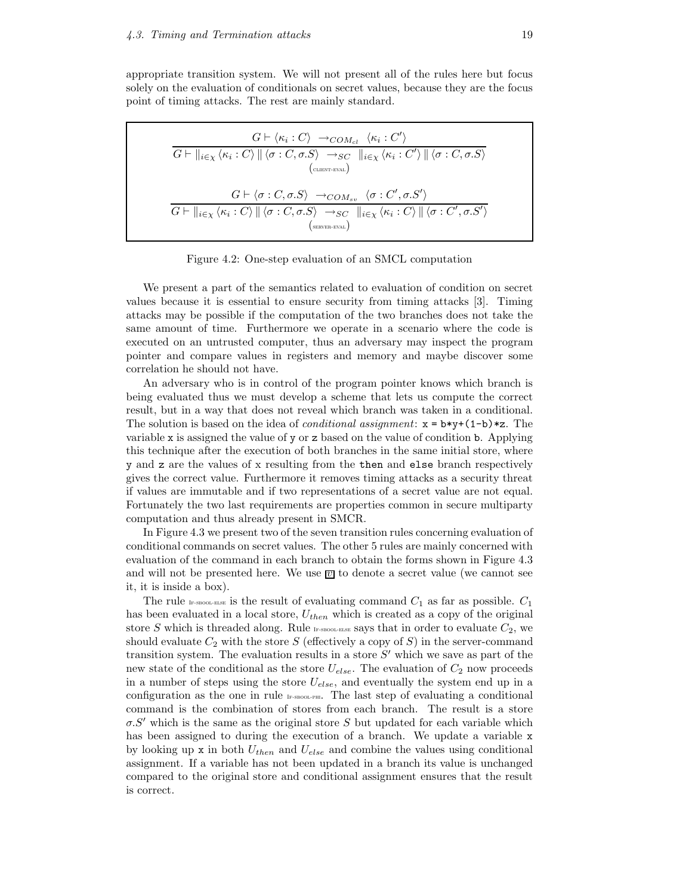appropriate transition system. We will not present all of the rules here but focus solely on the evaluation of conditionals on secret values, because they are the focus point of timing attacks. The rest are mainly standard.

$$\frac{G \vdash \langle \kappa_i : C \rangle \ \rightarrow_{COM_{cl}} \ \langle \kappa_i : C' \rangle}{G \vdash \|_{i \in \chi} \langle \kappa_i : C \rangle \parallel \langle \sigma : C, \sigma.S \rangle \ \rightarrow_{SC} \ \|_{i \in \chi} \langle \kappa_i : C' \rangle \parallel \langle \sigma : C, \sigma.S \rangle} \ (\text{CLIENT-EVAL})$$

$$\frac{G \vdash \langle \sigma : C, \sigma.S \rangle \ \rightarrow_{COM_{sv}} \ \langle \sigma : C', \sigma.S' \rangle}{G \vdash \|_{i \in \chi} \langle \kappa_i : C \rangle \parallel \langle \sigma : C, \sigma.S \rangle \ \rightarrow_{SC} \ \|_{i \in \chi} \langle \kappa_i : C \rangle \parallel \langle \sigma : C', \sigma.S' \rangle} \ (\text{SERVER-EVAL})$$

Figure 4.2: One-step evaluation of an SMCL computation

We present a part of the semantics related to evaluation of condition on secret values because it is essential to ensure security from timing attacks [3]. Timing attacks may be possible if the computation of the two branches does not take the same amount of time. Furthermore we operate in a scenario where the code is executed on an untrusted computer, thus an adversary may inspect the program pointer and compare values in registers and memory and maybe discover some correlation he should not have.

An adversary who is in control of the program pointer knows which branch is being evaluated thus we must develop a scheme that lets us compute the correct result, but in a way that does not reveal which branch was taken in a conditional. The solution is based on the idea of *conditional assignment*: `x = b*y+(1-b)*z`. The variable `x` is assigned the value of `y` or `z` based on the value of condition `b`. Applying this technique after the execution of both branches in the same initial store, where `y` and `z` are the values of `x` resulting from the `then` and `else` branch respectively gives the correct value. Furthermore it removes timing attacks as a security threat if values are immutable and if two representations of a secret value are not equal. Fortunately the two last requirements are properties common in secure multiparty computation and thus already present in SMCR.

In Figure 4.3 we present two of the seven transition rules concerning evaluation of conditional commands on secret values. The other 5 rules are mainly concerned with evaluation of the command in each branch to obtain the forms shown in Figure 4.3 and will not be presented here. We use $\boxed{v}$ to denote a secret value (we cannot see it, it is inside a box).

The rule IF-SBOOL-ELSE is the result of evaluating command $C_1$ as far as possible. $C_1$ has been evaluated in a local store, $U_{then}$ which is created as a copy of the original store $S$ which is threaded along. Rule IF-SBOOL-ELSE says that in order to evaluate $C_2$, we should evaluate $C_2$ with the store $S$ (effectively a copy of $S$) in the server-command transition system. The evaluation results in a store $S'$ which we save as part of the new state of the conditional as the store $U_{else}$. The evaluation of $C_2$ now proceeds in a number of steps using the store $U_{else}$, and eventually the system end up in a configuration as the one in rule IF-SBOOL-PHI. The last step of evaluating a conditional command is the combination of stores from each branch. The result is a store $\sigma.S'$ which is the same as the original store $S$ but updated for each variable which has been assigned to during the execution of a branch. We update a variable `x` by looking up `x` in both $U_{then}$ and $U_{else}$ and combine the values using conditional assignment. If a variable has not been updated in a branch its value is unchanged compared to the original store and conditional assignment ensures that the result is correct.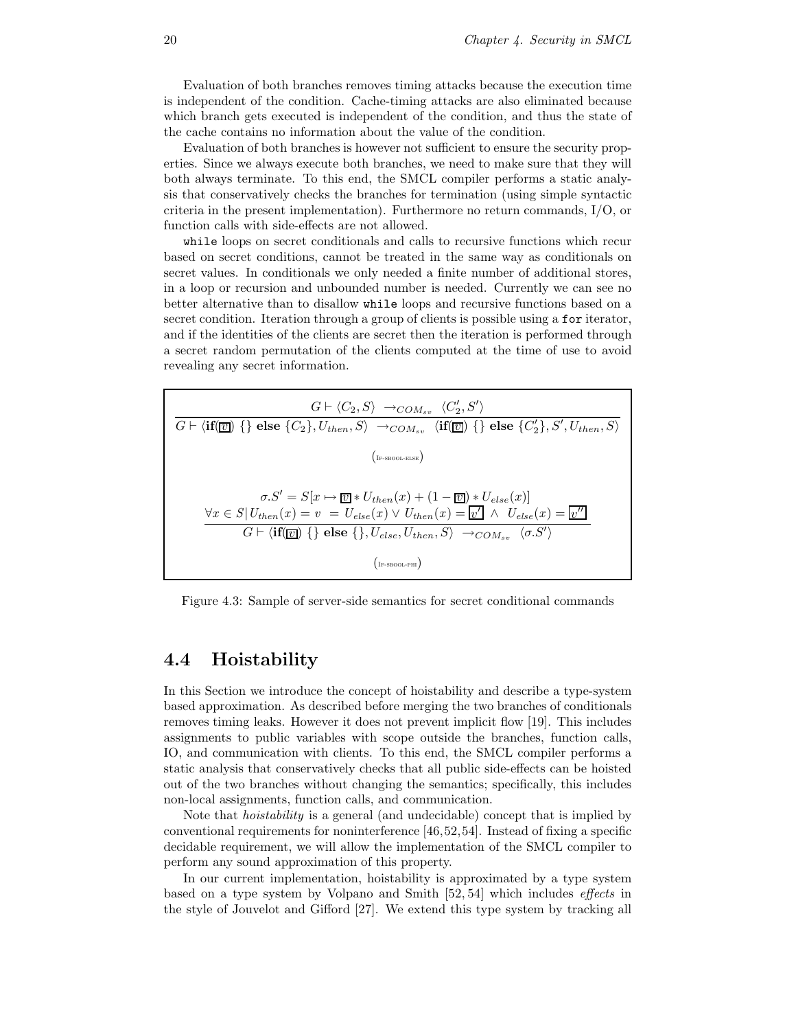Evaluation of both branches removes timing attacks because the execution time is independent of the condition. Cache-timing attacks are also eliminated because which branch gets executed is independent of the condition, and thus the state of the cache contains no information about the value of the condition.

Evaluation of both branches is however not sufficient to ensure the security properties. Since we always execute both branches, we need to make sure that they will both always terminate. To this end, the SMCL compiler performs a static analysis that conservatively checks the branches for termination (using simple syntactic criteria in the present implementation). Furthermore no return commands, I/O, or function calls with side-effects are not allowed.

`while` loops on secret conditionals and calls to recursive functions which recur based on secret conditions, cannot be treated in the same way as conditionals on secret values. In conditionals we only needed a finite number of additional stores, in a loop or recursion and unbounded number is needed. Currently we can see no better alternative than to disallow `while` loops and recursive functions based on a secret condition. Iteration through a group of clients is possible using a `for` iterator, and if the identities of the clients are secret then the iteration is performed through a secret random permutation of the clients computed at the time of use to avoid revealing any secret information.

$$\frac{G \vdash \langle C_2, S\rangle \ \rightarrow_{COM_{sv}} \ \langle C_2', S'\rangle}{G \vdash \langle \mathbf{if}(\boxed{v})\ \{\}\ \mathbf{else}\ \{C_2\}, U_{then}, S\rangle \ \rightarrow_{COM_{sv}} \ \langle \mathbf{if}(\boxed{v})\ \{\}\ \mathbf{else}\ \{C_2'\}, S', U_{then}, S\rangle}$$

(IF-SBOOL-ELSE)

$$\frac{\begin{array}{c}\sigma.S' = S[x \mapsto \boxed{v} * U_{then}(x) + (1 - \boxed{v}) * U_{else}(x)] \\ \forall x \in S | U_{then}(x) = v \ = U_{else}(x) \vee U_{then}(x) = \boxed{v'} \ \wedge \ U_{else}(x) = \boxed{v''}\end{array}}{G \vdash \langle \mathbf{if}(\boxed{v})\ \{\}\ \mathbf{else}\ \{\}, U_{else}, U_{then}, S\rangle \ \rightarrow_{COM_{sv}} \ \langle \sigma.S'\rangle}$$

(IF-SBOOL-PHI)

Figure 4.3: Sample of server-side semantics for secret conditional commands

## 4.4 Hoistability

In this Section we introduce the concept of hoistability and describe a type-system based approximation. As described before merging the two branches of conditionals removes timing leaks. However it does not prevent implicit flow [19]. This includes assignments to public variables with scope outside the branches, function calls, IO, and communication with clients. To this end, the SMCL compiler performs a static analysis that conservatively checks that all public side-effects can be hoisted out of the two branches without changing the semantics; specifically, this includes non-local assignments, function calls, and communication.

Note that *hoistability* is a general (and undecidable) concept that is implied by conventional requirements for noninterference [46,52,54]. Instead of fixing a specific decidable requirement, we will allow the implementation of the SMCL compiler to perform any sound approximation of this property.

In our current implementation, hoistability is approximated by a type system based on a type system by Volpano and Smith [52,54] which includes *effects* in the style of Jouvelot and Gifford [27]. We extend this type system by tracking all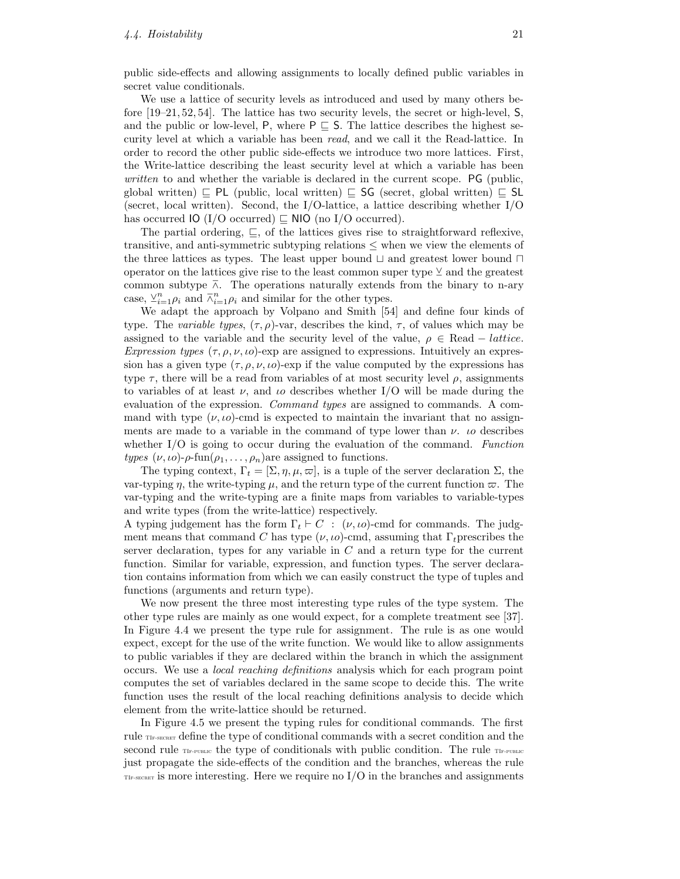public side-effects and allowing assignments to locally defined public variables in secret value conditionals.

We use a lattice of security levels as introduced and used by many others before [19–21, 52, 54]. The lattice has two security levels, the secret or high-level, S, and the public or low-level, P, where $\mathsf{P} \sqsubseteq \mathsf{S}$. The lattice describes the highest security level at which a variable has been *read*, and we call it the Read-lattice. In order to record the other public side-effects we introduce two more lattices. First, the Write-lattice describing the least security level at which a variable has been *written* to and whether the variable is declared in the current scope. $\mathsf{PG}$ (public, global written) $\sqsubseteq$ $\mathsf{PL}$ (public, local written) $\sqsubseteq$ $\mathsf{SG}$ (secret, global written) $\sqsubseteq$ $\mathsf{SL}$ (secret, local written). Second, the I/O-lattice, a lattice describing whether I/O has occurred $\mathsf{IO}$ (I/O occurred) $\sqsubseteq$ $\mathsf{NIO}$ (no I/O occurred).

The partial ordering, $\sqsubseteq$, of the lattices gives rise to straightforward reflexive, transitive, and anti-symmetric subtyping relations $\leq$ when we view the elements of the three lattices as types. The least upper bound $\sqcup$ and greatest lower bound $\sqcap$ operator on the lattices give rise to the least common super type $\veebar$ and the greatest common subtype $\bar{\wedge}$. The operations naturally extends from the binary to n-ary case, $\veebar_{i=1}^{n}\rho_i$ and $\bar{\wedge}_{i=1}^{n}\rho_i$ and similar for the other types.

We adapt the approach by Volpano and Smith [54] and define four kinds of type. The *variable types*, $(\tau, \rho)$-var, describes the kind, $\tau$, of values which may be assigned to the variable and the security level of the value, $\rho \in \text{Read} - \mathit{lattice}$. *Expression types* $(\tau, \rho, \nu, \iota o)$-exp are assigned to expressions. Intuitively an expression has a given type $(\tau, \rho, \nu, \iota o)$-exp if the value computed by the expressions has type $\tau$, there will be a read from variables of at most security level $\rho$, assignments to variables of at least $\nu$, and $\iota o$ describes whether I/O will be made during the evaluation of the expression. *Command types* are assigned to commands. A command with type $(\nu, \iota o)$-cmd is expected to maintain the invariant that no assignments are made to a variable in the command of type lower than $\nu$. $\iota o$ describes whether I/O is going to occur during the evaluation of the command. *Function types* $(\nu, \iota o)$-$\rho$-fun$(\rho_1, \ldots, \rho_n)$are assigned to functions.

The typing context, $\Gamma_t = [\Sigma, \eta, \mu, \varpi]$, is a tuple of the server declaration $\Sigma$, the var-typing $\eta$, the write-typing $\mu$, and the return type of the current function $\varpi$. The var-typing and the write-typing are a finite maps from variables to variable-types and write types (from the write-lattice) respectively.
A typing judgement has the form $\Gamma_t \vdash C \; : \; (\nu, \iota o)$-cmd for commands. The judgment means that command $C$ has type $(\nu, \iota o)$-cmd, assuming that $\Gamma_t$prescribes the server declaration, types for any variable in $C$ and a return type for the current function. Similar for variable, expression, and function types. The server declaration contains information from which we can easily construct the type of tuples and functions (arguments and return type).

We now present the three most interesting type rules of the type system. The other type rules are mainly as one would expect, for a complete treatment see [37]. In Figure 4.4 we present the type rule for assignment. The rule is as one would expect, except for the use of the write function. We would like to allow assignments to public variables if they are declared within the branch in which the assignment occurs. We use a *local reaching definitions* analysis which for each program point computes the set of variables declared in the same scope to decide this. The write function uses the result of the local reaching definitions analysis to decide which element from the write-lattice should be returned.

In Figure 4.5 we present the typing rules for conditional commands. The first rule TIF-SECRET define the type of conditional commands with a secret condition and the second rule TIF-PUBLIC the type of conditionals with public condition. The rule TIF-PUBLIC just propagate the side-effects of the condition and the branches, whereas the rule TIF-SECRET is more interesting. Here we require no I/O in the branches and assignments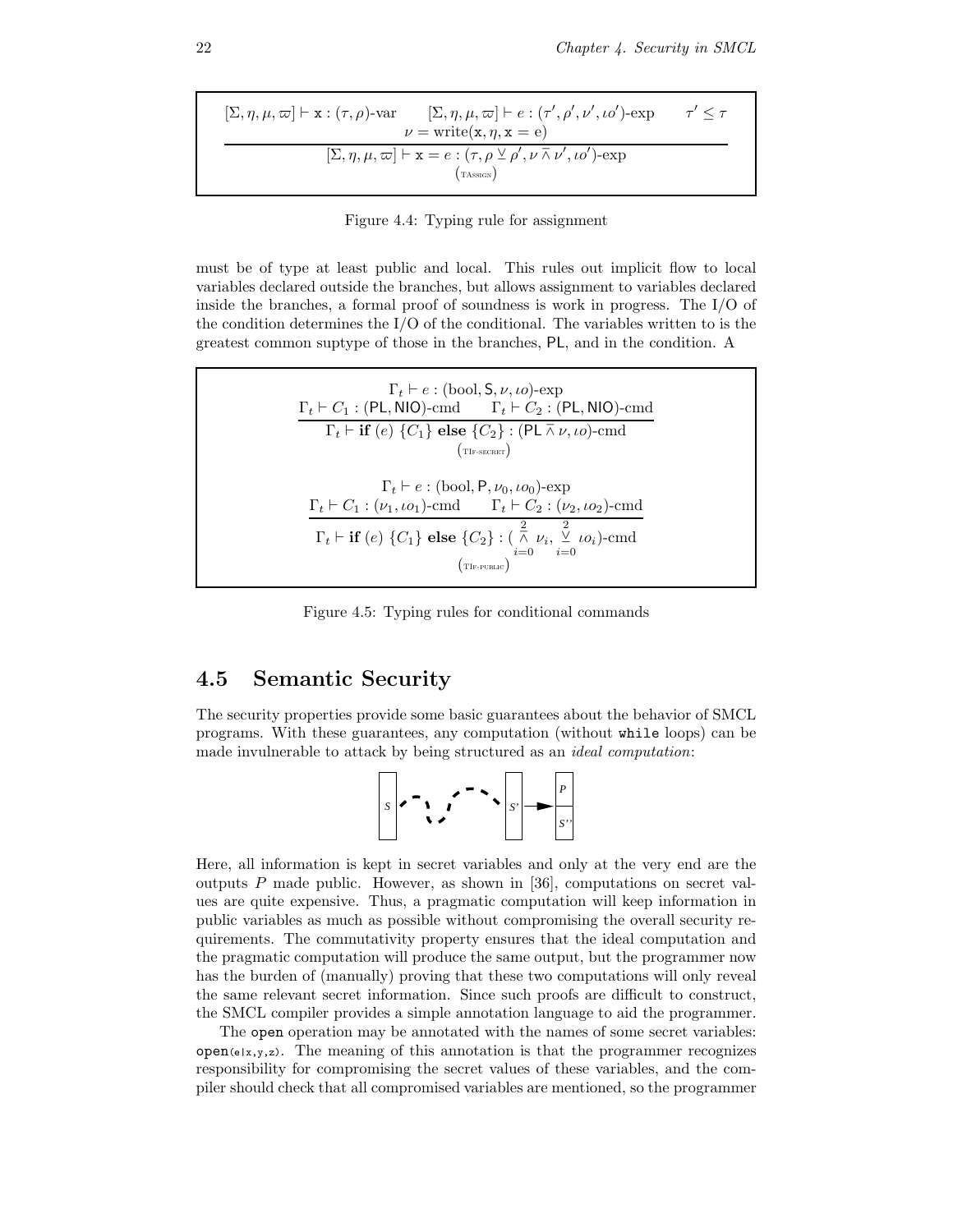$$\frac{[\Sigma, \eta, \mu, \varpi] \vdash \mathtt{x} : (\tau, \rho)\text{-var} \qquad [\Sigma, \eta, \mu, \varpi] \vdash e : (\tau', \rho', \nu', \iota o')\text{-exp} \qquad \tau' \leq \tau \qquad \nu = \text{write}(\mathtt{x}, \eta, \mathtt{x} = \mathtt{e})}{[\Sigma, \eta, \mu, \varpi] \vdash \mathtt{x} = e : (\tau, \rho \veebar \rho', \nu \barwedge \nu', \iota o')\text{-exp}} \; (\text{TAssign})$$

Figure 4.4: Typing rule for assignment

must be of type at least public and local. This rules out implicit flow to local variables declared outside the branches, but allows assignment to variables declared inside the branches, a formal proof of soundness is work in progress. The I/O of the condition determines the I/O of the conditional. The variables written to is the greatest common suptype of those in the branches, PL, and in the condition. A

$$\frac{\Gamma_t \vdash e : (\text{bool}, \mathsf{S}, \nu, \iota o)\text{-exp} \qquad \Gamma_t \vdash C_1 : (\mathsf{PL}, \mathsf{NIO})\text{-cmd} \qquad \Gamma_t \vdash C_2 : (\mathsf{PL}, \mathsf{NIO})\text{-cmd}}{\Gamma_t \vdash \textbf{if } (e) \; \{C_1\} \textbf{ else } \{C_2\} : (\mathsf{PL} \barwedge \nu, \iota o)\text{-cmd}} \; (\text{TIf-secret})$$

$$\frac{\Gamma_t \vdash e : (\text{bool}, \mathsf{P}, \nu_0, \iota o_0)\text{-exp} \qquad \Gamma_t \vdash C_1 : (\nu_1, \iota o_1)\text{-cmd} \qquad \Gamma_t \vdash C_2 : (\nu_2, \iota o_2)\text{-cmd}}{\Gamma_t \vdash \textbf{if } (e) \; \{C_1\} \textbf{ else } \{C_2\} : (\overset{2}{\underset{i=0}{\barwedge}} \nu_i, \overset{2}{\underset{i=0}{\veebar}} \iota o_i)\text{-cmd}} \; (\text{TIf-public})$$

Figure 4.5: Typing rules for conditional commands

## 4.5 Semantic Security

The security properties provide some basic guarantees about the behavior of SMCL programs. With these guarantees, any computation (without `while` loops) can be made invulnerable to attack by being structured as an *ideal computation*:

S ⤳ S' → P / S''

Here, all information is kept in secret variables and only at the very end are the outputs $P$ made public. However, as shown in [36], computations on secret values are quite expensive. Thus, a pragmatic computation will keep information in public variables as much as possible without compromising the overall security requirements. The commutativity property ensures that the ideal computation and the pragmatic computation will produce the same output, but the programmer now has the burden of (manually) proving that these two computations will only reveal the same relevant secret information. Since such proofs are difficult to construct, the SMCL compiler provides a simple annotation language to aid the programmer.

The `open` operation may be annotated with the names of some secret variables: `open(e|x,y,z)`. The meaning of this annotation is that the programmer recognizes responsibility for compromising the secret values of these variables, and the compiler should check that all compromised variables are mentioned, so the programmer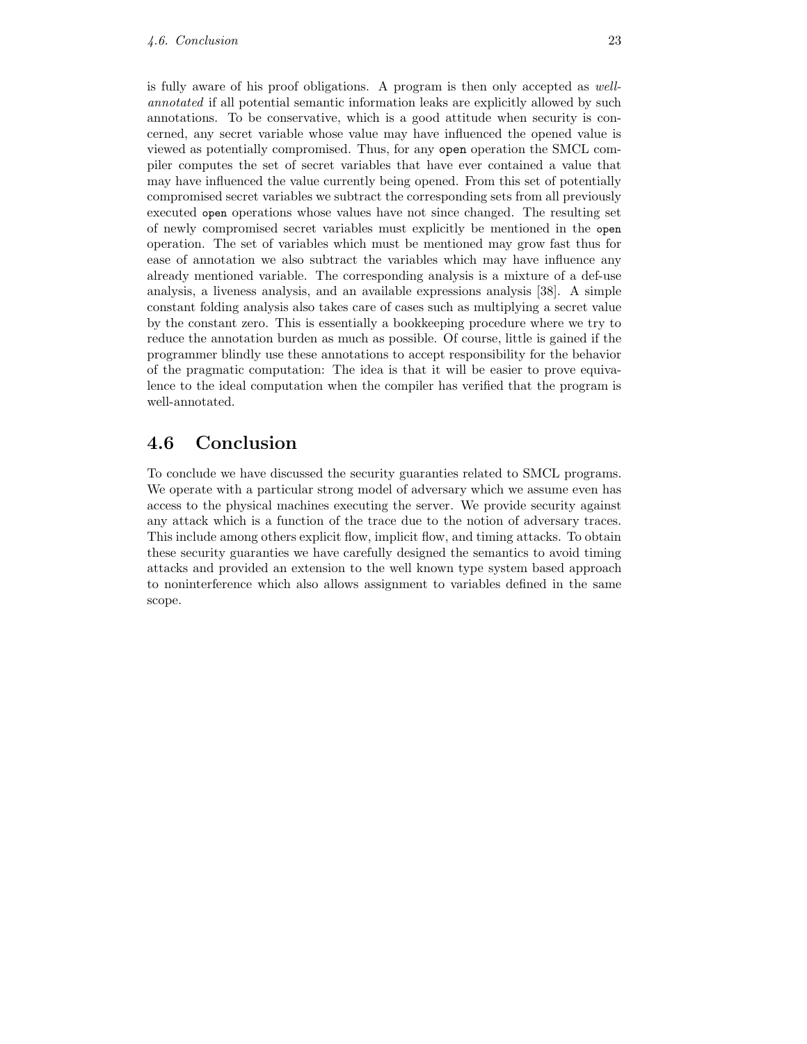is fully aware of his proof obligations. A program is then only accepted as *well-annotated* if all potential semantic information leaks are explicitly allowed by such annotations. To be conservative, which is a good attitude when security is concerned, any secret variable whose value may have influenced the opened value is viewed as potentially compromised. Thus, for any `open` operation the SMCL compiler computes the set of secret variables that have ever contained a value that may have influenced the value currently being opened. From this set of potentially compromised secret variables we subtract the corresponding sets from all previously executed `open` operations whose values have not since changed. The resulting set of newly compromised secret variables must explicitly be mentioned in the `open` operation. The set of variables which must be mentioned may grow fast thus for ease of annotation we also subtract the variables which may have influence any already mentioned variable. The corresponding analysis is a mixture of a def-use analysis, a liveness analysis, and an available expressions analysis [38]. A simple constant folding analysis also takes care of cases such as multiplying a secret value by the constant zero. This is essentially a bookkeeping procedure where we try to reduce the annotation burden as much as possible. Of course, little is gained if the programmer blindly use these annotations to accept responsibility for the behavior of the pragmatic computation: The idea is that it will be easier to prove equivalence to the ideal computation when the compiler has verified that the program is well-annotated.

## 4.6 Conclusion

To conclude we have discussed the security guaranties related to SMCL programs. We operate with a particular strong model of adversary which we assume even has access to the physical machines executing the server. We provide security against any attack which is a function of the trace due to the notion of adversary traces. This include among others explicit flow, implicit flow, and timing attacks. To obtain these security guaranties we have carefully designed the semantics to avoid timing attacks and provided an extension to the well known type system based approach to noninterference which also allows assignment to variables defined in the same scope.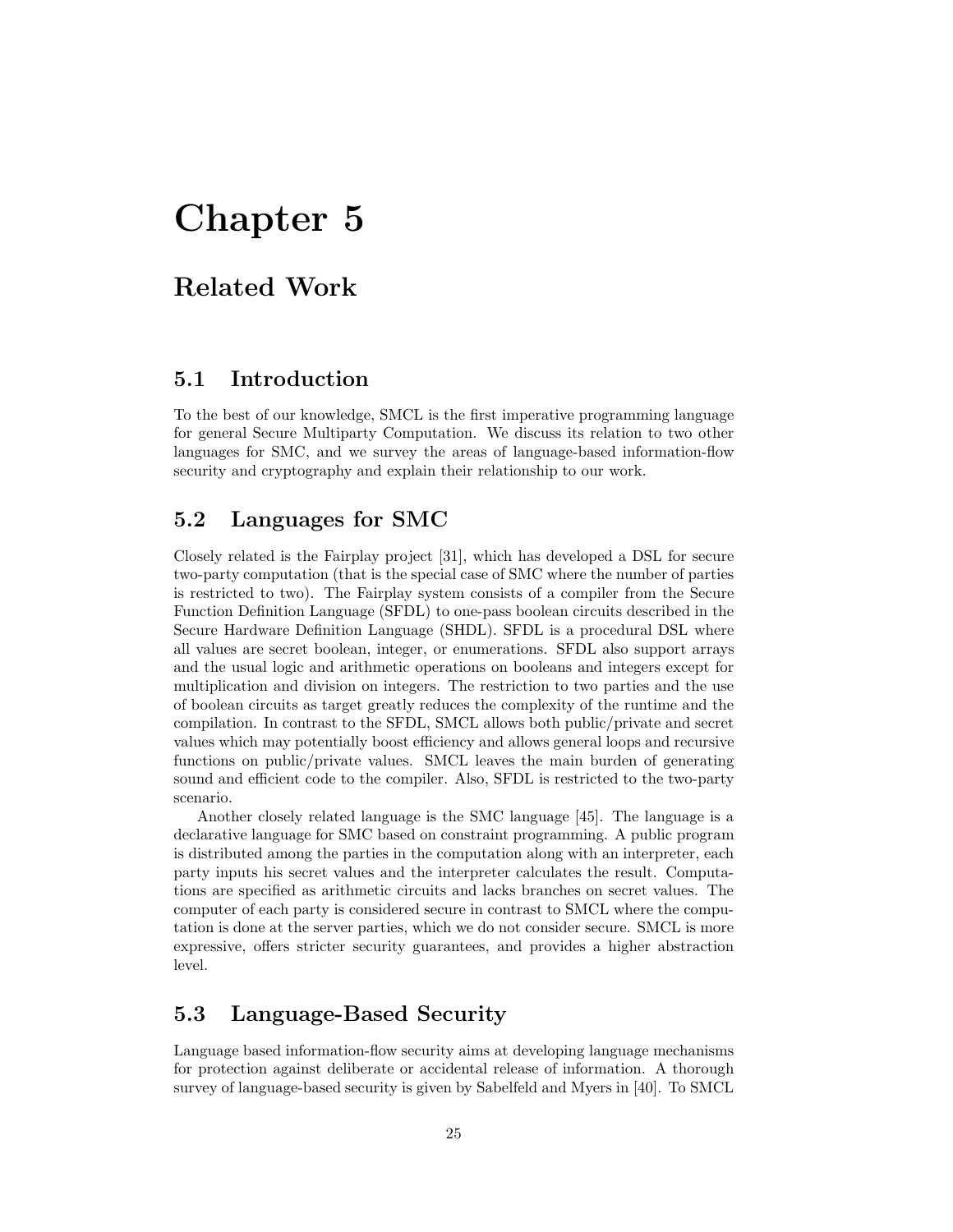# Chapter 5

## Related Work

### 5.1 Introduction

To the best of our knowledge, SMCL is the first imperative programming language for general Secure Multiparty Computation. We discuss its relation to two other languages for SMC, and we survey the areas of language-based information-flow security and cryptography and explain their relationship to our work.

### 5.2 Languages for SMC

Closely related is the Fairplay project [31], which has developed a DSL for secure two-party computation (that is the special case of SMC where the number of parties is restricted to two). The Fairplay system consists of a compiler from the Secure Function Definition Language (SFDL) to one-pass boolean circuits described in the Secure Hardware Definition Language (SHDL). SFDL is a procedural DSL where all values are secret boolean, integer, or enumerations. SFDL also support arrays and the usual logic and arithmetic operations on booleans and integers except for multiplication and division on integers. The restriction to two parties and the use of boolean circuits as target greatly reduces the complexity of the runtime and the compilation. In contrast to the SFDL, SMCL allows both public/private and secret values which may potentially boost efficiency and allows general loops and recursive functions on public/private values. SMCL leaves the main burden of generating sound and efficient code to the compiler. Also, SFDL is restricted to the two-party scenario.

Another closely related language is the SMC language [45]. The language is a declarative language for SMC based on constraint programming. A public program is distributed among the parties in the computation along with an interpreter, each party inputs his secret values and the interpreter calculates the result. Computations are specified as arithmetic circuits and lacks branches on secret values. The computer of each party is considered secure in contrast to SMCL where the computation is done at the server parties, which we do not consider secure. SMCL is more expressive, offers stricter security guarantees, and provides a higher abstraction level.

### 5.3 Language-Based Security

Language based information-flow security aims at developing language mechanisms for protection against deliberate or accidental release of information. A thorough survey of language-based security is given by Sabelfeld and Myers in [40]. To SMCL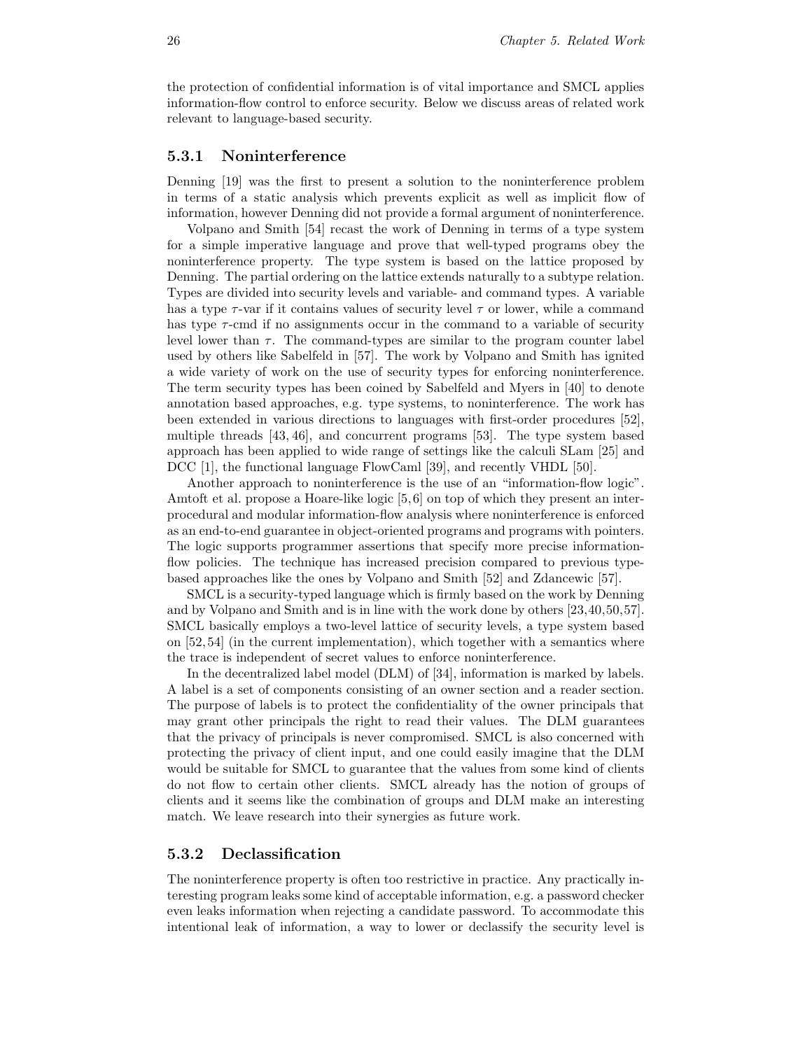the protection of confidential information is of vital importance and SMCL applies information-flow control to enforce security. Below we discuss areas of related work relevant to language-based security.

### 5.3.1 Noninterference

Denning [19] was the first to present a solution to the noninterference problem in terms of a static analysis which prevents explicit as well as implicit flow of information, however Denning did not provide a formal argument of noninterference.

Volpano and Smith [54] recast the work of Denning in terms of a type system for a simple imperative language and prove that well-typed programs obey the noninterference property. The type system is based on the lattice proposed by Denning. The partial ordering on the lattice extends naturally to a subtype relation. Types are divided into security levels and variable- and command types. A variable has a type $\tau$-var if it contains values of security level $\tau$ or lower, while a command has type $\tau$-cmd if no assignments occur in the command to a variable of security level lower than $\tau$. The command-types are similar to the program counter label used by others like Sabelfeld in [57]. The work by Volpano and Smith has ignited a wide variety of work on the use of security types for enforcing noninterference. The term security types has been coined by Sabelfeld and Myers in [40] to denote annotation based approaches, e.g. type systems, to noninterference. The work has been extended in various directions to languages with first-order procedures [52], multiple threads [43, 46], and concurrent programs [53]. The type system based approach has been applied to wide range of settings like the calculi SLam [25] and DCC [1], the functional language FlowCaml [39], and recently VHDL [50].

Another approach to noninterference is the use of an "information-flow logic". Amtoft et al. propose a Hoare-like logic [5, 6] on top of which they present an inter-procedural and modular information-flow analysis where noninterference is enforced as an end-to-end guarantee in object-oriented programs and programs with pointers. The logic supports programmer assertions that specify more precise information-flow policies. The technique has increased precision compared to previous type-based approaches like the ones by Volpano and Smith [52] and Zdancewic [57].

SMCL is a security-typed language which is firmly based on the work by Denning and by Volpano and Smith and is in line with the work done by others [23, 40, 50, 57]. SMCL basically employs a two-level lattice of security levels, a type system based on [52, 54] (in the current implementation), which together with a semantics where the trace is independent of secret values to enforce noninterference.

In the decentralized label model (DLM) of [34], information is marked by labels. A label is a set of components consisting of an owner section and a reader section. The purpose of labels is to protect the confidentiality of the owner principals that may grant other principals the right to read their values. The DLM guarantees that the privacy of principals is never compromised. SMCL is also concerned with protecting the privacy of client input, and one could easily imagine that the DLM would be suitable for SMCL to guarantee that the values from some kind of clients do not flow to certain other clients. SMCL already has the notion of groups of clients and it seems like the combination of groups and DLM make an interesting match. We leave research into their synergies as future work.

### 5.3.2 Declassification

The noninterference property is often too restrictive in practice. Any practically interesting program leaks some kind of acceptable information, e.g. a password checker even leaks information when rejecting a candidate password. To accommodate this intentional leak of information, a way to lower or declassify the security level is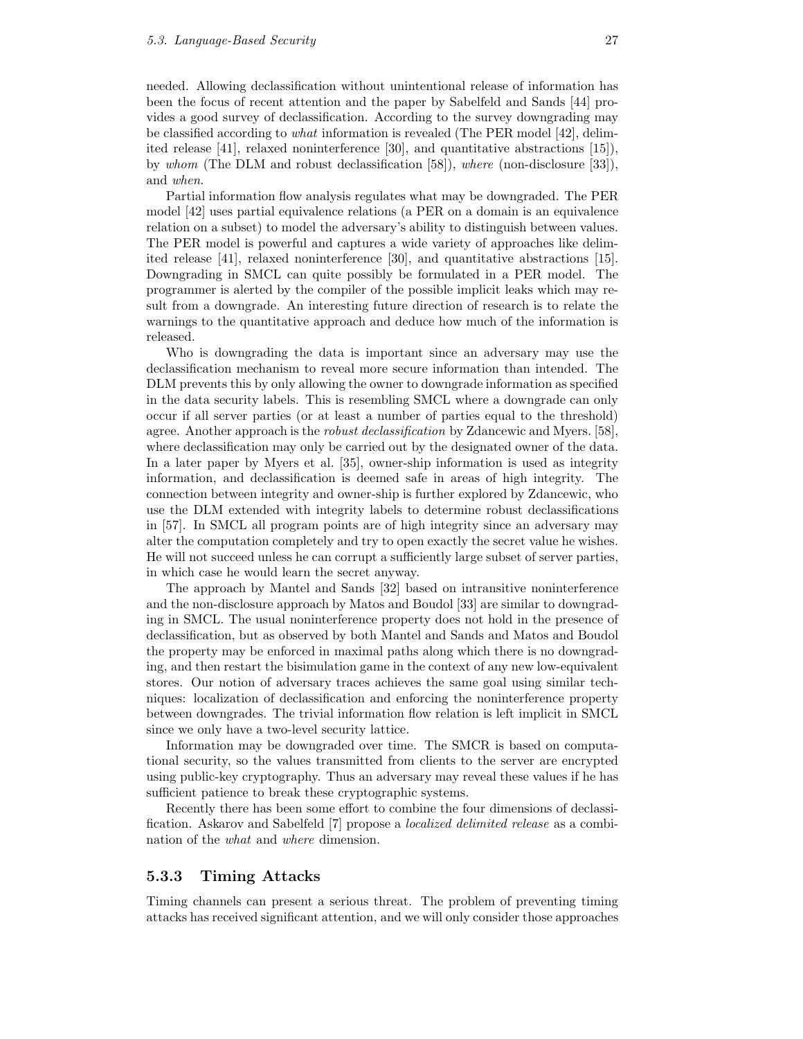needed. Allowing declassification without unintentional release of information has been the focus of recent attention and the paper by Sabelfeld and Sands [44] provides a good survey of declassification. According to the survey downgrading may be classified according to *what* information is revealed (The PER model [42], delimited release [41], relaxed noninterference [30], and quantitative abstractions [15]), by *whom* (The DLM and robust declassification [58]), *where* (non-disclosure [33]), and *when*.

Partial information flow analysis regulates what may be downgraded. The PER model [42] uses partial equivalence relations (a PER on a domain is an equivalence relation on a subset) to model the adversary's ability to distinguish between values. The PER model is powerful and captures a wide variety of approaches like delimited release [41], relaxed noninterference [30], and quantitative abstractions [15]. Downgrading in SMCL can quite possibly be formulated in a PER model. The programmer is alerted by the compiler of the possible implicit leaks which may result from a downgrade. An interesting future direction of research is to relate the warnings to the quantitative approach and deduce how much of the information is released.

Who is downgrading the data is important since an adversary may use the declassification mechanism to reveal more secure information than intended. The DLM prevents this by only allowing the owner to downgrade information as specified in the data security labels. This is resembling SMCL where a downgrade can only occur if all server parties (or at least a number of parties equal to the threshold) agree. Another approach is the *robust declassification* by Zdancewic and Myers. [58], where declassification may only be carried out by the designated owner of the data. In a later paper by Myers et al. [35], owner-ship information is used as integrity information, and declassification is deemed safe in areas of high integrity. The connection between integrity and owner-ship is further explored by Zdancewic, who use the DLM extended with integrity labels to determine robust declassifications in [57]. In SMCL all program points are of high integrity since an adversary may alter the computation completely and try to open exactly the secret value he wishes. He will not succeed unless he can corrupt a sufficiently large subset of server parties, in which case he would learn the secret anyway.

The approach by Mantel and Sands [32] based on intransitive noninterference and the non-disclosure approach by Matos and Boudol [33] are similar to downgrading in SMCL. The usual noninterference property does not hold in the presence of declassification, but as observed by both Mantel and Sands and Matos and Boudol the property may be enforced in maximal paths along which there is no downgrading, and then restart the bisimulation game in the context of any new low-equivalent stores. Our notion of adversary traces achieves the same goal using similar techniques: localization of declassification and enforcing the noninterference property between downgrades. The trivial information flow relation is left implicit in SMCL since we only have a two-level security lattice.

Information may be downgraded over time. The SMCR is based on computational security, so the values transmitted from clients to the server are encrypted using public-key cryptography. Thus an adversary may reveal these values if he has sufficient patience to break these cryptographic systems.

Recently there has been some effort to combine the four dimensions of declassification. Askarov and Sabelfeld [7] propose a *localized delimited release* as a combination of the *what* and *where* dimension.

### 5.3.3 Timing Attacks

Timing channels can present a serious threat. The problem of preventing timing attacks has received significant attention, and we will only consider those approaches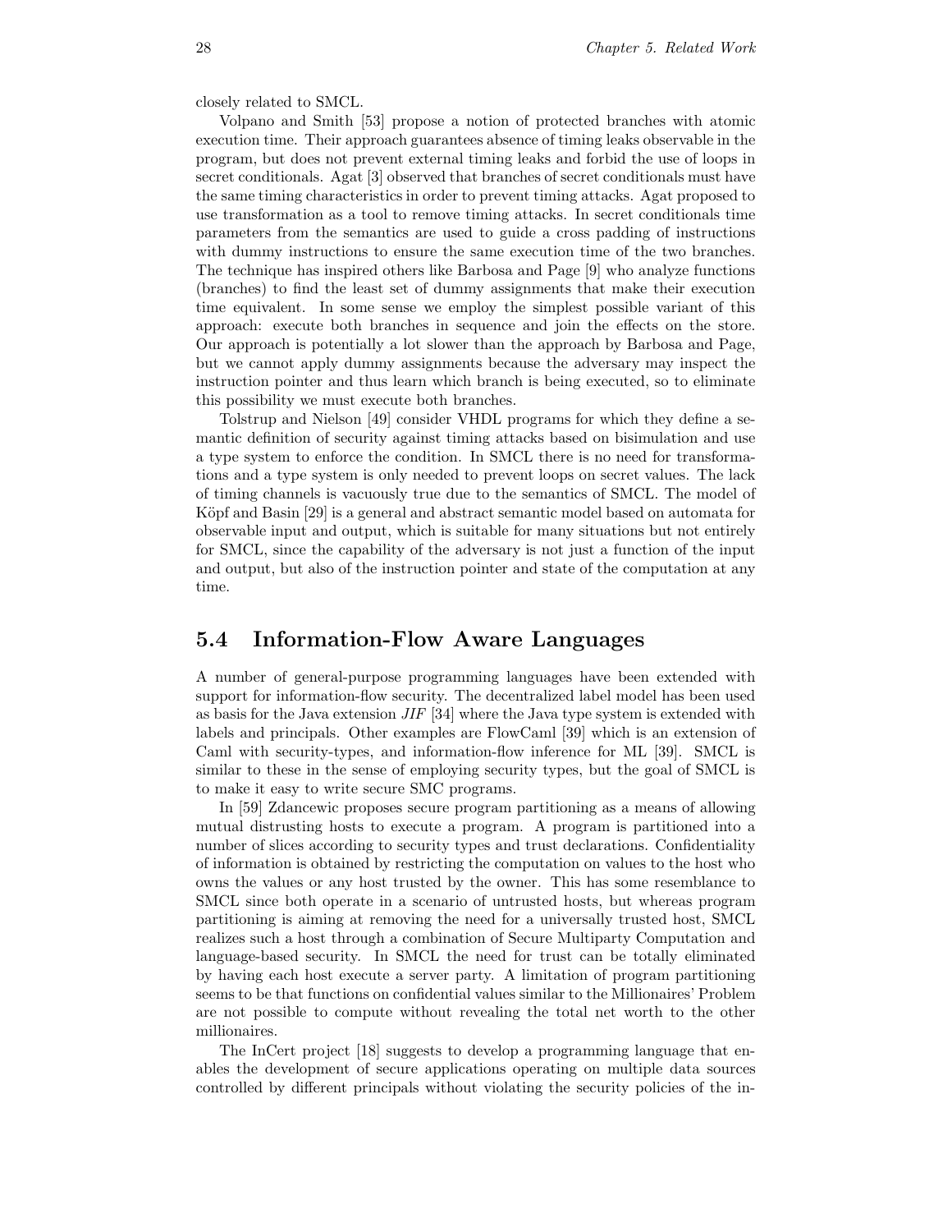closely related to SMCL.

Volpano and Smith [53] propose a notion of protected branches with atomic execution time. Their approach guarantees absence of timing leaks observable in the program, but does not prevent external timing leaks and forbid the use of loops in secret conditionals. Agat [3] observed that branches of secret conditionals must have the same timing characteristics in order to prevent timing attacks. Agat proposed to use transformation as a tool to remove timing attacks. In secret conditionals time parameters from the semantics are used to guide a cross padding of instructions with dummy instructions to ensure the same execution time of the two branches. The technique has inspired others like Barbosa and Page [9] who analyze functions (branches) to find the least set of dummy assignments that make their execution time equivalent. In some sense we employ the simplest possible variant of this approach: execute both branches in sequence and join the effects on the store. Our approach is potentially a lot slower than the approach by Barbosa and Page, but we cannot apply dummy assignments because the adversary may inspect the instruction pointer and thus learn which branch is being executed, so to eliminate this possibility we must execute both branches.

Tolstrup and Nielson [49] consider VHDL programs for which they define a semantic definition of security against timing attacks based on bisimulation and use a type system to enforce the condition. In SMCL there is no need for transformations and a type system is only needed to prevent loops on secret values. The lack of timing channels is vacuously true due to the semantics of SMCL. The model of Köpf and Basin [29] is a general and abstract semantic model based on automata for observable input and output, which is suitable for many situations but not entirely for SMCL, since the capability of the adversary is not just a function of the input and output, but also of the instruction pointer and state of the computation at any time.

## 5.4 Information-Flow Aware Languages

A number of general-purpose programming languages have been extended with support for information-flow security. The decentralized label model has been used as basis for the Java extension *JIF* [34] where the Java type system is extended with labels and principals. Other examples are FlowCaml [39] which is an extension of Caml with security-types, and information-flow inference for ML [39]. SMCL is similar to these in the sense of employing security types, but the goal of SMCL is to make it easy to write secure SMC programs.

In [59] Zdancewic proposes secure program partitioning as a means of allowing mutual distrusting hosts to execute a program. A program is partitioned into a number of slices according to security types and trust declarations. Confidentiality of information is obtained by restricting the computation on values to the host who owns the values or any host trusted by the owner. This has some resemblance to SMCL since both operate in a scenario of untrusted hosts, but whereas program partitioning is aiming at removing the need for a universally trusted host, SMCL realizes such a host through a combination of Secure Multiparty Computation and language-based security. In SMCL the need for trust can be totally eliminated by having each host execute a server party. A limitation of program partitioning seems to be that functions on confidential values similar to the Millionaires' Problem are not possible to compute without revealing the total net worth to the other millionaires.

The InCert project [18] suggests to develop a programming language that enables the development of secure applications operating on multiple data sources controlled by different principals without violating the security policies of the in-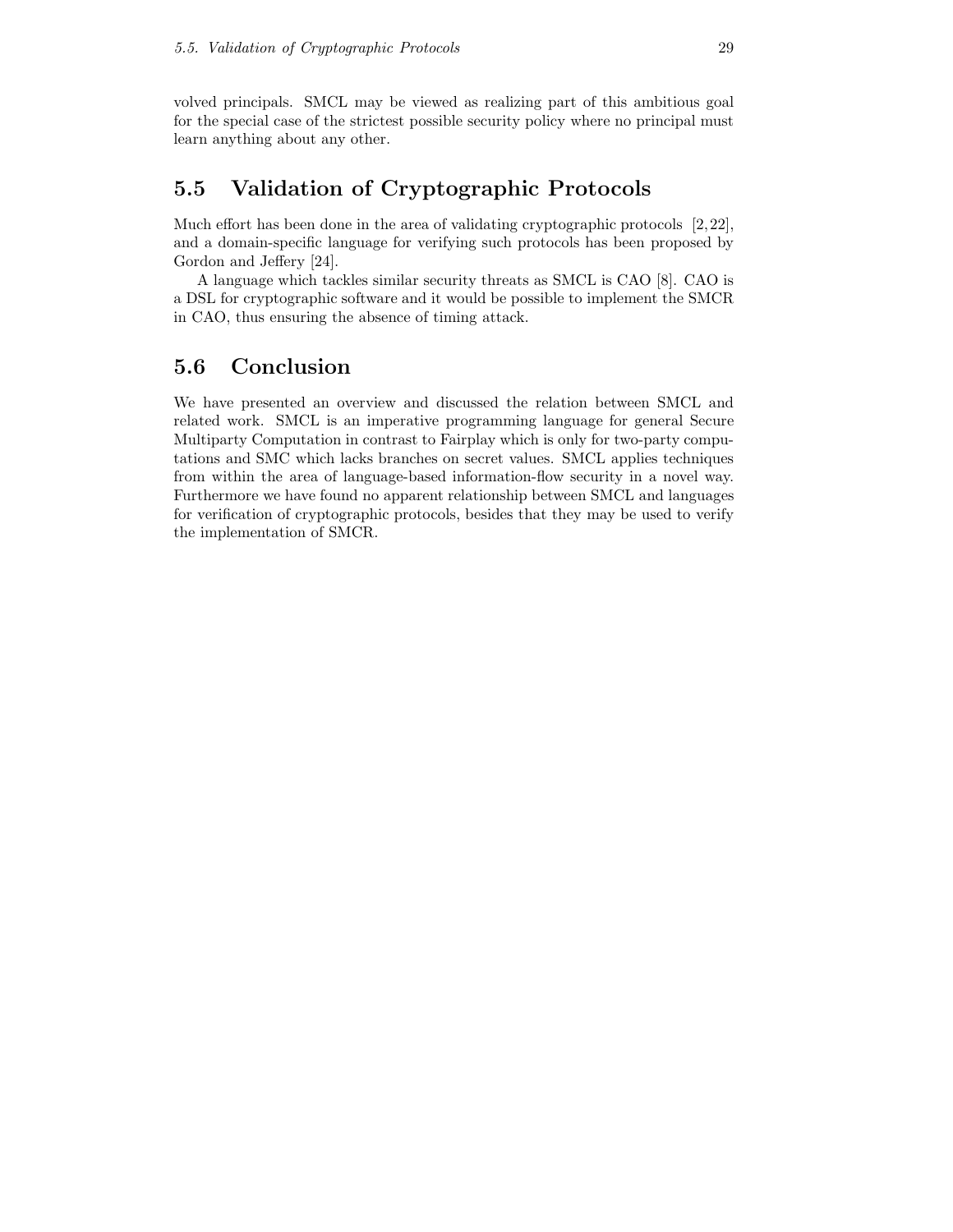volved principals. SMCL may be viewed as realizing part of this ambitious goal for the special case of the strictest possible security policy where no principal must learn anything about any other.

## 5.5 Validation of Cryptographic Protocols

Much effort has been done in the area of validating cryptographic protocols [2,22], and a domain-specific language for verifying such protocols has been proposed by Gordon and Jeffery [24].

A language which tackles similar security threats as SMCL is CAO [8]. CAO is a DSL for cryptographic software and it would be possible to implement the SMCR in CAO, thus ensuring the absence of timing attack.

## 5.6 Conclusion

We have presented an overview and discussed the relation between SMCL and related work. SMCL is an imperative programming language for general Secure Multiparty Computation in contrast to Fairplay which is only for two-party computations and SMC which lacks branches on secret values. SMCL applies techniques from within the area of language-based information-flow security in a novel way. Furthermore we have found no apparent relationship between SMCL and languages for verification of cryptographic protocols, besides that they may be used to verify the implementation of SMCR.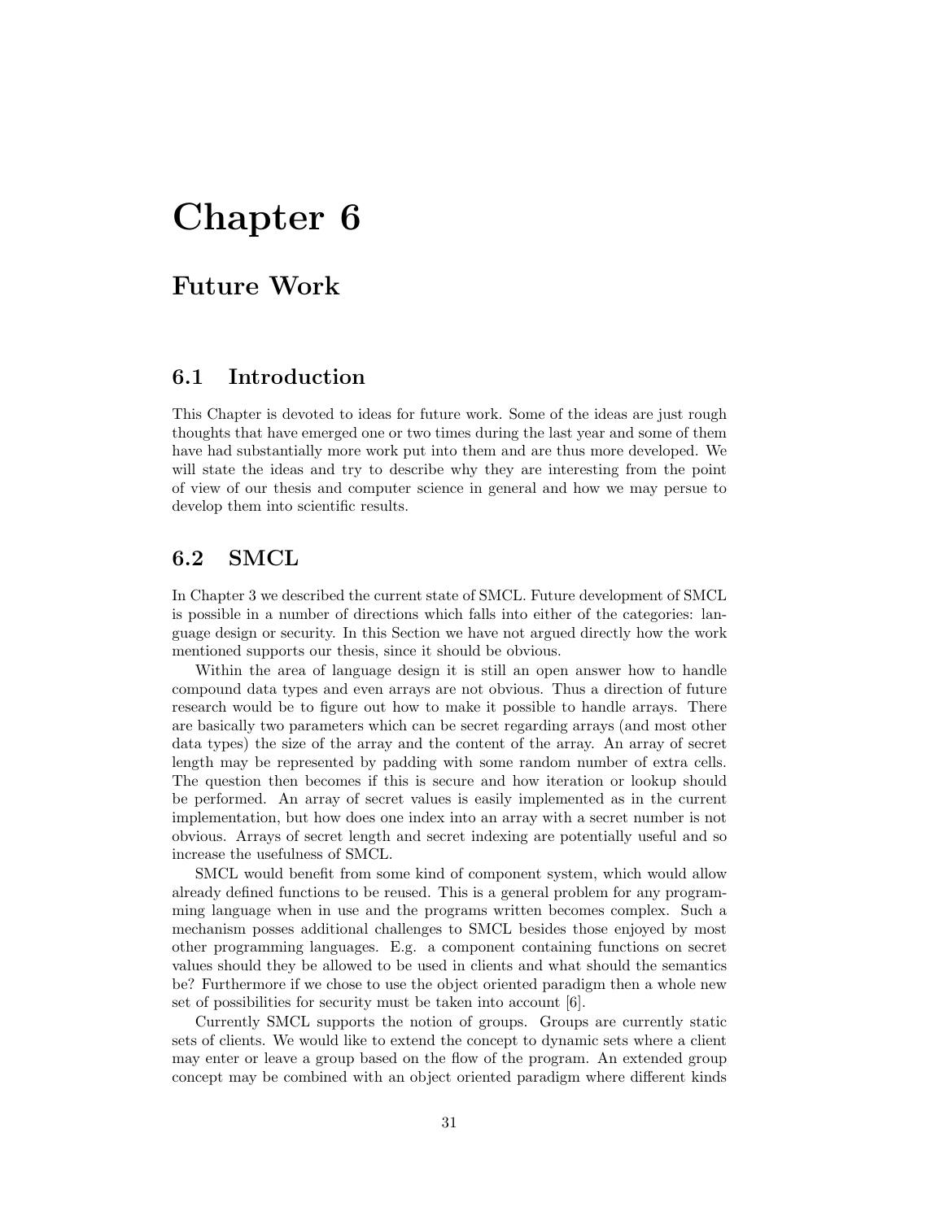# Chapter 6

## Future Work

### 6.1 Introduction

This Chapter is devoted to ideas for future work. Some of the ideas are just rough thoughts that have emerged one or two times during the last year and some of them have had substantially more work put into them and are thus more developed. We will state the ideas and try to describe why they are interesting from the point of view of our thesis and computer science in general and how we may persue to develop them into scientific results.

### 6.2 SMCL

In Chapter 3 we described the current state of SMCL. Future development of SMCL is possible in a number of directions which falls into either of the categories: language design or security. In this Section we have not argued directly how the work mentioned supports our thesis, since it should be obvious.

Within the area of language design it is still an open answer how to handle compound data types and even arrays are not obvious. Thus a direction of future research would be to figure out how to make it possible to handle arrays. There are basically two parameters which can be secret regarding arrays (and most other data types) the size of the array and the content of the array. An array of secret length may be represented by padding with some random number of extra cells. The question then becomes if this is secure and how iteration or lookup should be performed. An array of secret values is easily implemented as in the current implementation, but how does one index into an array with a secret number is not obvious. Arrays of secret length and secret indexing are potentially useful and so increase the usefulness of SMCL.

SMCL would benefit from some kind of component system, which would allow already defined functions to be reused. This is a general problem for any programming language when in use and the programs written becomes complex. Such a mechanism posses additional challenges to SMCL besides those enjoyed by most other programming languages. E.g. a component containing functions on secret values should they be allowed to be used in clients and what should the semantics be? Furthermore if we chose to use the object oriented paradigm then a whole new set of possibilities for security must be taken into account [6].

Currently SMCL supports the notion of groups. Groups are currently static sets of clients. We would like to extend the concept to dynamic sets where a client may enter or leave a group based on the flow of the program. An extended group concept may be combined with an object oriented paradigm where different kinds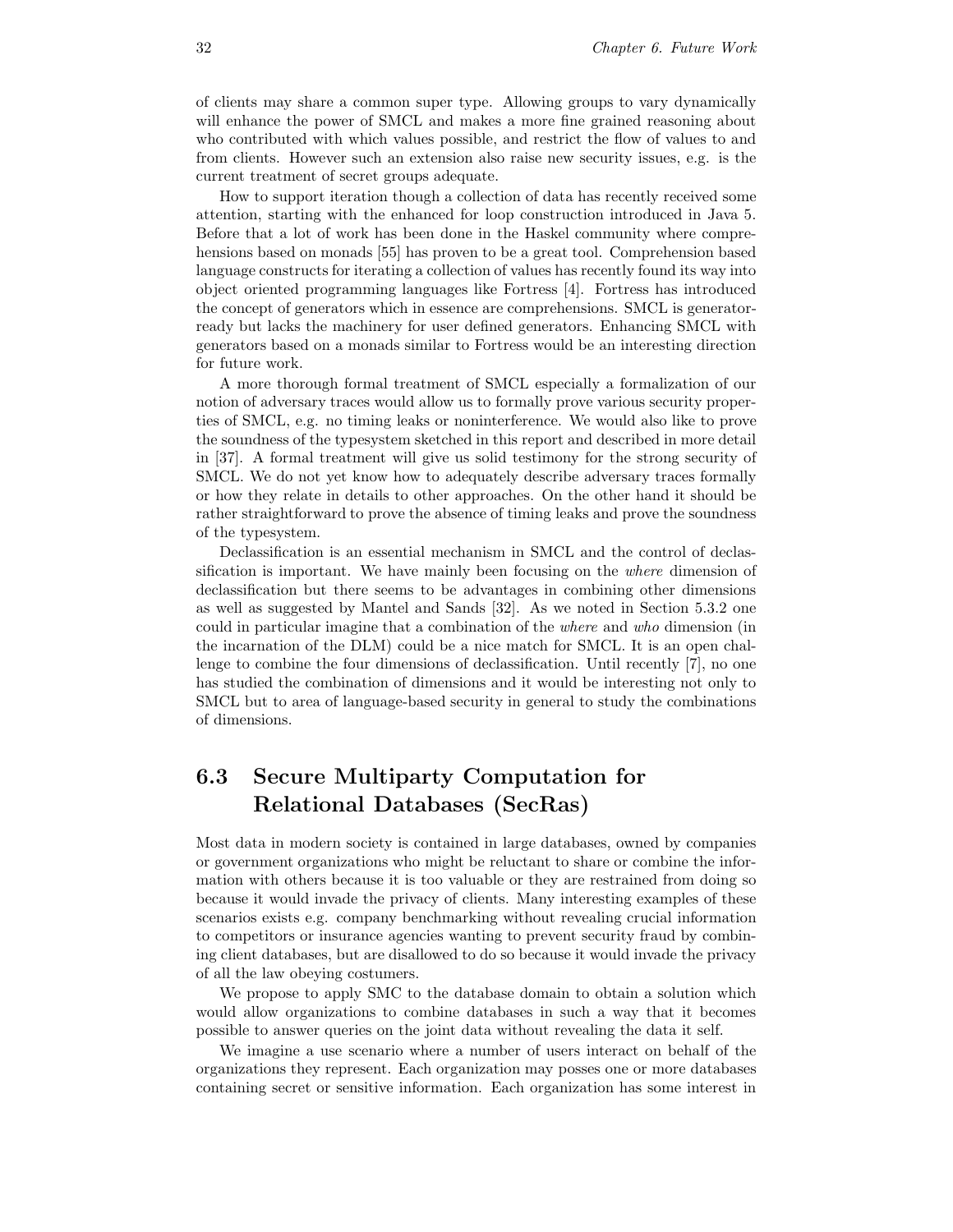of clients may share a common super type. Allowing groups to vary dynamically will enhance the power of SMCL and makes a more fine grained reasoning about who contributed with which values possible, and restrict the flow of values to and from clients. However such an extension also raise new security issues, e.g. is the current treatment of secret groups adequate.

How to support iteration though a collection of data has recently received some attention, starting with the enhanced for loop construction introduced in Java 5. Before that a lot of work has been done in the Haskel community where comprehensions based on monads [55] has proven to be a great tool. Comprehension based language constructs for iterating a collection of values has recently found its way into object oriented programming languages like Fortress [4]. Fortress has introduced the concept of generators which in essence are comprehensions. SMCL is generator-ready but lacks the machinery for user defined generators. Enhancing SMCL with generators based on a monads similar to Fortress would be an interesting direction for future work.

A more thorough formal treatment of SMCL especially a formalization of our notion of adversary traces would allow us to formally prove various security properties of SMCL, e.g. no timing leaks or noninterference. We would also like to prove the soundness of the typesystem sketched in this report and described in more detail in [37]. A formal treatment will give us solid testimony for the strong security of SMCL. We do not yet know how to adequately describe adversary traces formally or how they relate in details to other approaches. On the other hand it should be rather straightforward to prove the absence of timing leaks and prove the soundness of the typesystem.

Declassification is an essential mechanism in SMCL and the control of declassification is important. We have mainly been focusing on the *where* dimension of declassification but there seems to be advantages in combining other dimensions as well as suggested by Mantel and Sands [32]. As we noted in Section 5.3.2 one could in particular imagine that a combination of the *where* and *who* dimension (in the incarnation of the DLM) could be a nice match for SMCL. It is an open challenge to combine the four dimensions of declassification. Until recently [7], no one has studied the combination of dimensions and it would be interesting not only to SMCL but to area of language-based security in general to study the combinations of dimensions.

## 6.3 Secure Multiparty Computation for Relational Databases (SecRas)

Most data in modern society is contained in large databases, owned by companies or government organizations who might be reluctant to share or combine the information with others because it is too valuable or they are restrained from doing so because it would invade the privacy of clients. Many interesting examples of these scenarios exists e.g. company benchmarking without revealing crucial information to competitors or insurance agencies wanting to prevent security fraud by combining client databases, but are disallowed to do so because it would invade the privacy of all the law obeying costumers.

We propose to apply SMC to the database domain to obtain a solution which would allow organizations to combine databases in such a way that it becomes possible to answer queries on the joint data without revealing the data it self.

We imagine a use scenario where a number of users interact on behalf of the organizations they represent. Each organization may posses one or more databases containing secret or sensitive information. Each organization has some interest in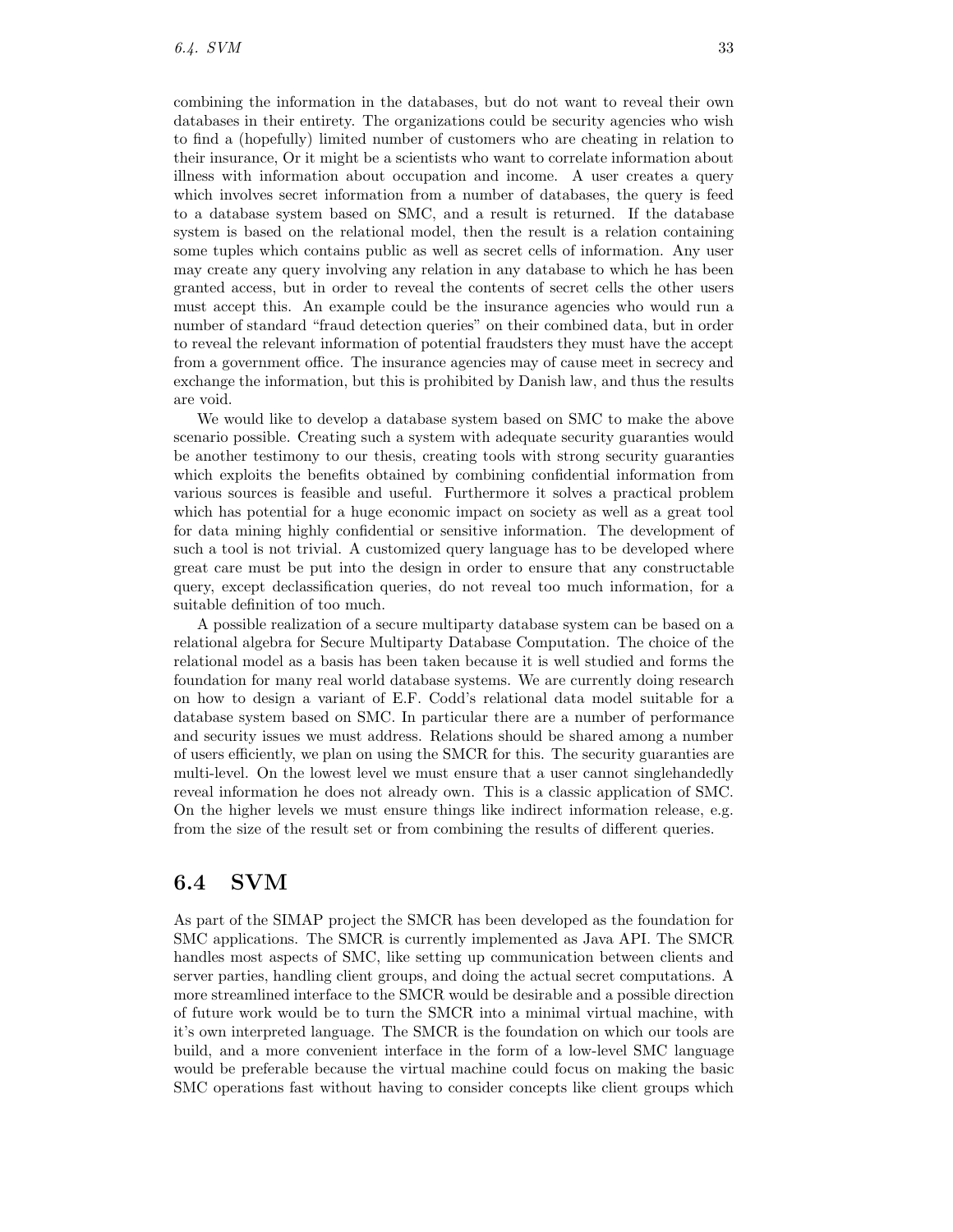combining the information in the databases, but do not want to reveal their own databases in their entirety. The organizations could be security agencies who wish to find a (hopefully) limited number of customers who are cheating in relation to their insurance, Or it might be a scientists who want to correlate information about illness with information about occupation and income. A user creates a query which involves secret information from a number of databases, the query is feed to a database system based on SMC, and a result is returned. If the database system is based on the relational model, then the result is a relation containing some tuples which contains public as well as secret cells of information. Any user may create any query involving any relation in any database to which he has been granted access, but in order to reveal the contents of secret cells the other users must accept this. An example could be the insurance agencies who would run a number of standard "fraud detection queries" on their combined data, but in order to reveal the relevant information of potential fraudsters they must have the accept from a government office. The insurance agencies may of cause meet in secrecy and exchange the information, but this is prohibited by Danish law, and thus the results are void.

We would like to develop a database system based on SMC to make the above scenario possible. Creating such a system with adequate security guaranties would be another testimony to our thesis, creating tools with strong security guaranties which exploits the benefits obtained by combining confidential information from various sources is feasible and useful. Furthermore it solves a practical problem which has potential for a huge economic impact on society as well as a great tool for data mining highly confidential or sensitive information. The development of such a tool is not trivial. A customized query language has to be developed where great care must be put into the design in order to ensure that any constructable query, except declassification queries, do not reveal too much information, for a suitable definition of too much.

A possible realization of a secure multiparty database system can be based on a relational algebra for Secure Multiparty Database Computation. The choice of the relational model as a basis has been taken because it is well studied and forms the foundation for many real world database systems. We are currently doing research on how to design a variant of E.F. Codd's relational data model suitable for a database system based on SMC. In particular there are a number of performance and security issues we must address. Relations should be shared among a number of users efficiently, we plan on using the SMCR for this. The security guaranties are multi-level. On the lowest level we must ensure that a user cannot singlehandedly reveal information he does not already own. This is a classic application of SMC. On the higher levels we must ensure things like indirect information release, e.g. from the size of the result set or from combining the results of different queries.

## 6.4 SVM

As part of the SIMAP project the SMCR has been developed as the foundation for SMC applications. The SMCR is currently implemented as Java API. The SMCR handles most aspects of SMC, like setting up communication between clients and server parties, handling client groups, and doing the actual secret computations. A more streamlined interface to the SMCR would be desirable and a possible direction of future work would be to turn the SMCR into a minimal virtual machine, with it's own interpreted language. The SMCR is the foundation on which our tools are build, and a more convenient interface in the form of a low-level SMC language would be preferable because the virtual machine could focus on making the basic SMC operations fast without having to consider concepts like client groups which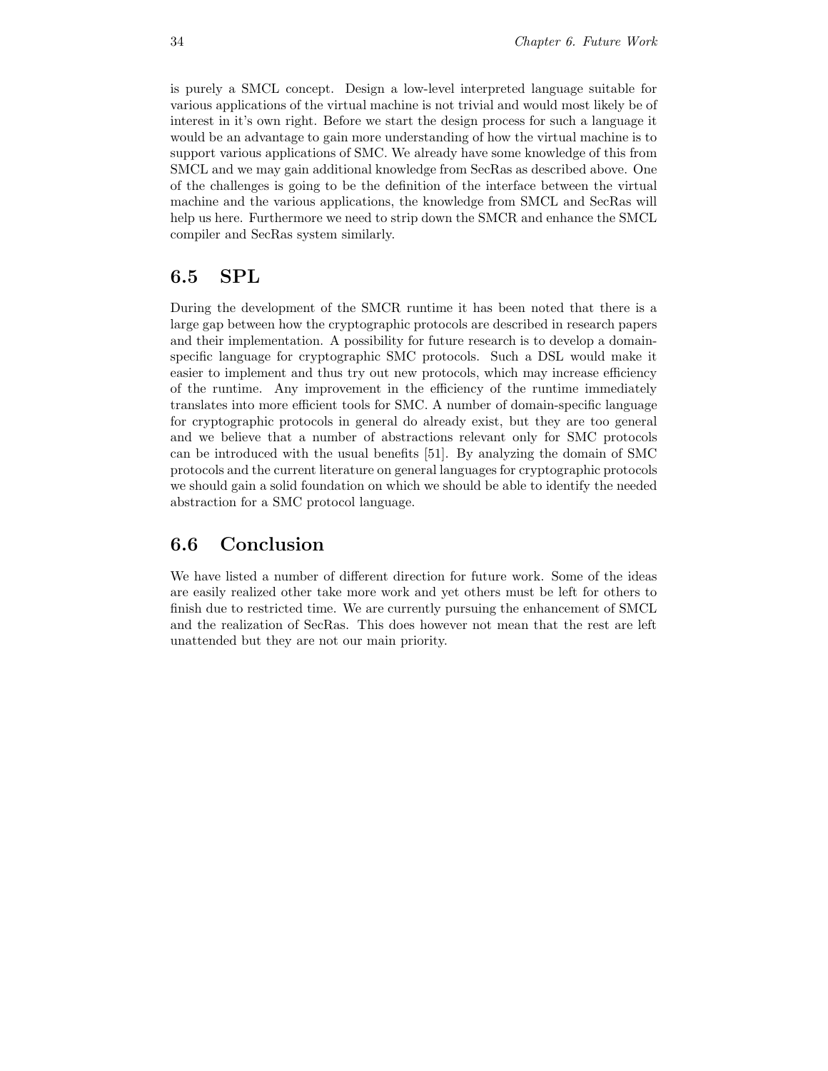is purely a SMCL concept. Design a low-level interpreted language suitable for various applications of the virtual machine is not trivial and would most likely be of interest in it's own right. Before we start the design process for such a language it would be an advantage to gain more understanding of how the virtual machine is to support various applications of SMC. We already have some knowledge of this from SMCL and we may gain additional knowledge from SecRas as described above. One of the challenges is going to be the definition of the interface between the virtual machine and the various applications, the knowledge from SMCL and SecRas will help us here. Furthermore we need to strip down the SMCR and enhance the SMCL compiler and SecRas system similarly.

## 6.5 SPL

During the development of the SMCR runtime it has been noted that there is a large gap between how the cryptographic protocols are described in research papers and their implementation. A possibility for future research is to develop a domain-specific language for cryptographic SMC protocols. Such a DSL would make it easier to implement and thus try out new protocols, which may increase efficiency of the runtime. Any improvement in the efficiency of the runtime immediately translates into more efficient tools for SMC. A number of domain-specific language for cryptographic protocols in general do already exist, but they are too general and we believe that a number of abstractions relevant only for SMC protocols can be introduced with the usual benefits [51]. By analyzing the domain of SMC protocols and the current literature on general languages for cryptographic protocols we should gain a solid foundation on which we should be able to identify the needed abstraction for a SMC protocol language.

## 6.6 Conclusion

We have listed a number of different direction for future work. Some of the ideas are easily realized other take more work and yet others must be left for others to finish due to restricted time. We are currently pursuing the enhancement of SMCL and the realization of SecRas. This does however not mean that the rest are left unattended but they are not our main priority.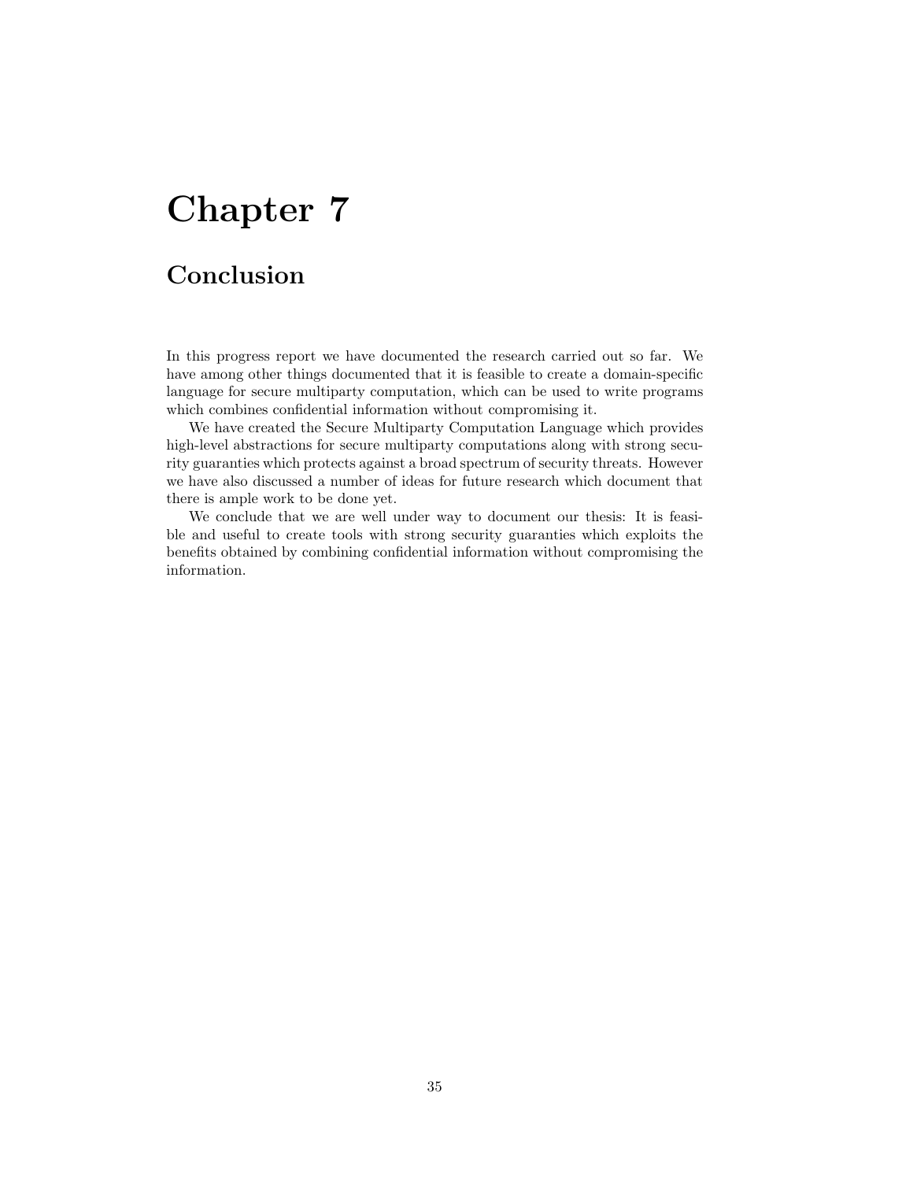# Chapter 7

## Conclusion

In this progress report we have documented the research carried out so far. We have among other things documented that it is feasible to create a domain-specific language for secure multiparty computation, which can be used to write programs which combines confidential information without compromising it.

We have created the Secure Multiparty Computation Language which provides high-level abstractions for secure multiparty computations along with strong security guaranties which protects against a broad spectrum of security threats. However we have also discussed a number of ideas for future research which document that there is ample work to be done yet.

We conclude that we are well under way to document our thesis: It is feasible and useful to create tools with strong security guaranties which exploits the benefits obtained by combining confidential information without compromising the information.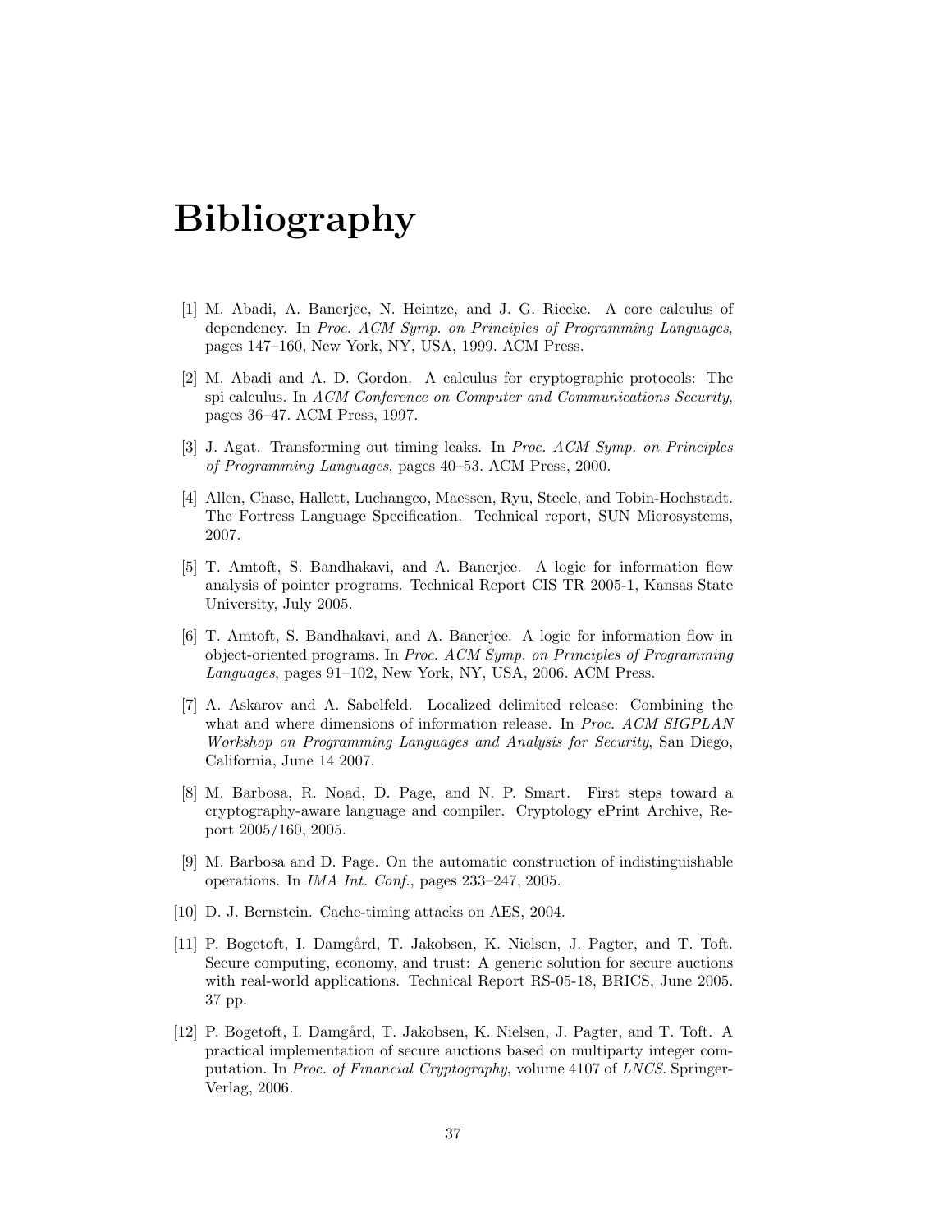# Bibliography

[1] M. Abadi, A. Banerjee, N. Heintze, and J. G. Riecke. A core calculus of dependency. In *Proc. ACM Symp. on Principles of Programming Languages*, pages 147–160, New York, NY, USA, 1999. ACM Press.

[2] M. Abadi and A. D. Gordon. A calculus for cryptographic protocols: The spi calculus. In *ACM Conference on Computer and Communications Security*, pages 36–47. ACM Press, 1997.

[3] J. Agat. Transforming out timing leaks. In *Proc. ACM Symp. on Principles of Programming Languages*, pages 40–53. ACM Press, 2000.

[4] Allen, Chase, Hallett, Luchangco, Maessen, Ryu, Steele, and Tobin-Hochstadt. The Fortress Language Specification. Technical report, SUN Microsystems, 2007.

[5] T. Amtoft, S. Bandhakavi, and A. Banerjee. A logic for information flow analysis of pointer programs. Technical Report CIS TR 2005-1, Kansas State University, July 2005.

[6] T. Amtoft, S. Bandhakavi, and A. Banerjee. A logic for information flow in object-oriented programs. In *Proc. ACM Symp. on Principles of Programming Languages*, pages 91–102, New York, NY, USA, 2006. ACM Press.

[7] A. Askarov and A. Sabelfeld. Localized delimited release: Combining the what and where dimensions of information release. In *Proc. ACM SIGPLAN Workshop on Programming Languages and Analysis for Security*, San Diego, California, June 14 2007.

[8] M. Barbosa, R. Noad, D. Page, and N. P. Smart. First steps toward a cryptography-aware language and compiler. Cryptology ePrint Archive, Report 2005/160, 2005.

[9] M. Barbosa and D. Page. On the automatic construction of indistinguishable operations. In *IMA Int. Conf.*, pages 233–247, 2005.

[10] D. J. Bernstein. Cache-timing attacks on AES, 2004.

[11] P. Bogetoft, I. Damgård, T. Jakobsen, K. Nielsen, J. Pagter, and T. Toft. Secure computing, economy, and trust: A generic solution for secure auctions with real-world applications. Technical Report RS-05-18, BRICS, June 2005. 37 pp.

[12] P. Bogetoft, I. Damgård, T. Jakobsen, K. Nielsen, J. Pagter, and T. Toft. A practical implementation of secure auctions based on multiparty integer computation. In *Proc. of Financial Cryptography*, volume 4107 of *LNCS*. Springer-Verlag, 2006.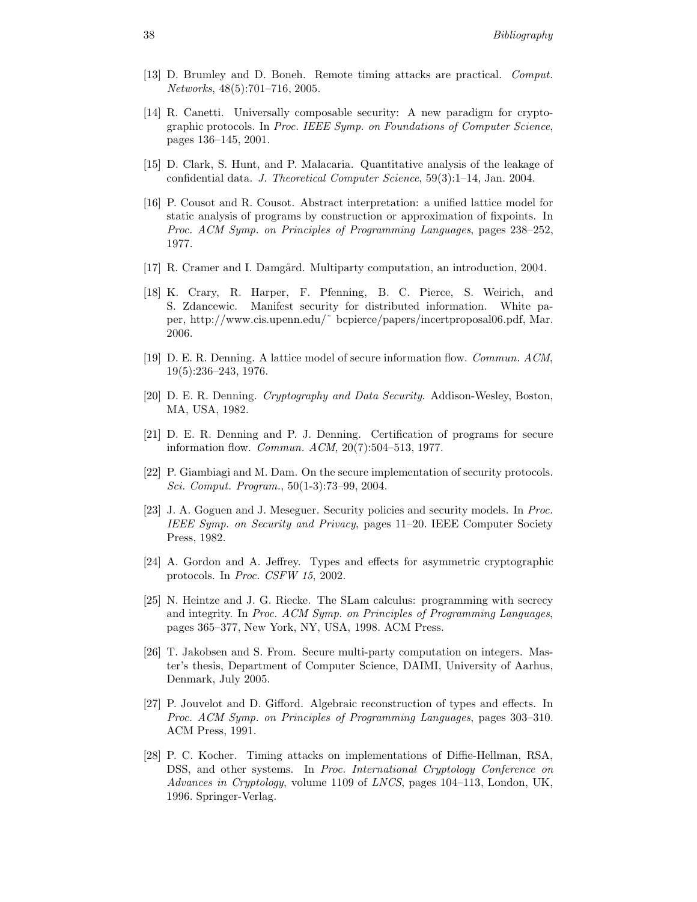[13] D. Brumley and D. Boneh. Remote timing attacks are practical. *Comput. Networks*, 48(5):701–716, 2005.

[14] R. Canetti. Universally composable security: A new paradigm for cryptographic protocols. In *Proc. IEEE Symp. on Foundations of Computer Science*, pages 136–145, 2001.

[15] D. Clark, S. Hunt, and P. Malacaria. Quantitative analysis of the leakage of confidential data. *J. Theoretical Computer Science*, 59(3):1–14, Jan. 2004.

[16] P. Cousot and R. Cousot. Abstract interpretation: a unified lattice model for static analysis of programs by construction or approximation of fixpoints. In *Proc. ACM Symp. on Principles of Programming Languages*, pages 238–252, 1977.

[17] R. Cramer and I. Damgård. Multiparty computation, an introduction, 2004.

[18] K. Crary, R. Harper, F. Pfenning, B. C. Pierce, S. Weirich, and S. Zdancewic. Manifest security for distributed information. White paper, http://www.cis.upenn.edu/~ bcpierce/papers/incertproposal06.pdf, Mar. 2006.

[19] D. E. R. Denning. A lattice model of secure information flow. *Commun. ACM*, 19(5):236–243, 1976.

[20] D. E. R. Denning. *Cryptography and Data Security*. Addison-Wesley, Boston, MA, USA, 1982.

[21] D. E. R. Denning and P. J. Denning. Certification of programs for secure information flow. *Commun. ACM*, 20(7):504–513, 1977.

[22] P. Giambiagi and M. Dam. On the secure implementation of security protocols. *Sci. Comput. Program.*, 50(1-3):73–99, 2004.

[23] J. A. Goguen and J. Meseguer. Security policies and security models. In *Proc. IEEE Symp. on Security and Privacy*, pages 11–20. IEEE Computer Society Press, 1982.

[24] A. Gordon and A. Jeffrey. Types and effects for asymmetric cryptographic protocols. In *Proc. CSFW 15*, 2002.

[25] N. Heintze and J. G. Riecke. The SLam calculus: programming with secrecy and integrity. In *Proc. ACM Symp. on Principles of Programming Languages*, pages 365–377, New York, NY, USA, 1998. ACM Press.

[26] T. Jakobsen and S. From. Secure multi-party computation on integers. Master's thesis, Department of Computer Science, DAIMI, University of Aarhus, Denmark, July 2005.

[27] P. Jouvelot and D. Gifford. Algebraic reconstruction of types and effects. In *Proc. ACM Symp. on Principles of Programming Languages*, pages 303–310. ACM Press, 1991.

[28] P. C. Kocher. Timing attacks on implementations of Diffie-Hellman, RSA, DSS, and other systems. In *Proc. International Cryptology Conference on Advances in Cryptology*, volume 1109 of *LNCS*, pages 104–113, London, UK, 1996. Springer-Verlag.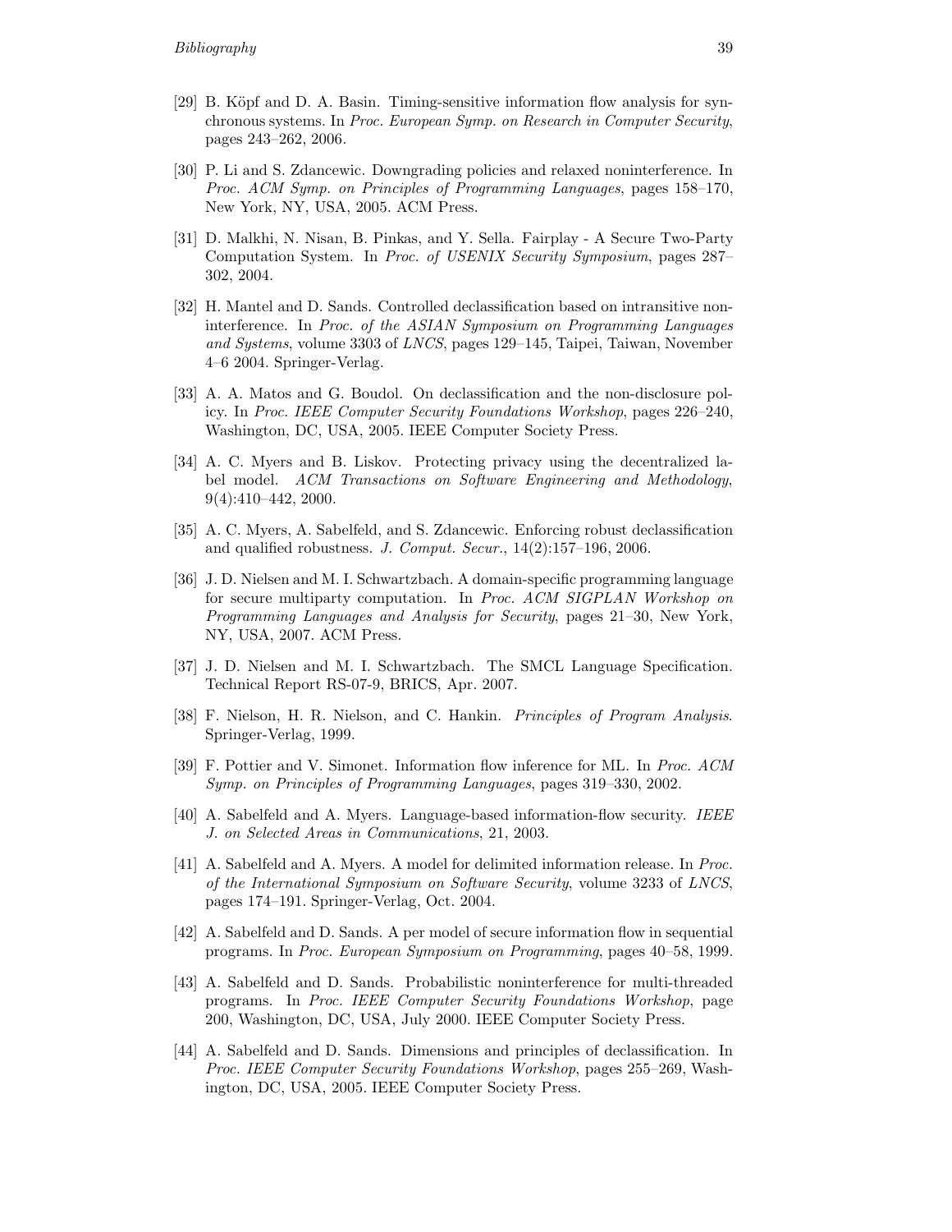[29] B. Köpf and D. A. Basin. Timing-sensitive information flow analysis for synchronous systems. In *Proc. European Symp. on Research in Computer Security*, pages 243–262, 2006.

[30] P. Li and S. Zdancewic. Downgrading policies and relaxed noninterference. In *Proc. ACM Symp. on Principles of Programming Languages*, pages 158–170, New York, NY, USA, 2005. ACM Press.

[31] D. Malkhi, N. Nisan, B. Pinkas, and Y. Sella. Fairplay - A Secure Two-Party Computation System. In *Proc. of USENIX Security Symposium*, pages 287–302, 2004.

[32] H. Mantel and D. Sands. Controlled declassification based on intransitive noninterference. In *Proc. of the ASIAN Symposium on Programming Languages and Systems*, volume 3303 of *LNCS*, pages 129–145, Taipei, Taiwan, November 4–6 2004. Springer-Verlag.

[33] A. A. Matos and G. Boudol. On declassification and the non-disclosure policy. In *Proc. IEEE Computer Security Foundations Workshop*, pages 226–240, Washington, DC, USA, 2005. IEEE Computer Society Press.

[34] A. C. Myers and B. Liskov. Protecting privacy using the decentralized label model. *ACM Transactions on Software Engineering and Methodology*, 9(4):410–442, 2000.

[35] A. C. Myers, A. Sabelfeld, and S. Zdancewic. Enforcing robust declassification and qualified robustness. *J. Comput. Secur.*, 14(2):157–196, 2006.

[36] J. D. Nielsen and M. I. Schwartzbach. A domain-specific programming language for secure multiparty computation. In *Proc. ACM SIGPLAN Workshop on Programming Languages and Analysis for Security*, pages 21–30, New York, NY, USA, 2007. ACM Press.

[37] J. D. Nielsen and M. I. Schwartzbach. The SMCL Language Specification. Technical Report RS-07-9, BRICS, Apr. 2007.

[38] F. Nielson, H. R. Nielson, and C. Hankin. *Principles of Program Analysis*. Springer-Verlag, 1999.

[39] F. Pottier and V. Simonet. Information flow inference for ML. In *Proc. ACM Symp. on Principles of Programming Languages*, pages 319–330, 2002.

[40] A. Sabelfeld and A. Myers. Language-based information-flow security. *IEEE J. on Selected Areas in Communications*, 21, 2003.

[41] A. Sabelfeld and A. Myers. A model for delimited information release. In *Proc. of the International Symposium on Software Security*, volume 3233 of *LNCS*, pages 174–191. Springer-Verlag, Oct. 2004.

[42] A. Sabelfeld and D. Sands. A per model of secure information flow in sequential programs. In *Proc. European Symposium on Programming*, pages 40–58, 1999.

[43] A. Sabelfeld and D. Sands. Probabilistic noninterference for multi-threaded programs. In *Proc. IEEE Computer Security Foundations Workshop*, page 200, Washington, DC, USA, July 2000. IEEE Computer Society Press.

[44] A. Sabelfeld and D. Sands. Dimensions and principles of declassification. In *Proc. IEEE Computer Security Foundations Workshop*, pages 255–269, Washington, DC, USA, 2005. IEEE Computer Society Press.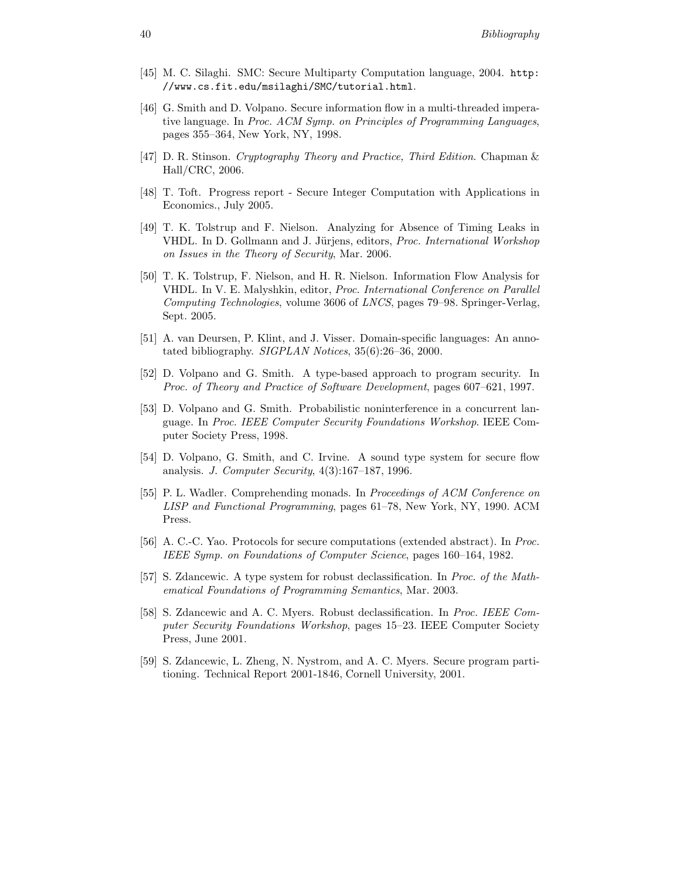[45] M. C. Silaghi. SMC: Secure Multiparty Computation language, 2004. `http://www.cs.fit.edu/msilaghi/SMC/tutorial.html`.

[46] G. Smith and D. Volpano. Secure information flow in a multi-threaded imperative language. In *Proc. ACM Symp. on Principles of Programming Languages*, pages 355–364, New York, NY, 1998.

[47] D. R. Stinson. *Cryptography Theory and Practice, Third Edition*. Chapman & Hall/CRC, 2006.

[48] T. Toft. Progress report - Secure Integer Computation with Applications in Economics., July 2005.

[49] T. K. Tolstrup and F. Nielson. Analyzing for Absence of Timing Leaks in VHDL. In D. Gollmann and J. Jürjens, editors, *Proc. International Workshop on Issues in the Theory of Security*, Mar. 2006.

[50] T. K. Tolstrup, F. Nielson, and H. R. Nielson. Information Flow Analysis for VHDL. In V. E. Malyshkin, editor, *Proc. International Conference on Parallel Computing Technologies*, volume 3606 of *LNCS*, pages 79–98. Springer-Verlag, Sept. 2005.

[51] A. van Deursen, P. Klint, and J. Visser. Domain-specific languages: An annotated bibliography. *SIGPLAN Notices*, 35(6):26–36, 2000.

[52] D. Volpano and G. Smith. A type-based approach to program security. In *Proc. of Theory and Practice of Software Development*, pages 607–621, 1997.

[53] D. Volpano and G. Smith. Probabilistic noninterference in a concurrent language. In *Proc. IEEE Computer Security Foundations Workshop*. IEEE Computer Society Press, 1998.

[54] D. Volpano, G. Smith, and C. Irvine. A sound type system for secure flow analysis. *J. Computer Security*, 4(3):167–187, 1996.

[55] P. L. Wadler. Comprehending monads. In *Proceedings of ACM Conference on LISP and Functional Programming*, pages 61–78, New York, NY, 1990. ACM Press.

[56] A. C.-C. Yao. Protocols for secure computations (extended abstract). In *Proc. IEEE Symp. on Foundations of Computer Science*, pages 160–164, 1982.

[57] S. Zdancewic. A type system for robust declassification. In *Proc. of the Mathematical Foundations of Programming Semantics*, Mar. 2003.

[58] S. Zdancewic and A. C. Myers. Robust declassification. In *Proc. IEEE Computer Security Foundations Workshop*, pages 15–23. IEEE Computer Society Press, June 2001.

[59] S. Zdancewic, L. Zheng, N. Nystrom, and A. C. Myers. Secure program partitioning. Technical Report 2001-1846, Cornell University, 2001.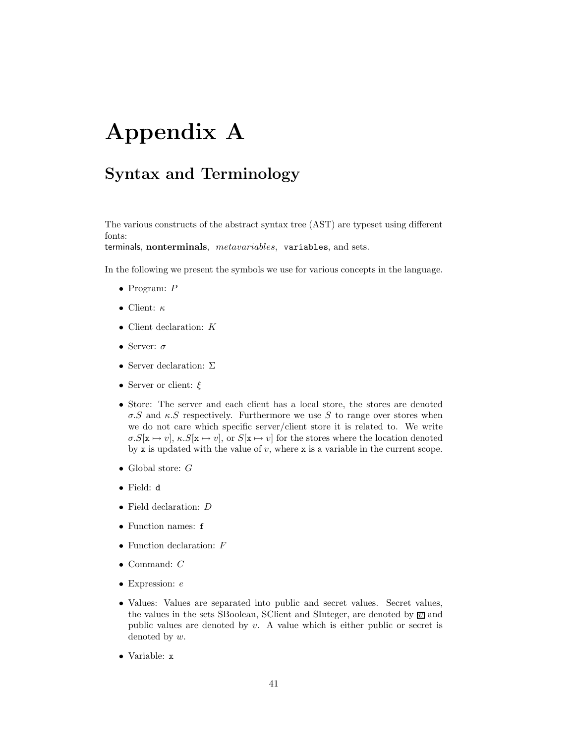# Appendix A

## Syntax and Terminology

The various constructs of the abstract syntax tree (AST) are typeset using different fonts:
terminals, **nonterminals**, *metavariables*, `variables`, and sets.

In the following we present the symbols we use for various concepts in the language.

- Program: $P$
- Client: $\kappa$
- Client declaration: $K$
- Server: $\sigma$
- Server declaration: $\Sigma$
- Server or client: $\xi$
- Store: The server and each client has a local store, the stores are denoted $\sigma.S$ and $\kappa.S$ respectively. Furthermore we use $S$ to range over stores when we do not care which specific server/client store it is related to. We write $\sigma.S[\mathtt{x} \mapsto v]$, $\kappa.S[\mathtt{x} \mapsto v]$, or $S[\mathtt{x} \mapsto v]$ for the stores where the location denoted by `x` is updated with the value of $v$, where `x` is a variable in the current scope.
- Global store: $G$
- Field: `d`
- Field declaration: $D$
- Function names: `f`
- Function declaration: $F$
- Command: $C$
- Expression: $e$
- Values: Values are separated into public and secret values. Secret values, the values in the sets SBoolean, SClient and SInteger, are denoted by $\boxed{v}$ and public values are denoted by $v$. A value which is either public or secret is denoted by $w$.
- Variable: `x`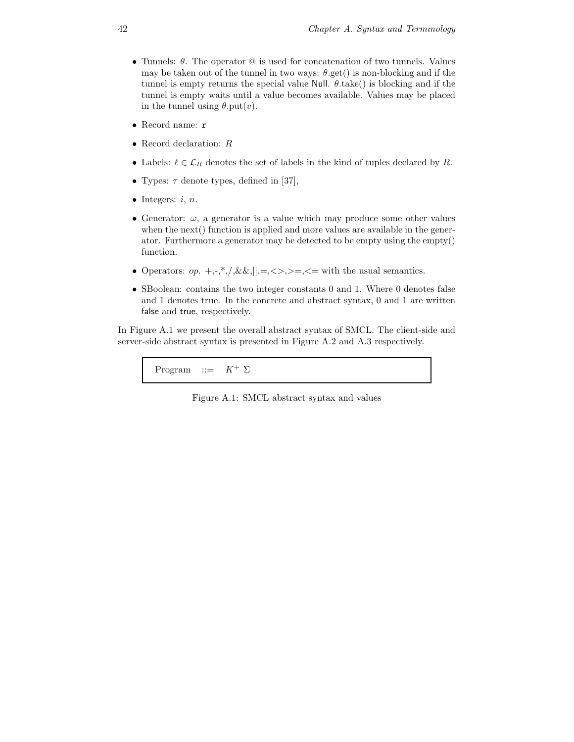- Tunnels: $\theta$. The operator @ is used for concatenation of two tunnels. Values may be taken out of the tunnel in two ways: $\theta$.get() is non-blocking and if the tunnel is empty returns the special value Null. $\theta$.take() is blocking and if the tunnel is empty waits until a value becomes available. Values may be placed in the tunnel using $\theta$.put($v$).
- Record name: `r`
- Record declaration: $R$
- Labels: $\ell \in \mathcal{L}_R$ denotes the set of labels in the kind of tuples declared by $R$.
- Types: $\tau$ denote types, defined in [37],
- Integers: $i$, $n$.
- Generator: $\omega$, a generator is a value which may produce some other values when the next() function is applied and more values are available in the generator. Furthermore a generator may be detected to be empty using the empty() function.
- Operators: *op*. +,-,*,/,&&,||,=,<>,>=,<= with the usual semantics.
- SBoolean: contains the two integer constants 0 and 1. Where 0 denotes false and 1 denotes true. In the concrete and abstract syntax, 0 and 1 are written false and true, respectively.

In Figure A.1 we present the overall abstract syntax of SMCL. The client-side and server-side abstract syntax is presented in Figure A.2 and A.3 respectively.

$$\text{Program} \quad ::= \quad K^{+}\ \Sigma$$

Figure A.1: SMCL abstract syntax and values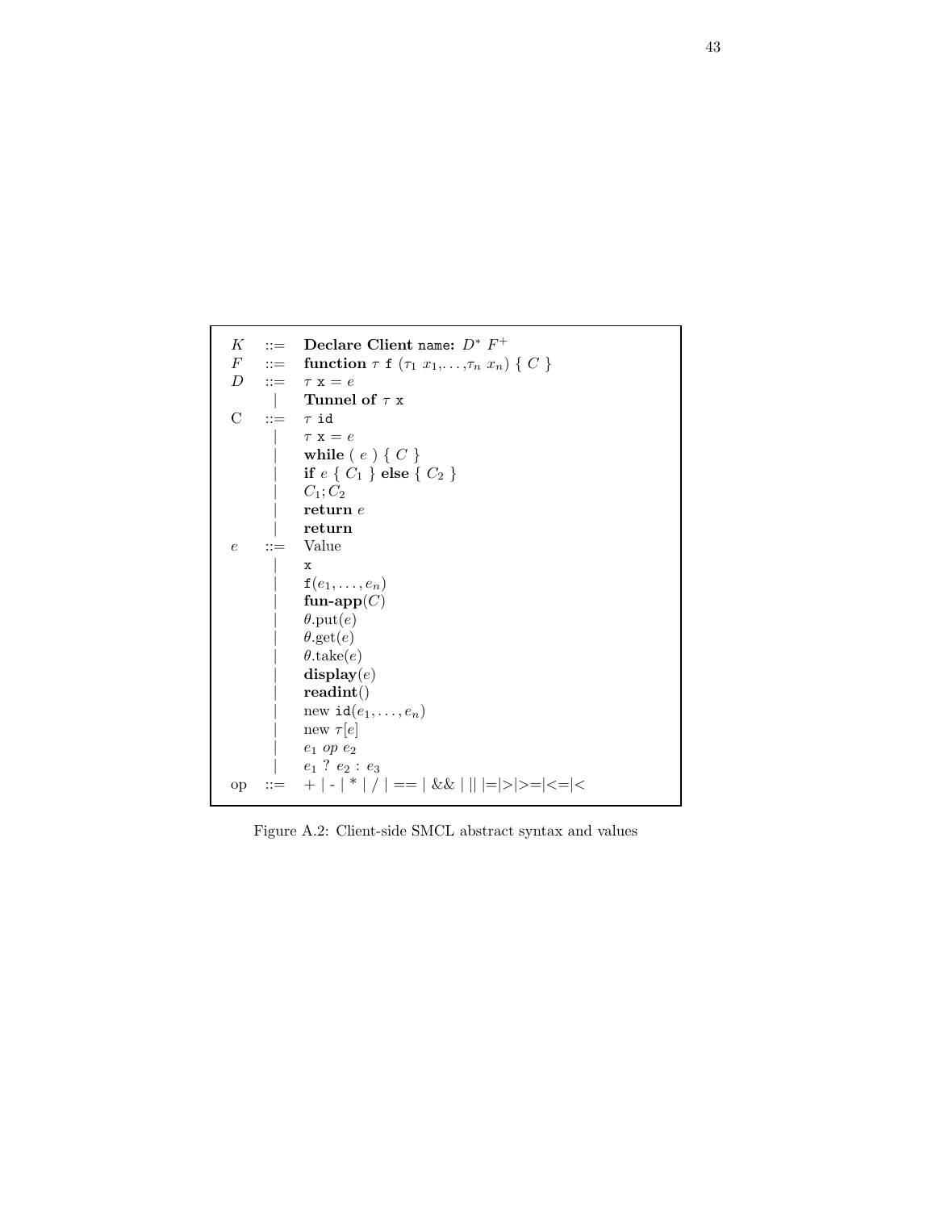$$
\begin{array}{lcl}
K & ::= & \textbf{Declare Client } \texttt{name:}\ D^*\ F^+ \\
F & ::= & \textbf{function}\ \tau\ \texttt{f}\ (\tau_1\ x_1,\ldots,\tau_n\ x_n)\ \{\ C\ \} \\
D & ::= & \tau\ \texttt{x} = e \\
 & | & \textbf{Tunnel of}\ \tau\ \texttt{x} \\
\text{C} & ::= & \tau\ \texttt{id} \\
 & | & \tau\ \texttt{x} = e \\
 & | & \textbf{while}\ (\ e\ )\ \{\ C\ \} \\
 & | & \textbf{if}\ e\ \{\ C_1\ \}\ \textbf{else}\ \{\ C_2\ \} \\
 & | & C_1; C_2 \\
 & | & \textbf{return}\ e \\
 & | & \textbf{return} \\
e & ::= & \text{Value} \\
 & | & \texttt{x} \\
 & | & \texttt{f}(e_1,\ldots,e_n) \\
 & | & \textbf{fun-app}(C) \\
 & | & \theta.\text{put}(e) \\
 & | & \theta.\text{get}(e) \\
 & | & \theta.\text{take}(e) \\
 & | & \textbf{display}(e) \\
 & | & \textbf{readint}() \\
 & | & \text{new}\ \texttt{id}(e_1,\ldots,e_n) \\
 & | & \text{new}\ \tau[e] \\
 & | & e_1\ op\ e_2 \\
 & | & e_1\ ?\ e_2\ :\ e_3 \\
\text{op} & ::= & +\ |\ \text{-}\ |\ *\ |\ /\ |\ ==\ |\ \&\&\ |\ ||\ |\!=\!|\!>\!|\!>=\!|\!<=\!|\!<
\end{array}
$$

Figure A.2: Client-side SMCL abstract syntax and values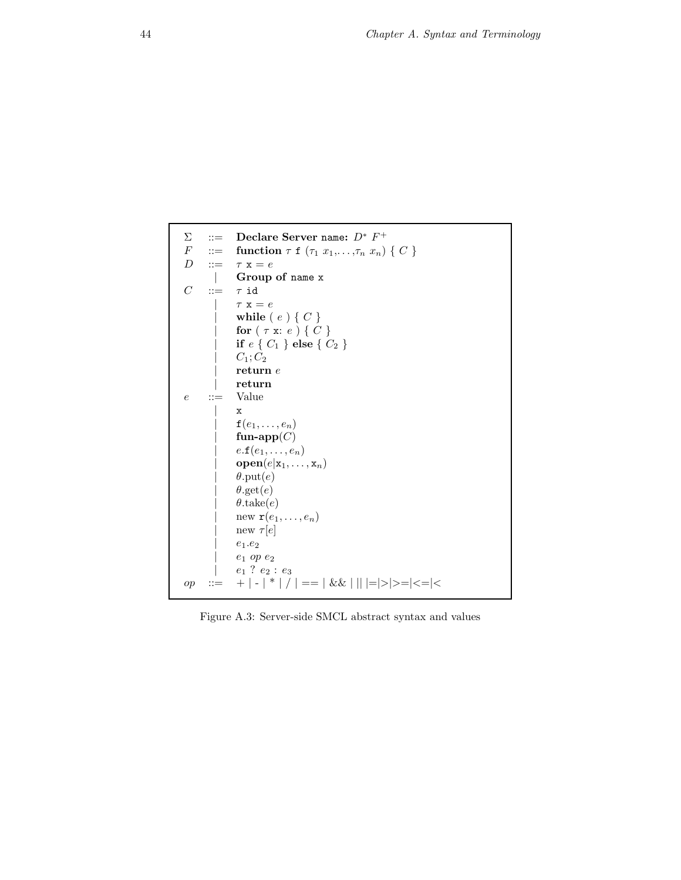$$
\begin{array}{rcl}
\Sigma & ::= & \textbf{Declare Server } \texttt{name}\textbf{:}\ D^{*}\ F^{+} \\
F & ::= & \textbf{function}\ \tau\ \texttt{f}\ (\tau_1\ x_1,\ldots,\tau_n\ x_n)\ \{\ C\ \} \\
D & ::= & \tau\ \texttt{x} = e \\
 & | & \textbf{Group of}\ \texttt{name x} \\
C & ::= & \tau\ \texttt{id} \\
 & | & \tau\ \texttt{x} = e \\
 & | & \textbf{while}\ (\ e\ )\ \{\ C\ \} \\
 & | & \textbf{for}\ (\ \tau\ \texttt{x}\texttt{:}\ e\ )\ \{\ C\ \} \\
 & | & \textbf{if}\ e\ \{\ C_1\ \}\ \textbf{else}\ \{\ C_2\ \} \\
 & | & C_1; C_2 \\
 & | & \textbf{return}\ e \\
 & | & \textbf{return} \\
e & ::= & \text{Value} \\
 & | & \texttt{x} \\
 & | & \texttt{f}(e_1,\ldots,e_n) \\
 & | & \textbf{fun-app}(C) \\
 & | & e.\texttt{f}(e_1,\ldots,e_n) \\
 & | & \textbf{open}(e|\texttt{x}_1,\ldots,\texttt{x}_n) \\
 & | & \theta.\text{put}(e) \\
 & | & \theta.\text{get}(e) \\
 & | & \theta.\text{take}(e) \\
 & | & \text{new}\ \texttt{r}(e_1,\ldots,e_n) \\
 & | & \text{new}\ \tau[e] \\
 & | & e_1.e_2 \\
 & | & e_1\ \mathit{op}\ e_2 \\
 & | & e_1\ ?\ e_2\ :\ e_3 \\
\mathit{op} & ::= & +\ |\ \text{-}\ |\ *\ |\ /\ |\ ==\ |\ \&\&\ |\ ||\ |{=}|{>}|{>=}|{<=}|{<}
\end{array}
$$

Figure A.3: Server-side SMCL abstract syntax and values